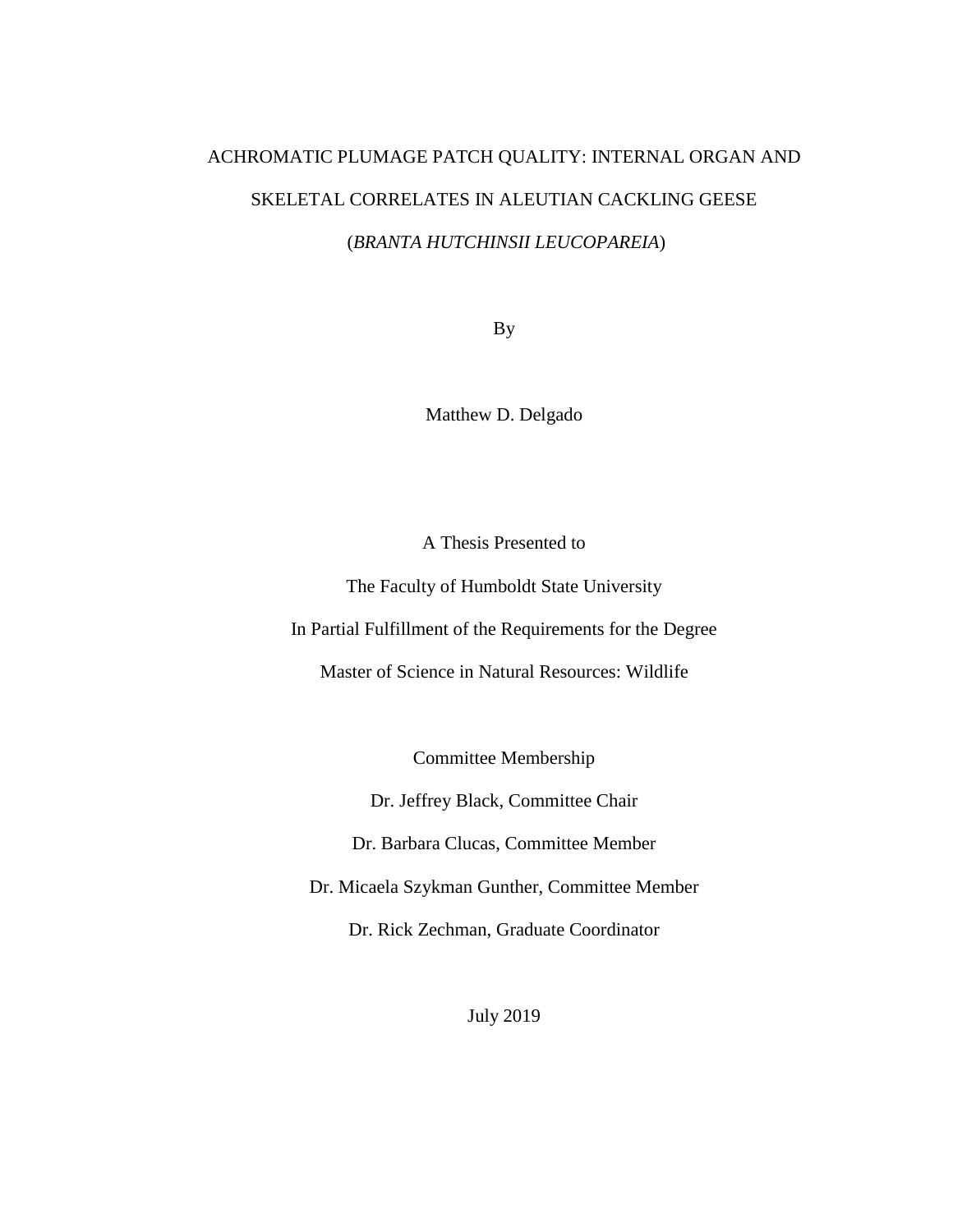# ACHROMATIC PLUMAGE PATCH QUALITY: INTERNAL ORGAN AND SKELETAL CORRELATES IN ALEUTIAN CACKLING GEESE (*BRANTA HUTCHINSII LEUCOPAREIA*)

By

Matthew D. Delgado

A Thesis Presented to

The Faculty of Humboldt State University

In Partial Fulfillment of the Requirements for the Degree

Master of Science in Natural Resources: Wildlife

Committee Membership

Dr. Jeffrey Black, Committee Chair

Dr. Barbara Clucas, Committee Member

Dr. Micaela Szykman Gunther, Committee Member

Dr. Rick Zechman, Graduate Coordinator

July 2019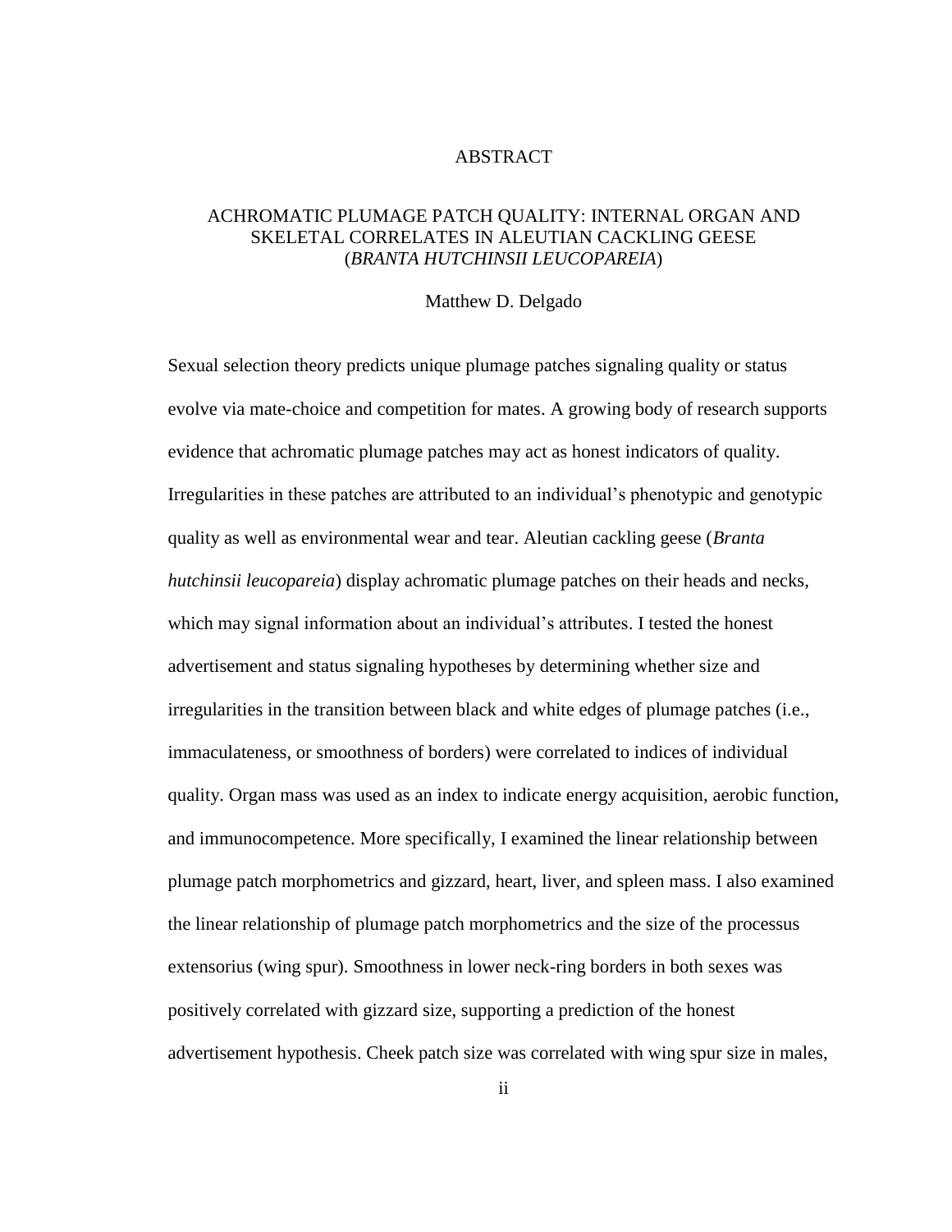# ABSTRACT

## ACHROMATIC PLUMAGE PATCH QUALITY: INTERNAL ORGAN AND SKELETAL CORRELATES IN ALEUTIAN CACKLING GEESE (*BRANTA HUTCHINSII LEUCOPAREIA*)

Matthew D. Delgado

Sexual selection theory predicts unique plumage patches signaling quality or status evolve via mate-choice and competition for mates. A growing body of research supports evidence that achromatic plumage patches may act as honest indicators of quality. Irregularities in these patches are attributed to an individual's phenotypic and genotypic quality as well as environmental wear and tear. Aleutian cackling geese (*Branta hutchinsii leucopareia*) display achromatic plumage patches on their heads and necks, which may signal information about an individual's attributes. I tested the honest advertisement and status signaling hypotheses by determining whether size and irregularities in the transition between black and white edges of plumage patches (i.e., immaculateness, or smoothness of borders) were correlated to indices of individual quality. Organ mass was used as an index to indicate energy acquisition, aerobic function, and immunocompetence. More specifically, I examined the linear relationship between plumage patch morphometrics and gizzard, heart, liver, and spleen mass. I also examined the linear relationship of plumage patch morphometrics and the size of the processus extensorius (wing spur). Smoothness in lower neck-ring borders in both sexes was positively correlated with gizzard size, supporting a prediction of the honest advertisement hypothesis. Cheek patch size was correlated with wing spur size in males,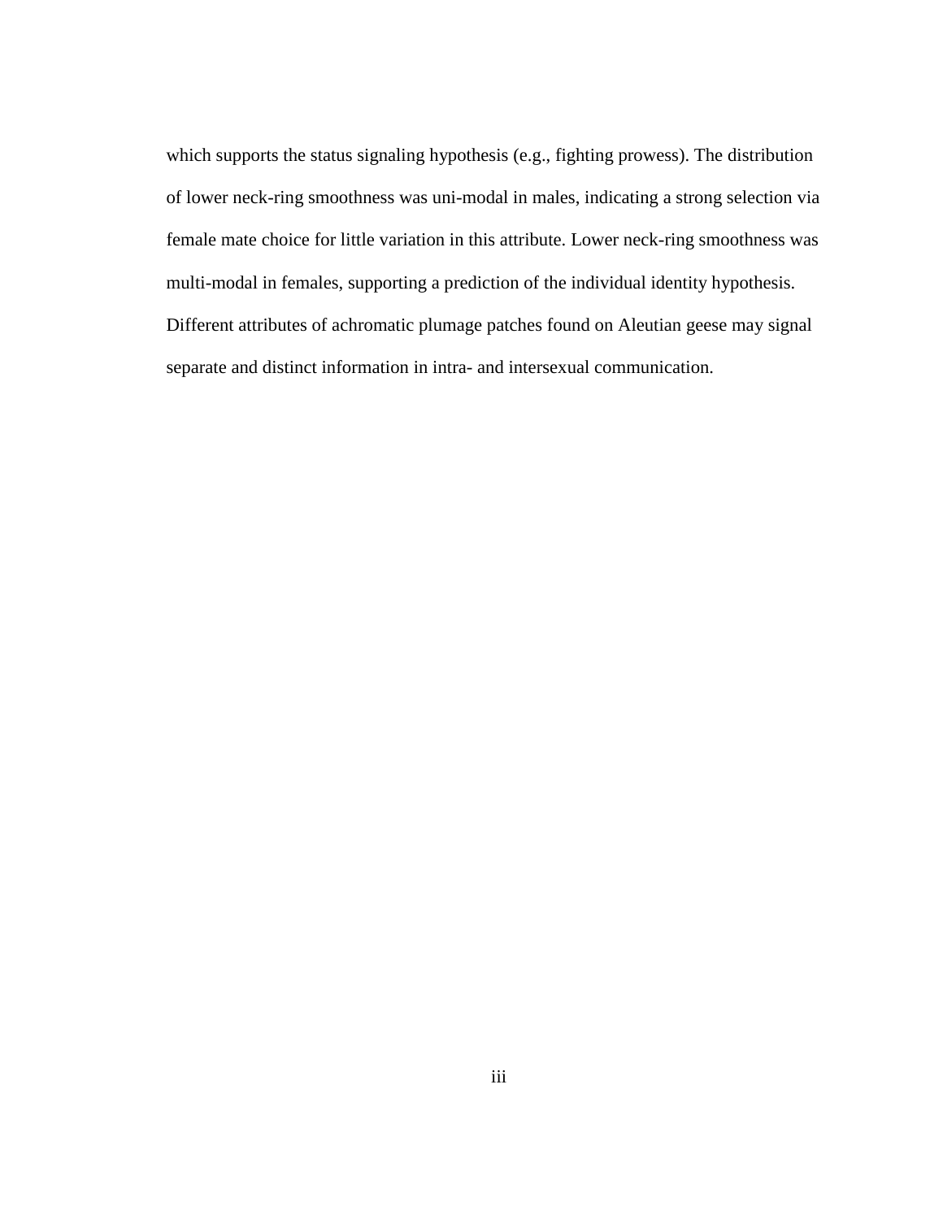which supports the status signaling hypothesis (e.g., fighting prowess). The distribution of lower neck-ring smoothness was uni-modal in males, indicating a strong selection via female mate choice for little variation in this attribute. Lower neck-ring smoothness was multi-modal in females, supporting a prediction of the individual identity hypothesis. Different attributes of achromatic plumage patches found on Aleutian geese may signal separate and distinct information in intra- and intersexual communication.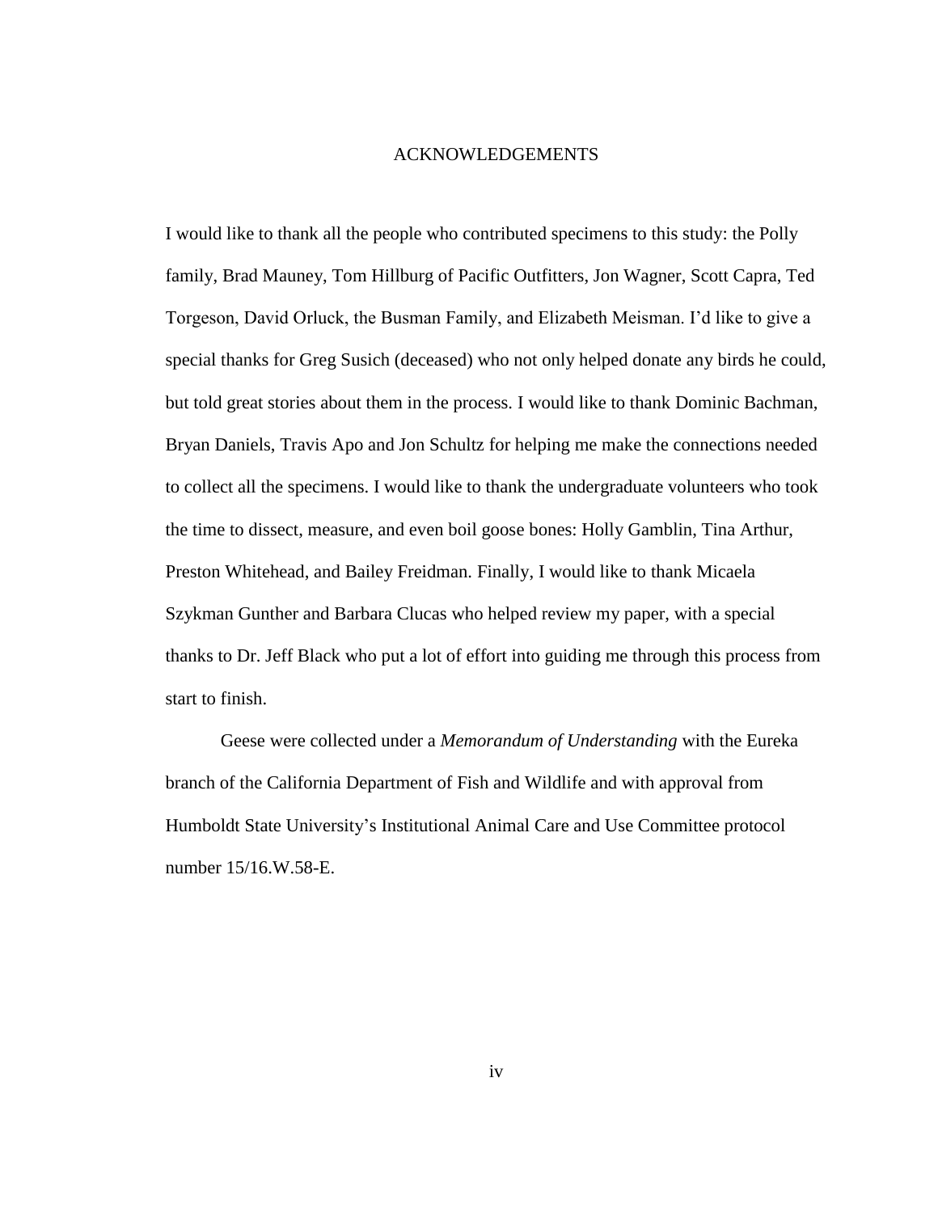# ACKNOWLEDGEMENTS

I would like to thank all the people who contributed specimens to this study: the Polly family, Brad Mauney, Tom Hillburg of Pacific Outfitters, Jon Wagner, Scott Capra, Ted Torgeson, David Orluck, the Busman Family, and Elizabeth Meisman. I'd like to give a special thanks for Greg Susich (deceased) who not only helped donate any birds he could, but told great stories about them in the process. I would like to thank Dominic Bachman, Bryan Daniels, Travis Apo and Jon Schultz for helping me make the connections needed to collect all the specimens. I would like to thank the undergraduate volunteers who took the time to dissect, measure, and even boil goose bones: Holly Gamblin, Tina Arthur, Preston Whitehead, and Bailey Freidman. Finally, I would like to thank Micaela Szykman Gunther and Barbara Clucas who helped review my paper, with a special thanks to Dr. Jeff Black who put a lot of effort into guiding me through this process from start to finish.

Geese were collected under a *Memorandum of Understanding* with the Eureka branch of the California Department of Fish and Wildlife and with approval from Humboldt State University's Institutional Animal Care and Use Committee protocol number 15/16.W.58-E.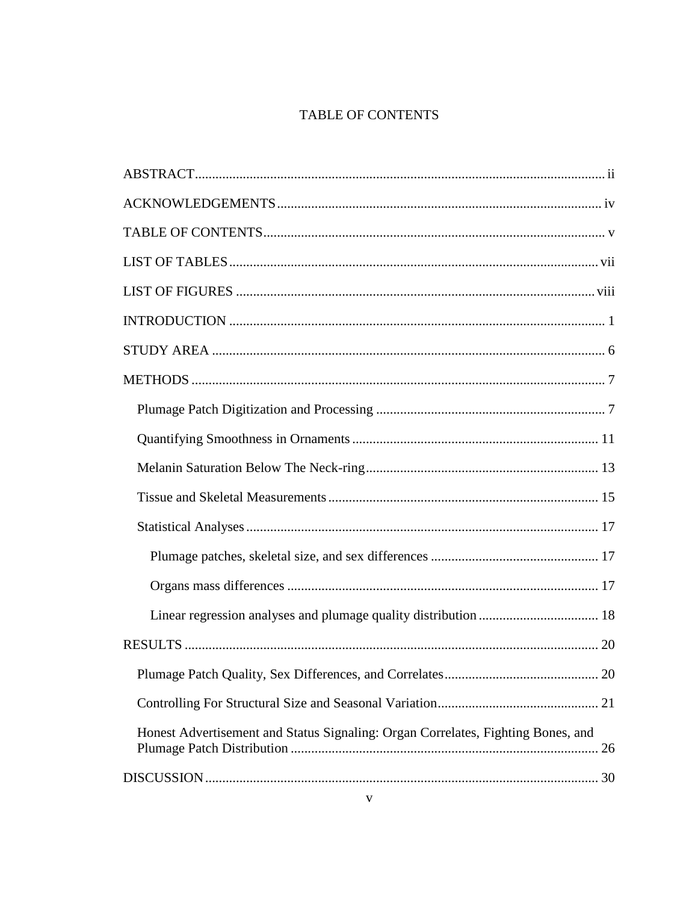# TABLE OF CONTENTS

ABSTRACT .......... ii

ACKNOWLEDGEMENTS .......... iv

TABLE OF CONTENTS .......... v

LIST OF TABLES .......... vii

LIST OF FIGURES .......... viii

INTRODUCTION .......... 1

STUDY AREA .......... 6

METHODS .......... 7

- Plumage Patch Digitization and Processing .......... 7
- Quantifying Smoothness in Ornaments .......... 11
- Melanin Saturation Below The Neck-ring .......... 13
- Tissue and Skeletal Measurements .......... 15
- Statistical Analyses .......... 17
  - Plumage patches, skeletal size, and sex differences .......... 17
  - Organs mass differences .......... 17
  - Linear regression analyses and plumage quality distribution .......... 18

RESULTS .......... 20

- Plumage Patch Quality, Sex Differences, and Correlates .......... 20
- Controlling For Structural Size and Seasonal Variation .......... 21
- Honest Advertisement and Status Signaling: Organ Correlates, Fighting Bones, and Plumage Patch Distribution .......... 26

DISCUSSION .......... 30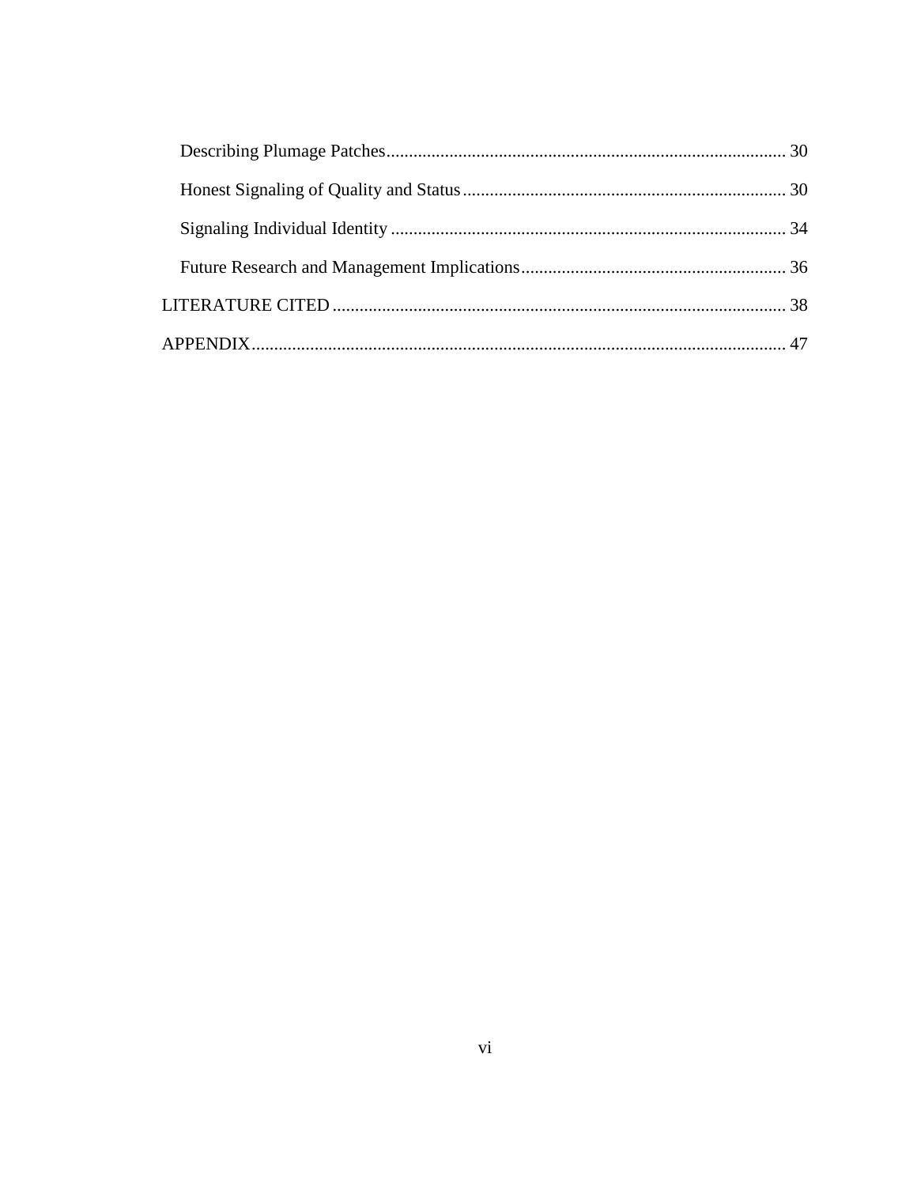Describing Plumage Patches........................................................................................ 30

Honest Signaling of Quality and Status....................................................................... 30

Signaling Individual Identity ....................................................................................... 34

Future Research and Management Implications.......................................................... 36

LITERATURE CITED .................................................................................................... 38

APPENDIX...................................................................................................................... 47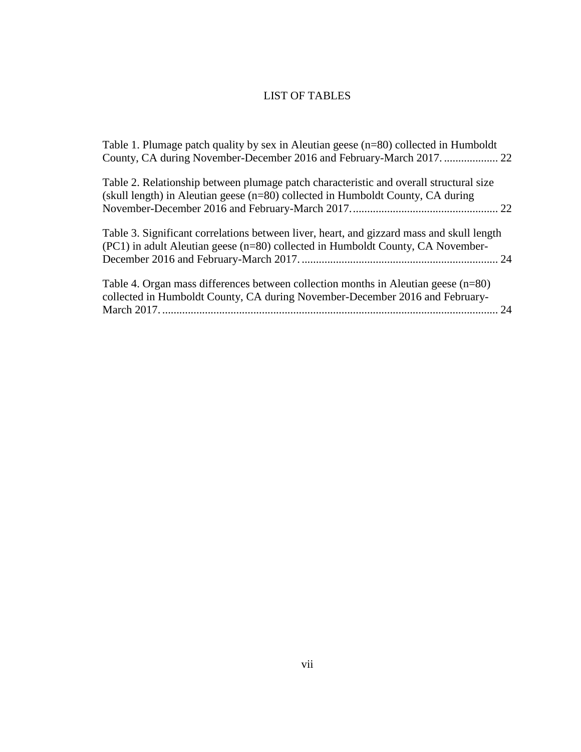# LIST OF TABLES

Table 1. Plumage patch quality by sex in Aleutian geese (n=80) collected in Humboldt County, CA during November-December 2016 and February-March 2017. .................. 22

Table 2. Relationship between plumage patch characteristic and overall structural size (skull length) in Aleutian geese (n=80) collected in Humboldt County, CA during November-December 2016 and February-March 2017. .................................................. 22

Table 3. Significant correlations between liver, heart, and gizzard mass and skull length (PC1) in adult Aleutian geese (n=80) collected in Humboldt County, CA November-December 2016 and February-March 2017. .................................................................... 24

Table 4. Organ mass differences between collection months in Aleutian geese (n=80) collected in Humboldt County, CA during November-December 2016 and February-March 2017. .................................................................................................................... 24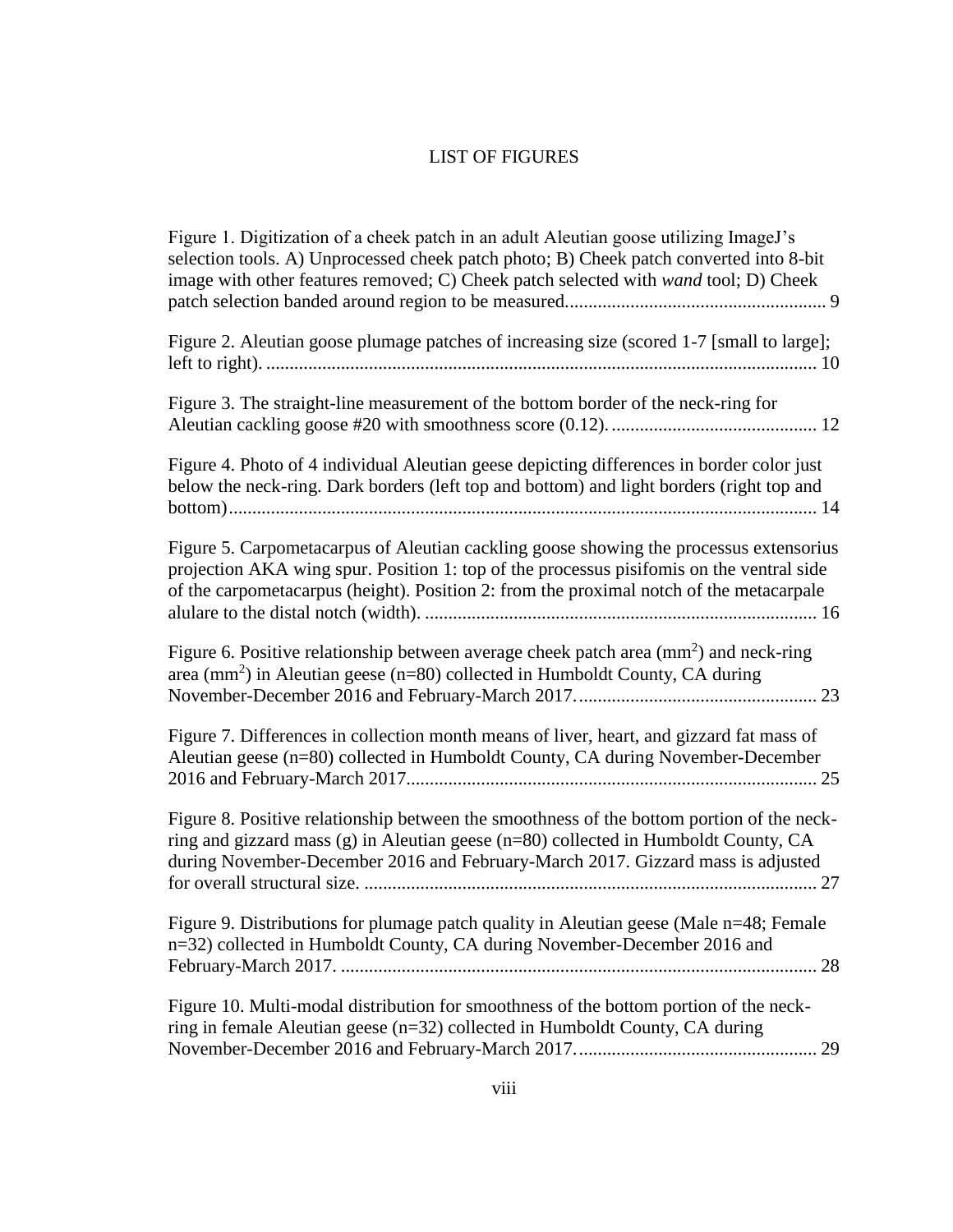# LIST OF FIGURES

Figure 1. Digitization of a cheek patch in an adult Aleutian goose utilizing ImageJ's selection tools. A) Unprocessed cheek patch photo; B) Cheek patch converted into 8-bit image with other features removed; C) Cheek patch selected with *wand* tool; D) Cheek patch selection banded around region to be measured........................................................ 9

Figure 2. Aleutian goose plumage patches of increasing size (scored 1-7 [small to large]; left to right). ..................................................................................................................... 10

Figure 3. The straight-line measurement of the bottom border of the neck-ring for Aleutian cackling goose #20 with smoothness score (0.12). ............................................. 12

Figure 4. Photo of 4 individual Aleutian geese depicting differences in border color just below the neck-ring. Dark borders (left top and bottom) and light borders (right top and bottom)............................................................................................................................. 14

Figure 5. Carpometacarpus of Aleutian cackling goose showing the processus extensorius projection AKA wing spur. Position 1: top of the processus pisifomis on the ventral side of the carpometacarpus (height). Position 2: from the proximal notch of the metacarpale alulare to the distal notch (width). .................................................................................... 16

Figure 6. Positive relationship between average cheek patch area ($mm^2$) and neck-ring area ($mm^2$) in Aleutian geese (n=80) collected in Humboldt County, CA during November-December 2016 and February-March 2017. .................................................. 23

Figure 7. Differences in collection month means of liver, heart, and gizzard fat mass of Aleutian geese (n=80) collected in Humboldt County, CA during November-December 2016 and February-March 2017........................................................................................ 25

Figure 8. Positive relationship between the smoothness of the bottom portion of the neck-ring and gizzard mass (g) in Aleutian geese (n=80) collected in Humboldt County, CA during November-December 2016 and February-March 2017. Gizzard mass is adjusted for overall structural size. ................................................................................................ 27

Figure 9. Distributions for plumage patch quality in Aleutian geese (Male n=48; Female n=32) collected in Humboldt County, CA during November-December 2016 and February-March 2017. ...................................................................................................... 28

Figure 10. Multi-modal distribution for smoothness of the bottom portion of the neck-ring in female Aleutian geese (n=32) collected in Humboldt County, CA during November-December 2016 and February-March 2017. .................................................. 29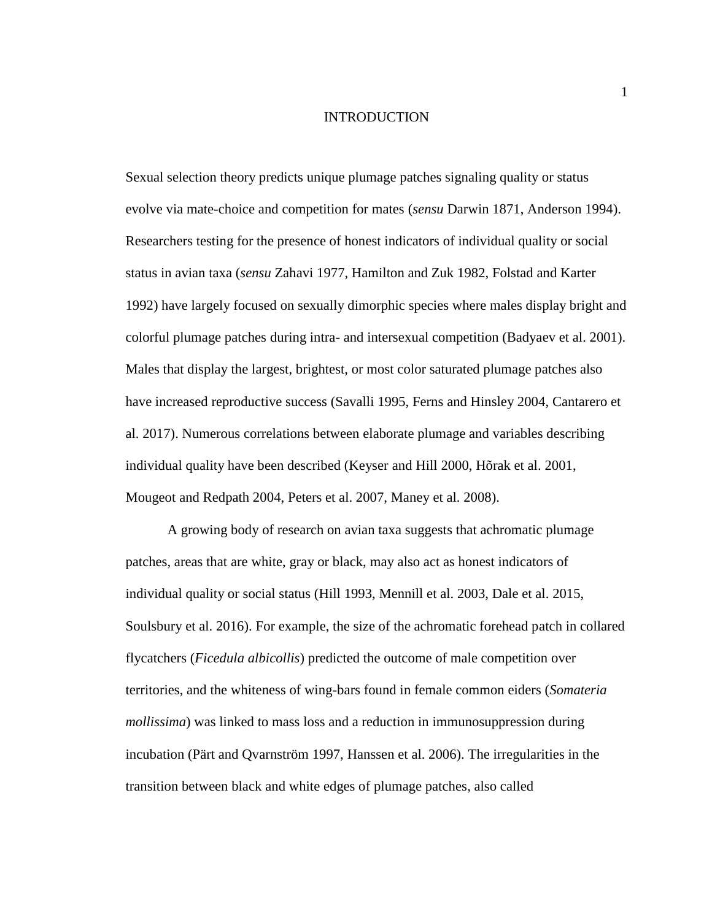# INTRODUCTION

Sexual selection theory predicts unique plumage patches signaling quality or status evolve via mate-choice and competition for mates (*sensu* Darwin 1871, Anderson 1994). Researchers testing for the presence of honest indicators of individual quality or social status in avian taxa (*sensu* Zahavi 1977, Hamilton and Zuk 1982, Folstad and Karter 1992) have largely focused on sexually dimorphic species where males display bright and colorful plumage patches during intra- and intersexual competition (Badyaev et al. 2001). Males that display the largest, brightest, or most color saturated plumage patches also have increased reproductive success (Savalli 1995, Ferns and Hinsley 2004, Cantarero et al. 2017). Numerous correlations between elaborate plumage and variables describing individual quality have been described (Keyser and Hill 2000, Hõrak et al. 2001, Mougeot and Redpath 2004, Peters et al. 2007, Maney et al. 2008).

A growing body of research on avian taxa suggests that achromatic plumage patches, areas that are white, gray or black, may also act as honest indicators of individual quality or social status (Hill 1993, Mennill et al. 2003, Dale et al. 2015, Soulsbury et al. 2016). For example, the size of the achromatic forehead patch in collared flycatchers (*Ficedula albicollis*) predicted the outcome of male competition over territories, and the whiteness of wing-bars found in female common eiders (*Somateria mollissima*) was linked to mass loss and a reduction in immunosuppression during incubation (Pärt and Qvarnström 1997, Hanssen et al. 2006). The irregularities in the transition between black and white edges of plumage patches, also called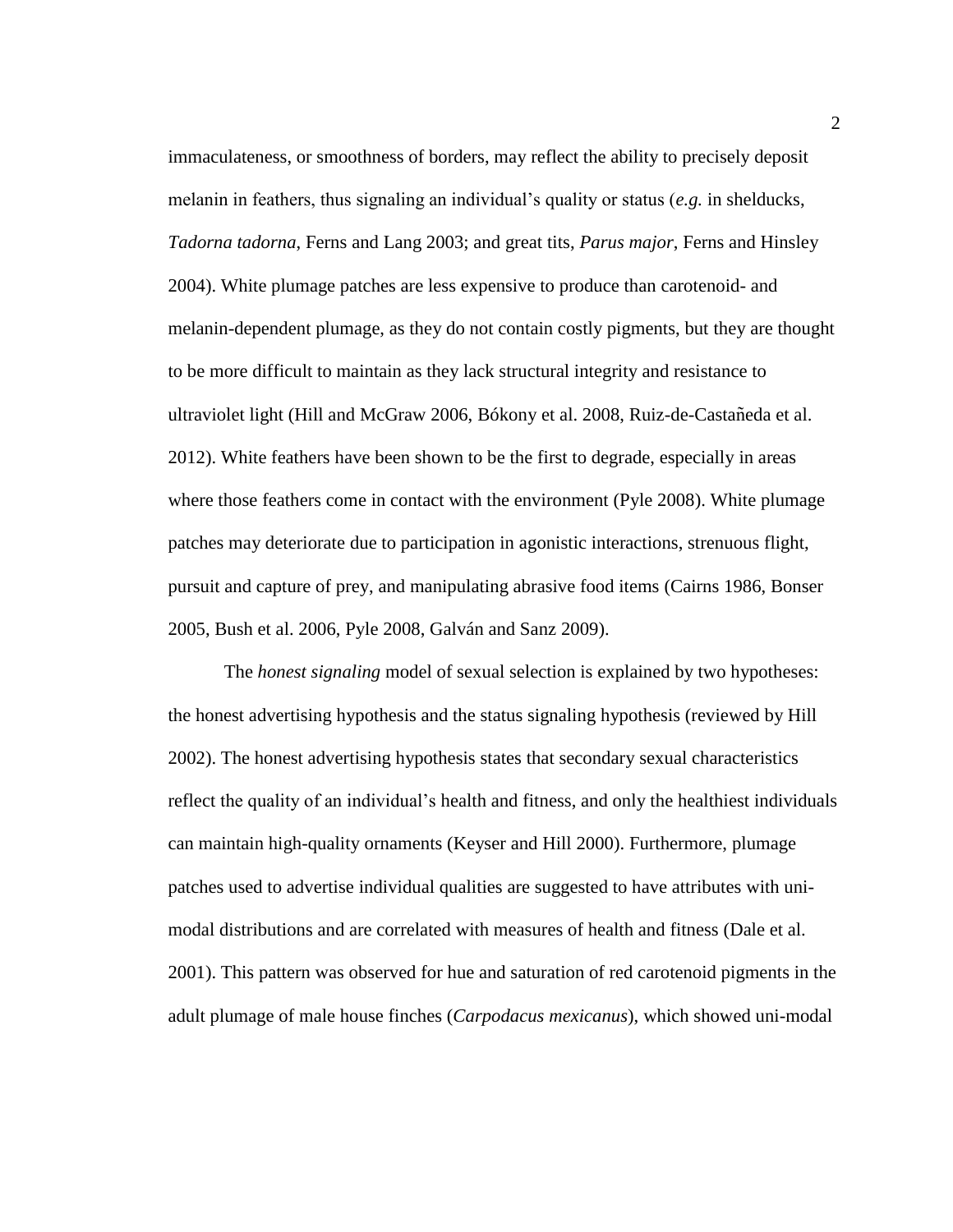immaculateness, or smoothness of borders, may reflect the ability to precisely deposit melanin in feathers, thus signaling an individual's quality or status (*e.g.* in shelducks, *Tadorna tadorna*, Ferns and Lang 2003; and great tits, *Parus major*, Ferns and Hinsley 2004). White plumage patches are less expensive to produce than carotenoid- and melanin-dependent plumage, as they do not contain costly pigments, but they are thought to be more difficult to maintain as they lack structural integrity and resistance to ultraviolet light (Hill and McGraw 2006, Bókony et al. 2008, Ruiz-de-Castañeda et al. 2012). White feathers have been shown to be the first to degrade, especially in areas where those feathers come in contact with the environment (Pyle 2008). White plumage patches may deteriorate due to participation in agonistic interactions, strenuous flight, pursuit and capture of prey, and manipulating abrasive food items (Cairns 1986, Bonser 2005, Bush et al. 2006, Pyle 2008, Galván and Sanz 2009).

The *honest signaling* model of sexual selection is explained by two hypotheses: the honest advertising hypothesis and the status signaling hypothesis (reviewed by Hill 2002). The honest advertising hypothesis states that secondary sexual characteristics reflect the quality of an individual's health and fitness, and only the healthiest individuals can maintain high-quality ornaments (Keyser and Hill 2000). Furthermore, plumage patches used to advertise individual qualities are suggested to have attributes with uni-modal distributions and are correlated with measures of health and fitness (Dale et al. 2001). This pattern was observed for hue and saturation of red carotenoid pigments in the adult plumage of male house finches (*Carpodacus mexicanus*), which showed uni-modal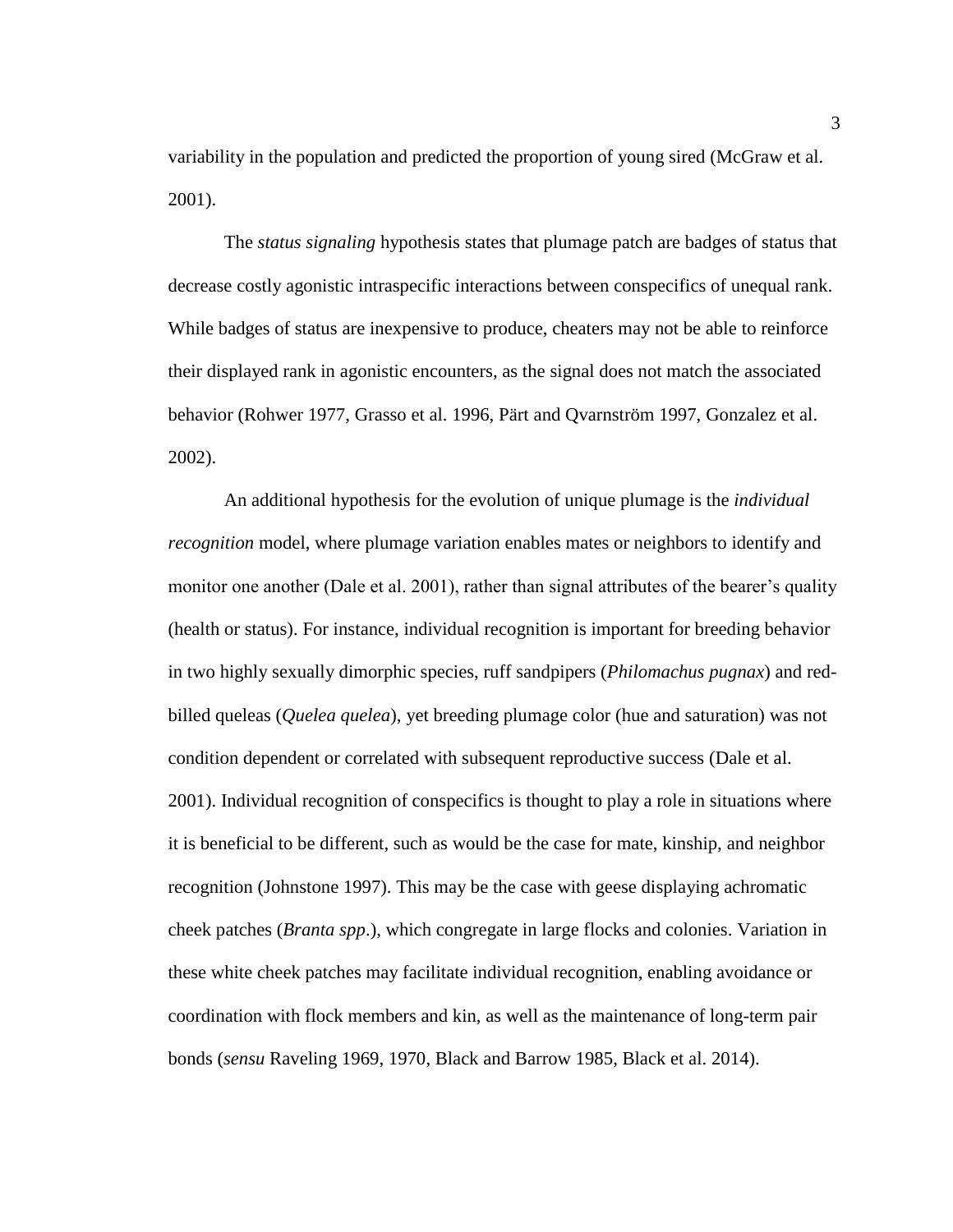variability in the population and predicted the proportion of young sired (McGraw et al. 2001).

The *status signaling* hypothesis states that plumage patch are badges of status that decrease costly agonistic intraspecific interactions between conspecifics of unequal rank. While badges of status are inexpensive to produce, cheaters may not be able to reinforce their displayed rank in agonistic encounters, as the signal does not match the associated behavior (Rohwer 1977, Grasso et al. 1996, Pärt and Qvarnström 1997, Gonzalez et al. 2002).

An additional hypothesis for the evolution of unique plumage is the *individual recognition* model, where plumage variation enables mates or neighbors to identify and monitor one another (Dale et al. 2001), rather than signal attributes of the bearer's quality (health or status). For instance, individual recognition is important for breeding behavior in two highly sexually dimorphic species, ruff sandpipers (*Philomachus pugnax*) and red-billed queleas (*Quelea quelea*), yet breeding plumage color (hue and saturation) was not condition dependent or correlated with subsequent reproductive success (Dale et al. 2001). Individual recognition of conspecifics is thought to play a role in situations where it is beneficial to be different, such as would be the case for mate, kinship, and neighbor recognition (Johnstone 1997). This may be the case with geese displaying achromatic cheek patches (*Branta spp*.), which congregate in large flocks and colonies. Variation in these white cheek patches may facilitate individual recognition, enabling avoidance or coordination with flock members and kin, as well as the maintenance of long-term pair bonds (*sensu* Raveling 1969, 1970, Black and Barrow 1985, Black et al. 2014).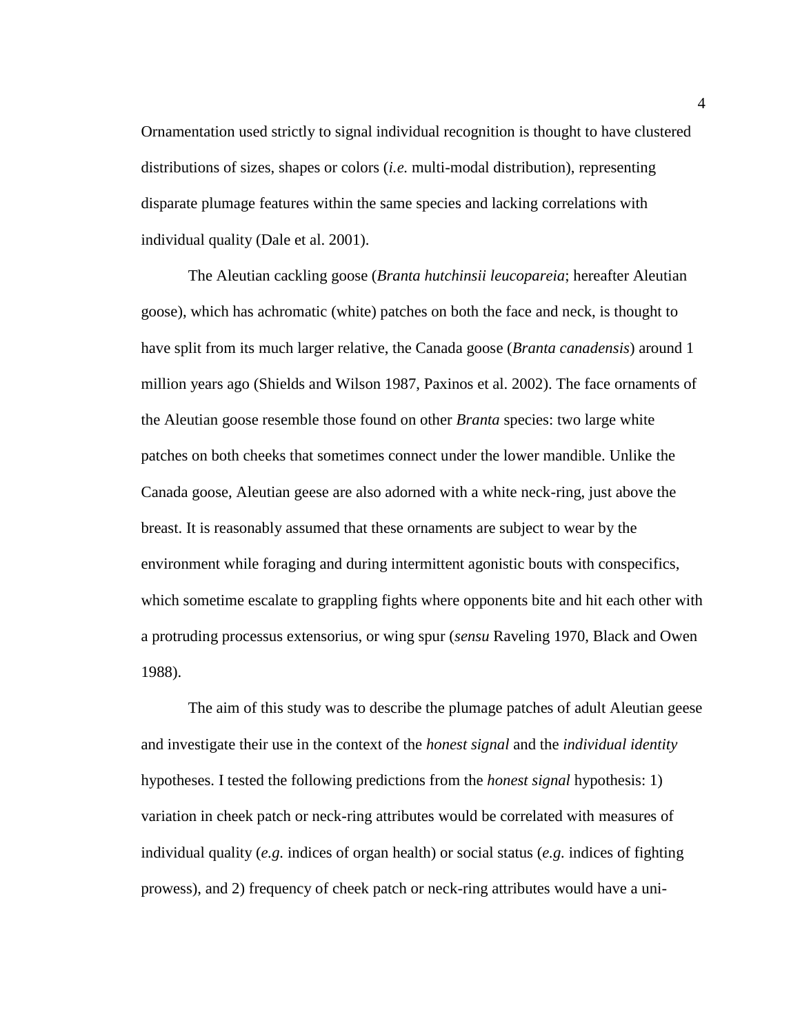Ornamentation used strictly to signal individual recognition is thought to have clustered distributions of sizes, shapes or colors (*i.e.* multi-modal distribution), representing disparate plumage features within the same species and lacking correlations with individual quality (Dale et al. 2001).

The Aleutian cackling goose (*Branta hutchinsii leucopareia*; hereafter Aleutian goose), which has achromatic (white) patches on both the face and neck, is thought to have split from its much larger relative, the Canada goose (*Branta canadensis*) around 1 million years ago (Shields and Wilson 1987, Paxinos et al. 2002). The face ornaments of the Aleutian goose resemble those found on other *Branta* species: two large white patches on both cheeks that sometimes connect under the lower mandible. Unlike the Canada goose, Aleutian geese are also adorned with a white neck-ring, just above the breast. It is reasonably assumed that these ornaments are subject to wear by the environment while foraging and during intermittent agonistic bouts with conspecifics, which sometime escalate to grappling fights where opponents bite and hit each other with a protruding processus extensorius, or wing spur (*sensu* Raveling 1970, Black and Owen 1988).

The aim of this study was to describe the plumage patches of adult Aleutian geese and investigate their use in the context of the *honest signal* and the *individual identity* hypotheses. I tested the following predictions from the *honest signal* hypothesis: 1) variation in cheek patch or neck-ring attributes would be correlated with measures of individual quality (*e.g.* indices of organ health) or social status (*e.g.* indices of fighting prowess), and 2) frequency of cheek patch or neck-ring attributes would have a uni-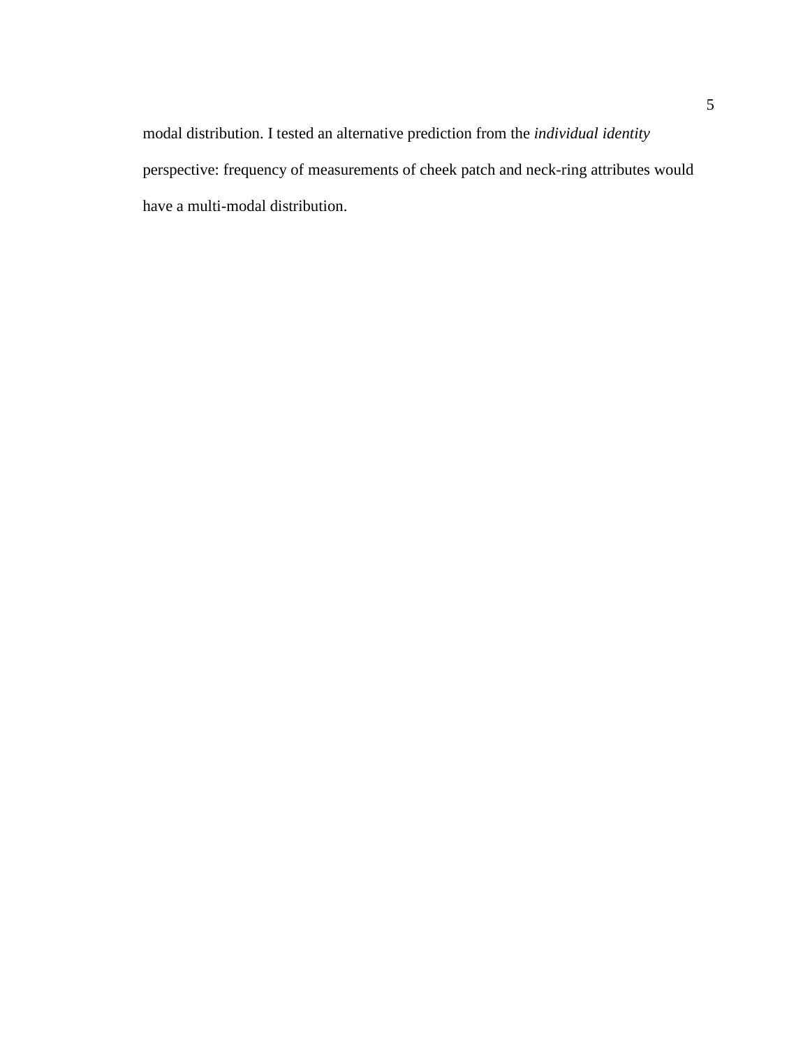modal distribution. I tested an alternative prediction from the *individual identity* perspective: frequency of measurements of cheek patch and neck-ring attributes would have a multi-modal distribution.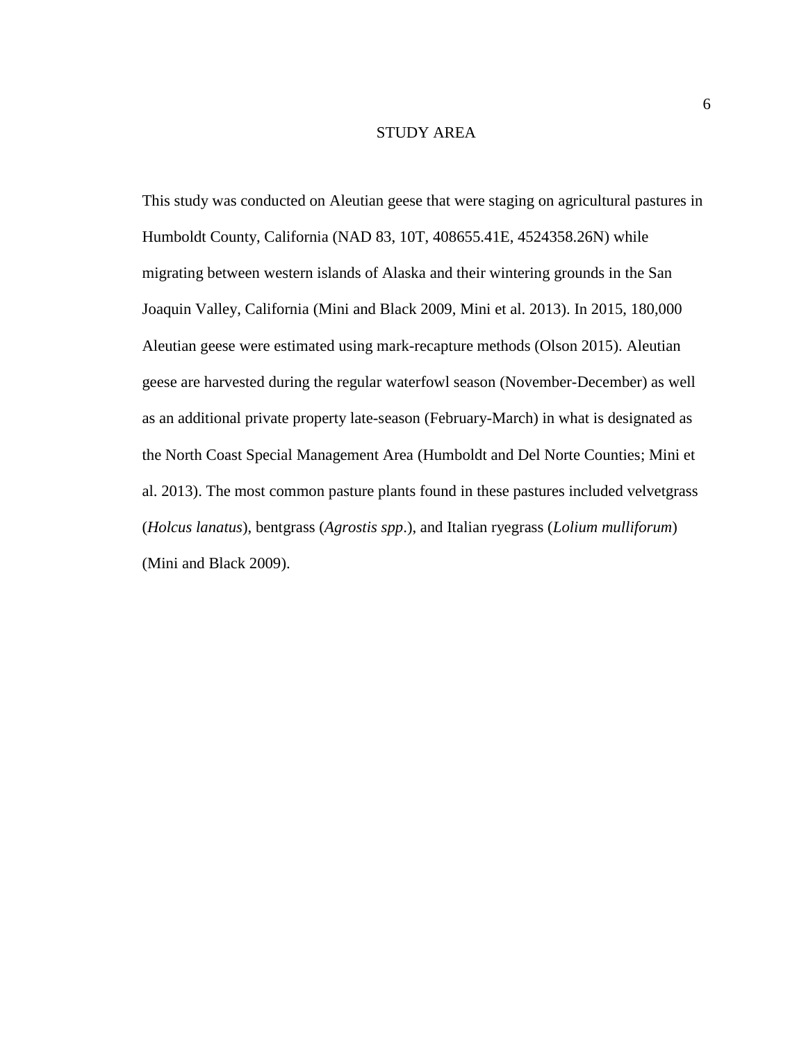# STUDY AREA

This study was conducted on Aleutian geese that were staging on agricultural pastures in Humboldt County, California (NAD 83, 10T, 408655.41E, 4524358.26N) while migrating between western islands of Alaska and their wintering grounds in the San Joaquin Valley, California (Mini and Black 2009, Mini et al. 2013). In 2015, 180,000 Aleutian geese were estimated using mark-recapture methods (Olson 2015). Aleutian geese are harvested during the regular waterfowl season (November-December) as well as an additional private property late-season (February-March) in what is designated as the North Coast Special Management Area (Humboldt and Del Norte Counties; Mini et al. 2013). The most common pasture plants found in these pastures included velvetgrass (*Holcus lanatus*), bentgrass (*Agrostis spp*.), and Italian ryegrass (*Lolium mulliforum*) (Mini and Black 2009).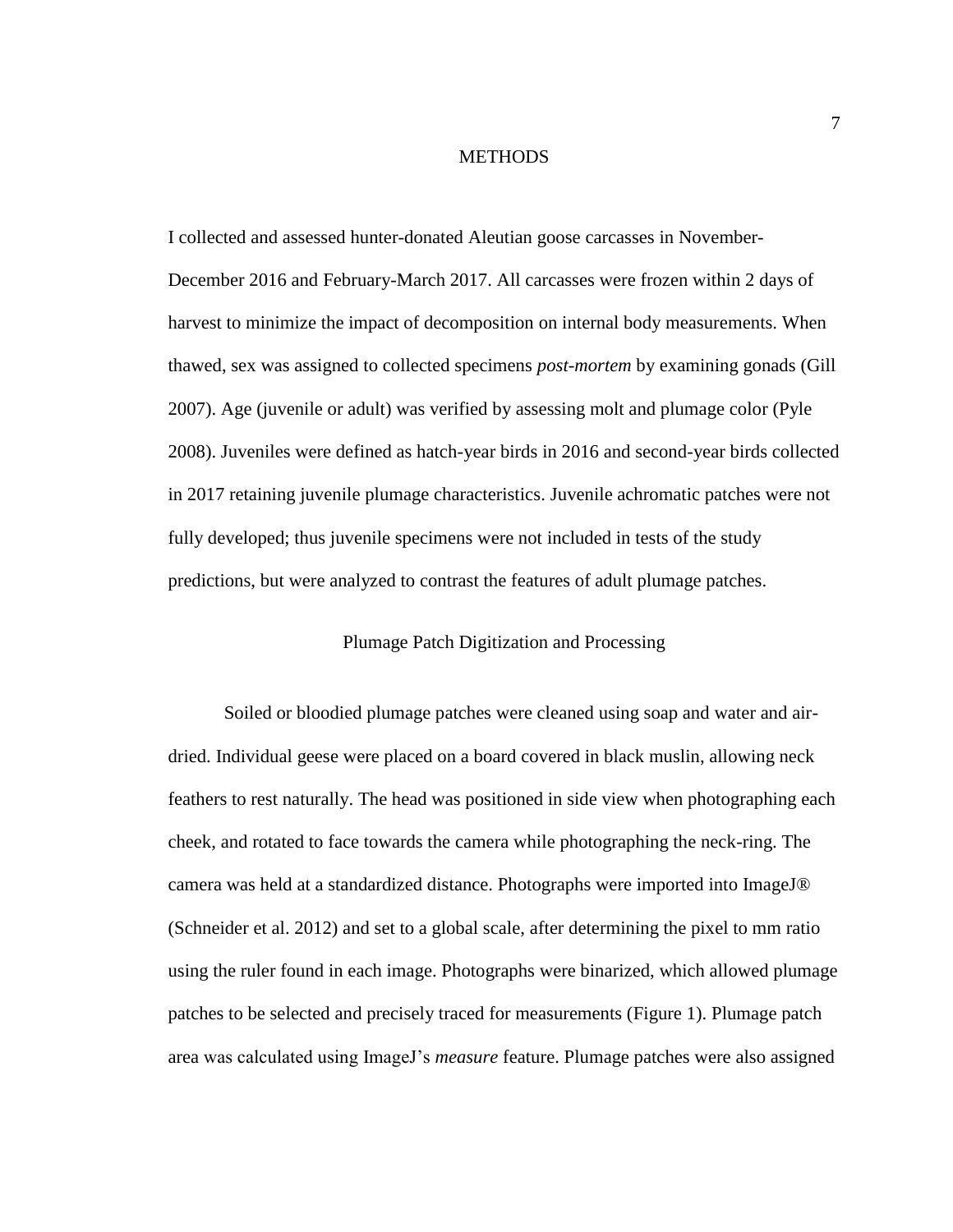# METHODS

I collected and assessed hunter-donated Aleutian goose carcasses in November-December 2016 and February-March 2017. All carcasses were frozen within 2 days of harvest to minimize the impact of decomposition on internal body measurements. When thawed, sex was assigned to collected specimens *post-mortem* by examining gonads (Gill 2007). Age (juvenile or adult) was verified by assessing molt and plumage color (Pyle 2008). Juveniles were defined as hatch-year birds in 2016 and second-year birds collected in 2017 retaining juvenile plumage characteristics. Juvenile achromatic patches were not fully developed; thus juvenile specimens were not included in tests of the study predictions, but were analyzed to contrast the features of adult plumage patches.

## Plumage Patch Digitization and Processing

Soiled or bloodied plumage patches were cleaned using soap and water and air-dried. Individual geese were placed on a board covered in black muslin, allowing neck feathers to rest naturally. The head was positioned in side view when photographing each cheek, and rotated to face towards the camera while photographing the neck-ring. The camera was held at a standardized distance. Photographs were imported into ImageJ® (Schneider et al. 2012) and set to a global scale, after determining the pixel to mm ratio using the ruler found in each image. Photographs were binarized, which allowed plumage patches to be selected and precisely traced for measurements (Figure 1). Plumage patch area was calculated using ImageJ's *measure* feature. Plumage patches were also assigned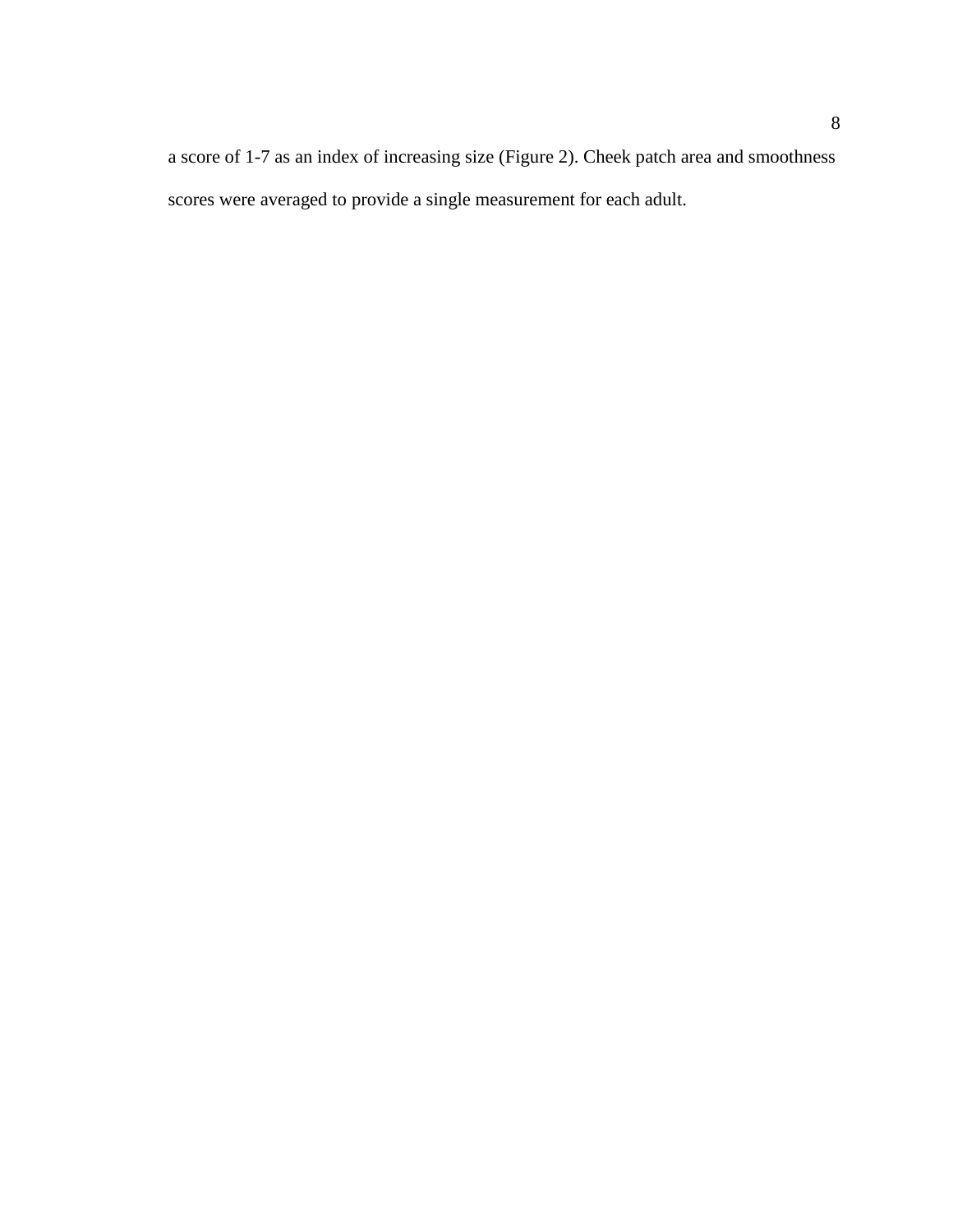a score of 1-7 as an index of increasing size (Figure 2). Cheek patch area and smoothness scores were averaged to provide a single measurement for each adult.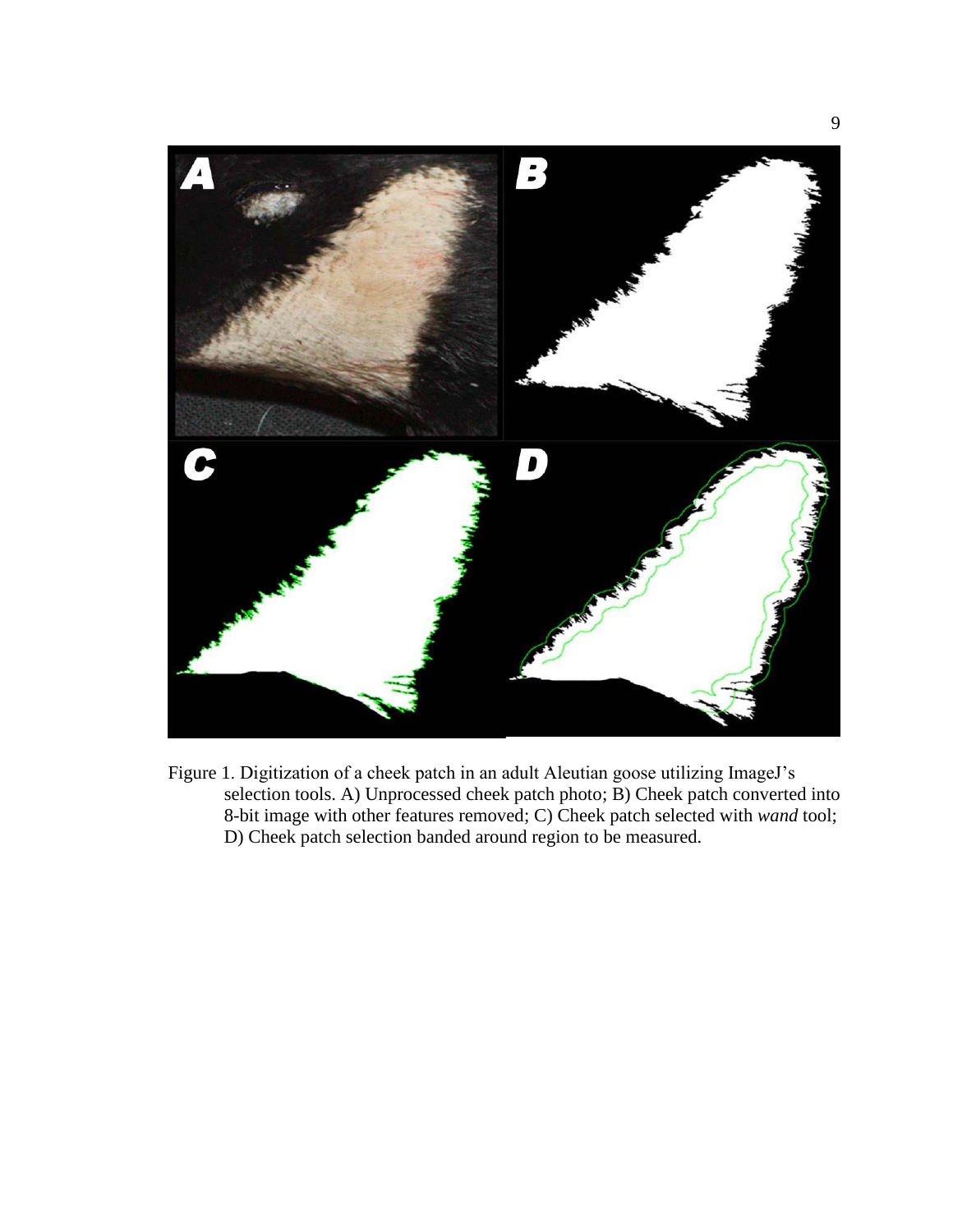Figure 1. Digitization of a cheek patch in an adult Aleutian goose utilizing ImageJ's selection tools. A) Unprocessed cheek patch photo; B) Cheek patch converted into 8-bit image with other features removed; C) Cheek patch selected with *wand* tool; D) Cheek patch selection banded around region to be measured.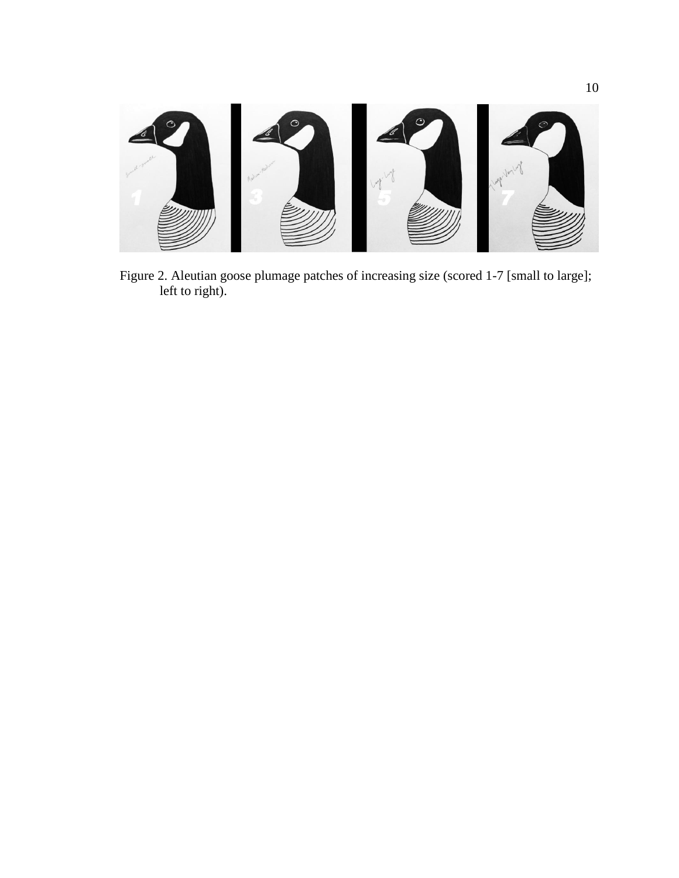Figure 2. Aleutian goose plumage patches of increasing size (scored 1-7 [small to large]; left to right).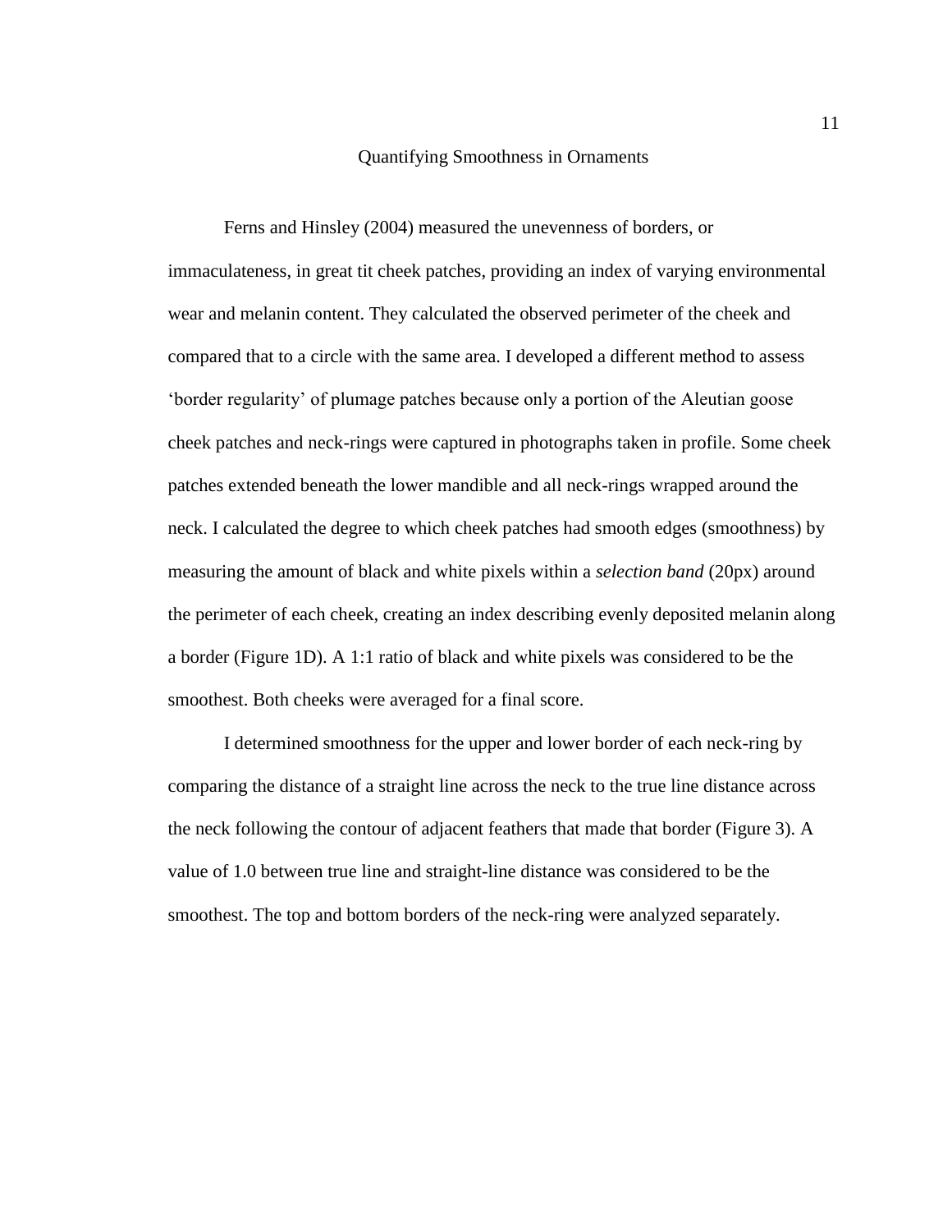## Quantifying Smoothness in Ornaments

Ferns and Hinsley (2004) measured the unevenness of borders, or immaculateness, in great tit cheek patches, providing an index of varying environmental wear and melanin content. They calculated the observed perimeter of the cheek and compared that to a circle with the same area. I developed a different method to assess 'border regularity' of plumage patches because only a portion of the Aleutian goose cheek patches and neck-rings were captured in photographs taken in profile. Some cheek patches extended beneath the lower mandible and all neck-rings wrapped around the neck. I calculated the degree to which cheek patches had smooth edges (smoothness) by measuring the amount of black and white pixels within a *selection band* (20px) around the perimeter of each cheek, creating an index describing evenly deposited melanin along a border (Figure 1D). A 1:1 ratio of black and white pixels was considered to be the smoothest. Both cheeks were averaged for a final score.

I determined smoothness for the upper and lower border of each neck-ring by comparing the distance of a straight line across the neck to the true line distance across the neck following the contour of adjacent feathers that made that border (Figure 3). A value of 1.0 between true line and straight-line distance was considered to be the smoothest. The top and bottom borders of the neck-ring were analyzed separately.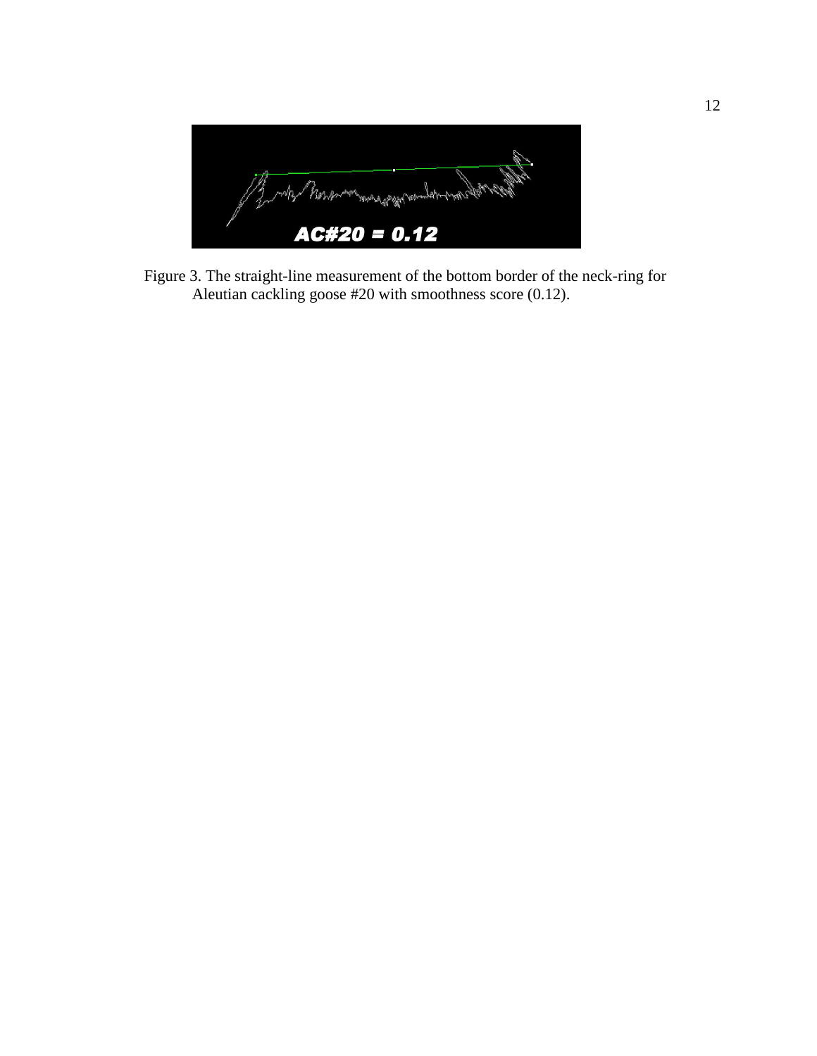Figure 3. The straight-line measurement of the bottom border of the neck-ring for Aleutian cackling goose #20 with smoothness score (0.12).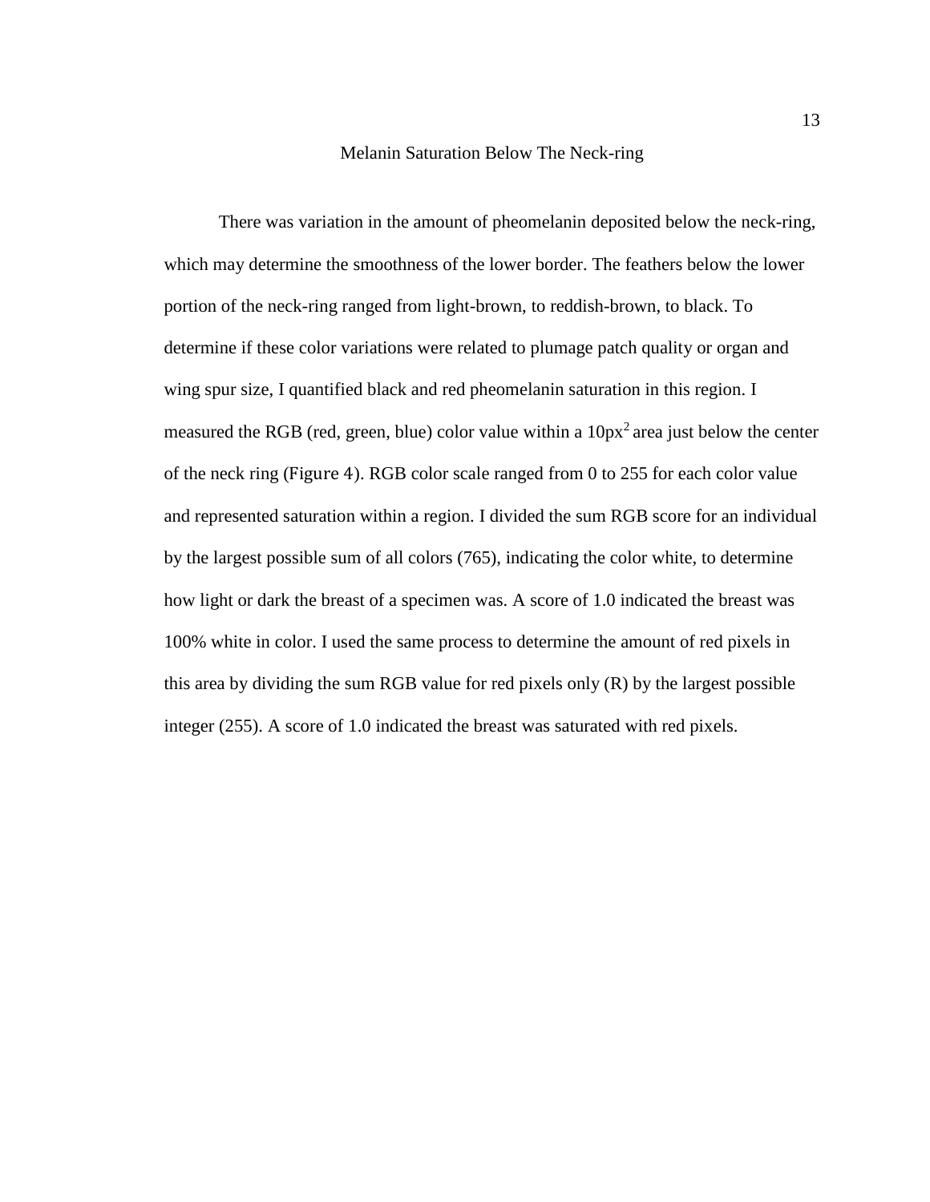## Melanin Saturation Below The Neck-ring

There was variation in the amount of pheomelanin deposited below the neck-ring, which may determine the smoothness of the lower border. The feathers below the lower portion of the neck-ring ranged from light-brown, to reddish-brown, to black. To determine if these color variations were related to plumage patch quality or organ and wing spur size, I quantified black and red pheomelanin saturation in this region. I measured the RGB (red, green, blue) color value within a $10px^2$ area just below the center of the neck ring (Figure 4). RGB color scale ranged from 0 to 255 for each color value and represented saturation within a region. I divided the sum RGB score for an individual by the largest possible sum of all colors (765), indicating the color white, to determine how light or dark the breast of a specimen was. A score of 1.0 indicated the breast was 100% white in color. I used the same process to determine the amount of red pixels in this area by dividing the sum RGB value for red pixels only (R) by the largest possible integer (255). A score of 1.0 indicated the breast was saturated with red pixels.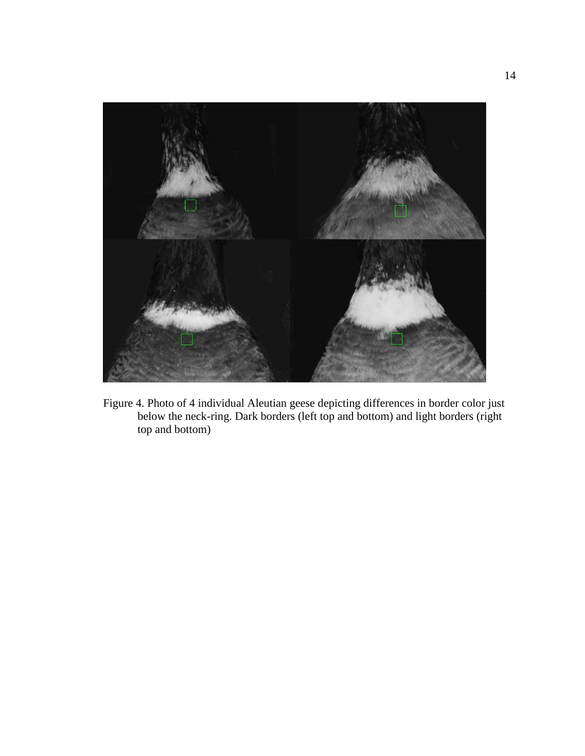Figure 4. Photo of 4 individual Aleutian geese depicting differences in border color just below the neck-ring. Dark borders (left top and bottom) and light borders (right top and bottom)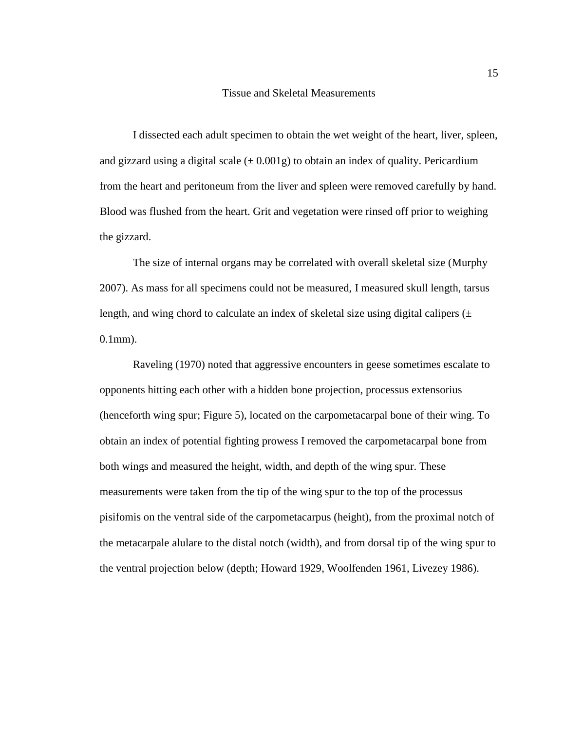## Tissue and Skeletal Measurements

I dissected each adult specimen to obtain the wet weight of the heart, liver, spleen, and gizzard using a digital scale (± 0.001g) to obtain an index of quality. Pericardium from the heart and peritoneum from the liver and spleen were removed carefully by hand. Blood was flushed from the heart. Grit and vegetation were rinsed off prior to weighing the gizzard.

The size of internal organs may be correlated with overall skeletal size (Murphy 2007). As mass for all specimens could not be measured, I measured skull length, tarsus length, and wing chord to calculate an index of skeletal size using digital calipers (± 0.1mm).

Raveling (1970) noted that aggressive encounters in geese sometimes escalate to opponents hitting each other with a hidden bone projection, processus extensorius (henceforth wing spur; Figure 5), located on the carpometacarpal bone of their wing. To obtain an index of potential fighting prowess I removed the carpometacarpal bone from both wings and measured the height, width, and depth of the wing spur. These measurements were taken from the tip of the wing spur to the top of the processus pisifomis on the ventral side of the carpometacarpus (height), from the proximal notch of the metacarpale alulare to the distal notch (width), and from dorsal tip of the wing spur to the ventral projection below (depth; Howard 1929, Woolfenden 1961, Livezey 1986).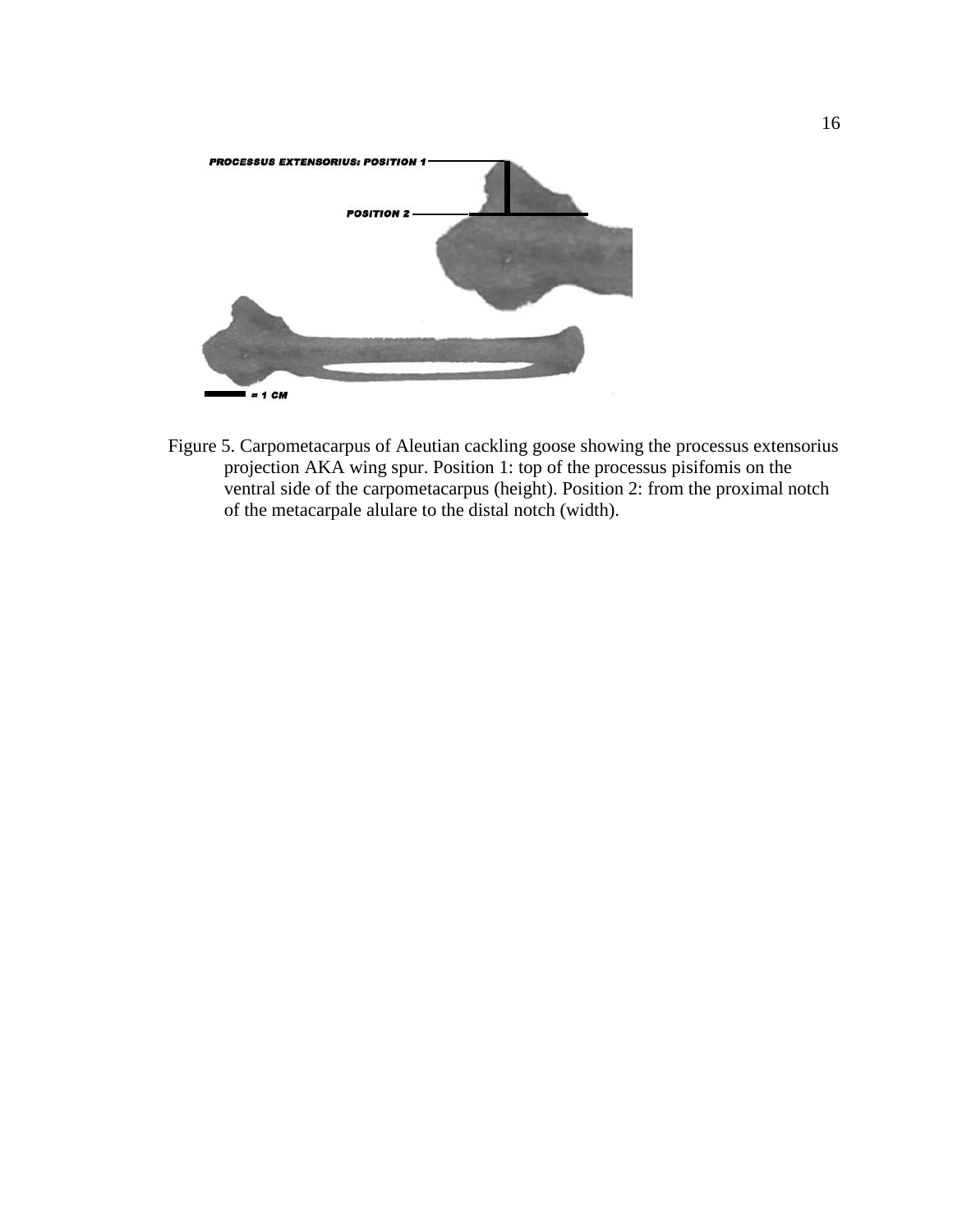Figure 5. Carpometacarpus of Aleutian cackling goose showing the processus extensorius projection AKA wing spur. Position 1: top of the processus pisifomis on the ventral side of the carpometacarpus (height). Position 2: from the proximal notch of the metacarpale alulare to the distal notch (width).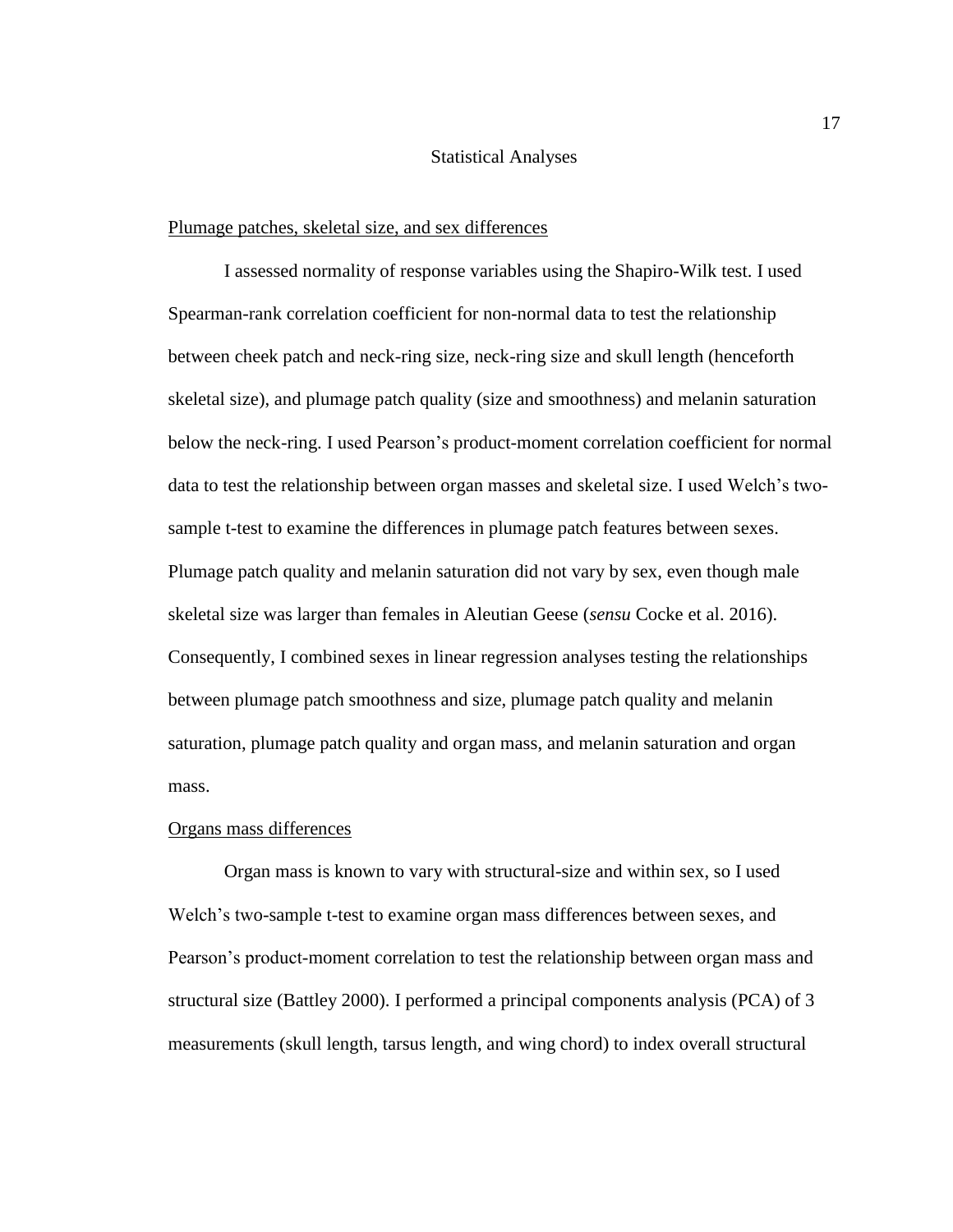## Statistical Analyses

### Plumage patches, skeletal size, and sex differences

I assessed normality of response variables using the Shapiro-Wilk test. I used Spearman-rank correlation coefficient for non-normal data to test the relationship between cheek patch and neck-ring size, neck-ring size and skull length (henceforth skeletal size), and plumage patch quality (size and smoothness) and melanin saturation below the neck-ring. I used Pearson's product-moment correlation coefficient for normal data to test the relationship between organ masses and skeletal size. I used Welch's two-sample t-test to examine the differences in plumage patch features between sexes. Plumage patch quality and melanin saturation did not vary by sex, even though male skeletal size was larger than females in Aleutian Geese (*sensu* Cocke et al. 2016). Consequently, I combined sexes in linear regression analyses testing the relationships between plumage patch smoothness and size, plumage patch quality and melanin saturation, plumage patch quality and organ mass, and melanin saturation and organ mass.

### Organs mass differences

Organ mass is known to vary with structural-size and within sex, so I used Welch's two-sample t-test to examine organ mass differences between sexes, and Pearson's product-moment correlation to test the relationship between organ mass and structural size (Battley 2000). I performed a principal components analysis (PCA) of 3 measurements (skull length, tarsus length, and wing chord) to index overall structural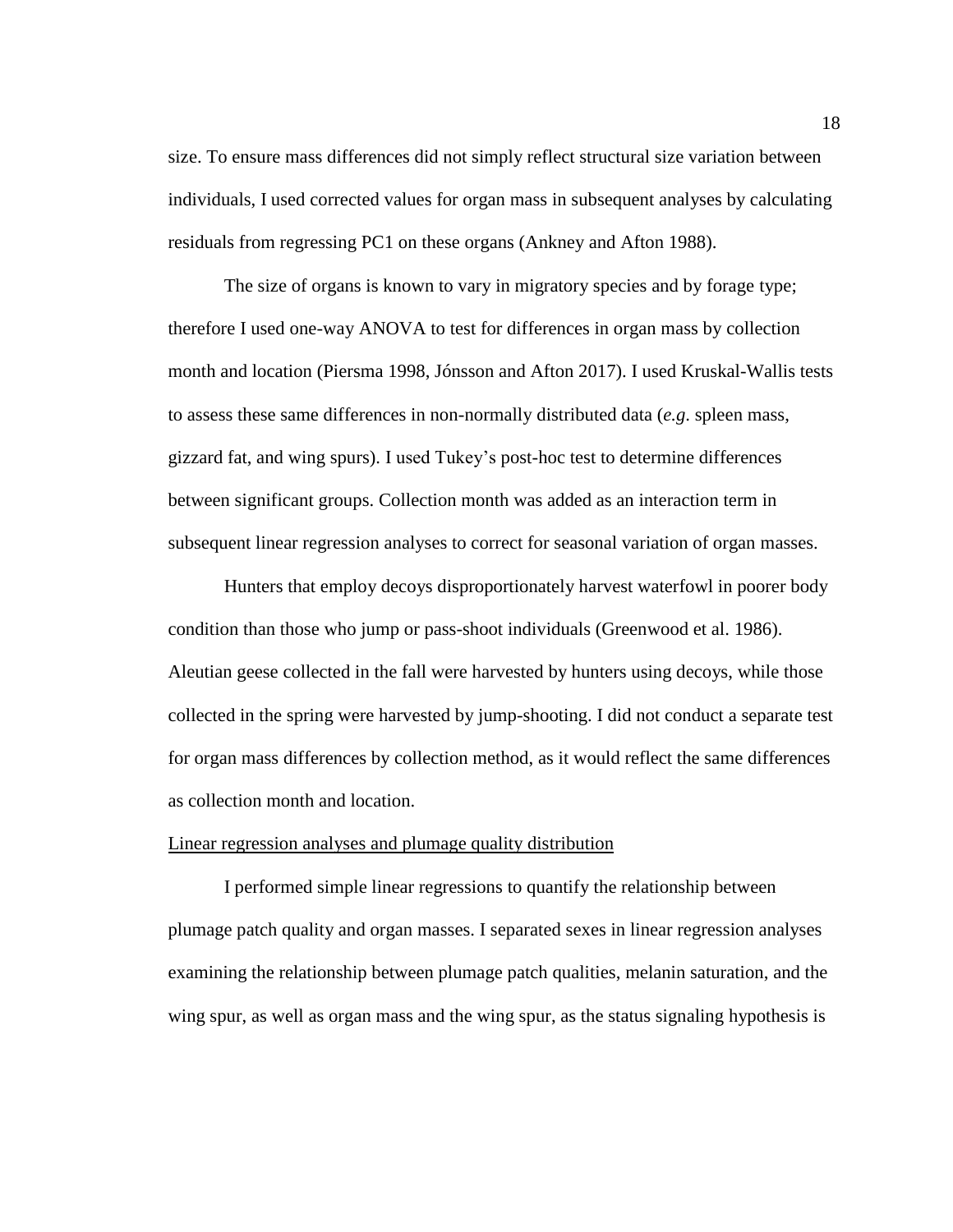size. To ensure mass differences did not simply reflect structural size variation between individuals, I used corrected values for organ mass in subsequent analyses by calculating residuals from regressing PC1 on these organs (Ankney and Afton 1988).

The size of organs is known to vary in migratory species and by forage type; therefore I used one-way ANOVA to test for differences in organ mass by collection month and location (Piersma 1998, Jónsson and Afton 2017). I used Kruskal-Wallis tests to assess these same differences in non-normally distributed data (*e.g.* spleen mass, gizzard fat, and wing spurs). I used Tukey's post-hoc test to determine differences between significant groups. Collection month was added as an interaction term in subsequent linear regression analyses to correct for seasonal variation of organ masses.

Hunters that employ decoys disproportionately harvest waterfowl in poorer body condition than those who jump or pass-shoot individuals (Greenwood et al. 1986). Aleutian geese collected in the fall were harvested by hunters using decoys, while those collected in the spring were harvested by jump-shooting. I did not conduct a separate test for organ mass differences by collection method, as it would reflect the same differences as collection month and location.

<u>Linear regression analyses and plumage quality distribution</u>

I performed simple linear regressions to quantify the relationship between plumage patch quality and organ masses. I separated sexes in linear regression analyses examining the relationship between plumage patch qualities, melanin saturation, and the wing spur, as well as organ mass and the wing spur, as the status signaling hypothesis is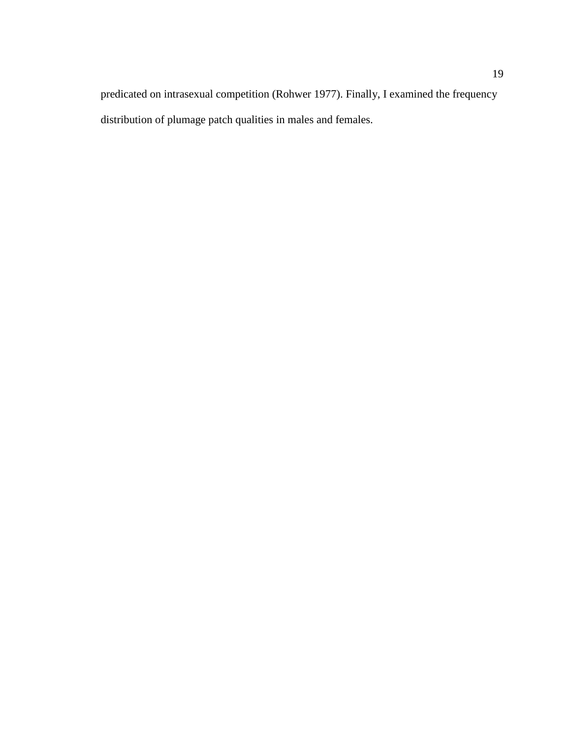predicated on intrasexual competition (Rohwer 1977). Finally, I examined the frequency distribution of plumage patch qualities in males and females.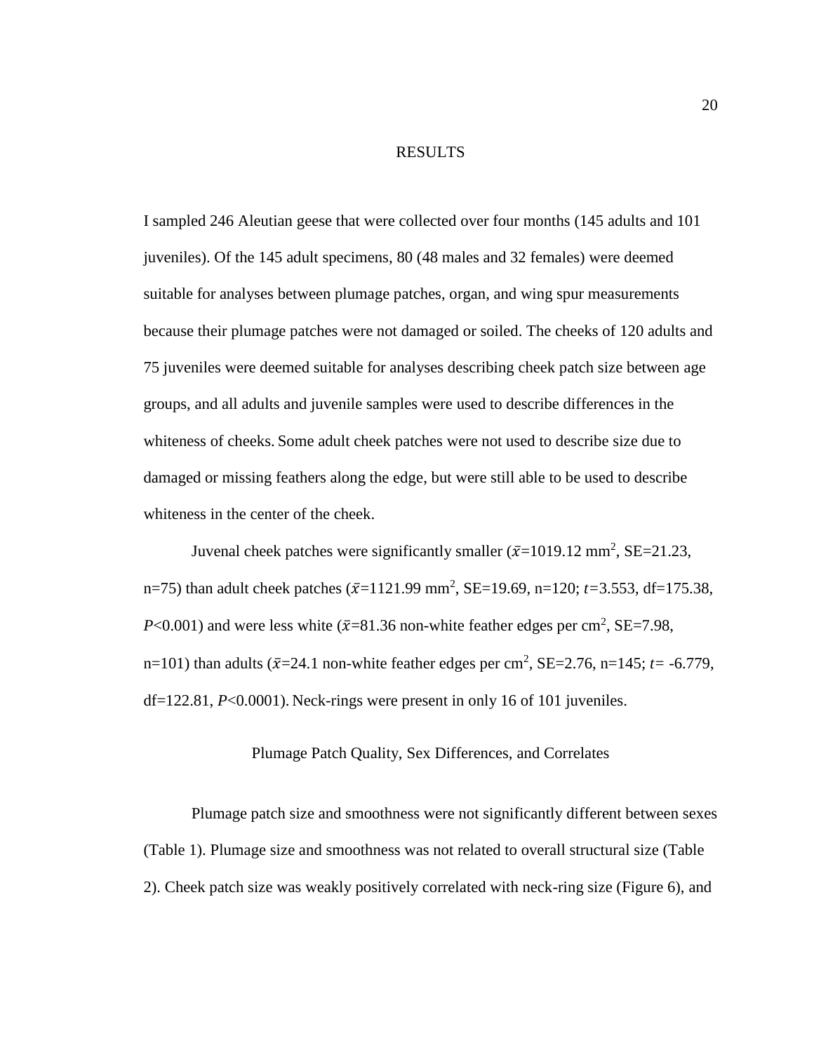# RESULTS

I sampled 246 Aleutian geese that were collected over four months (145 adults and 101 juveniles). Of the 145 adult specimens, 80 (48 males and 32 females) were deemed suitable for analyses between plumage patches, organ, and wing spur measurements because their plumage patches were not damaged or soiled. The cheeks of 120 adults and 75 juveniles were deemed suitable for analyses describing cheek patch size between age groups, and all adults and juvenile samples were used to describe differences in the whiteness of cheeks. Some adult cheek patches were not used to describe size due to damaged or missing feathers along the edge, but were still able to be used to describe whiteness in the center of the cheek.

Juvenal cheek patches were significantly smaller ($\bar{x}$=1019.12 mm$^2$, SE=21.23, n=75) than adult cheek patches ($\bar{x}$=1121.99 mm$^2$, SE=19.69, n=120; $t$=3.553, df=175.38, $P$<0.001) and were less white ($\bar{x}$=81.36 non-white feather edges per cm$^2$, SE=7.98, n=101) than adults ($\bar{x}$=24.1 non-white feather edges per cm$^2$, SE=2.76, n=145; $t$= -6.779, df=122.81, $P$<0.0001). Neck-rings were present in only 16 of 101 juveniles.

## Plumage Patch Quality, Sex Differences, and Correlates

Plumage patch size and smoothness were not significantly different between sexes (Table 1). Plumage size and smoothness was not related to overall structural size (Table 2). Cheek patch size was weakly positively correlated with neck-ring size (Figure 6), and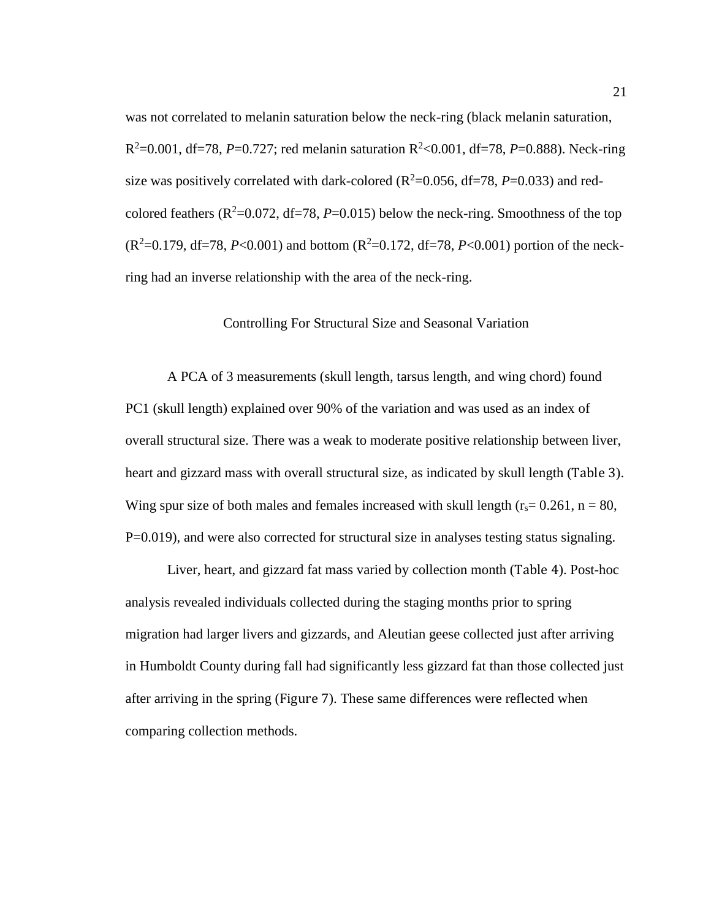was not correlated to melanin saturation below the neck-ring (black melanin saturation, $R^2$=0.001, df=78, $P$=0.727; red melanin saturation $R^2$<0.001, df=78, $P$=0.888). Neck-ring size was positively correlated with dark-colored ($R^2$=0.056, df=78, $P$=0.033) and red-colored feathers ($R^2$=0.072, df=78, $P$=0.015) below the neck-ring. Smoothness of the top ($R^2$=0.179, df=78, $P$<0.001) and bottom ($R^2$=0.172, df=78, $P$<0.001) portion of the neck-ring had an inverse relationship with the area of the neck-ring.

## Controlling For Structural Size and Seasonal Variation

A PCA of 3 measurements (skull length, tarsus length, and wing chord) found PC1 (skull length) explained over 90% of the variation and was used as an index of overall structural size. There was a weak to moderate positive relationship between liver, heart and gizzard mass with overall structural size, as indicated by skull length (Table 3). Wing spur size of both males and females increased with skull length ($r_s$= 0.261, n = 80, P=0.019), and were also corrected for structural size in analyses testing status signaling.

Liver, heart, and gizzard fat mass varied by collection month (Table 4). Post-hoc analysis revealed individuals collected during the staging months prior to spring migration had larger livers and gizzards, and Aleutian geese collected just after arriving in Humboldt County during fall had significantly less gizzard fat than those collected just after arriving in the spring (Figure 7). These same differences were reflected when comparing collection methods.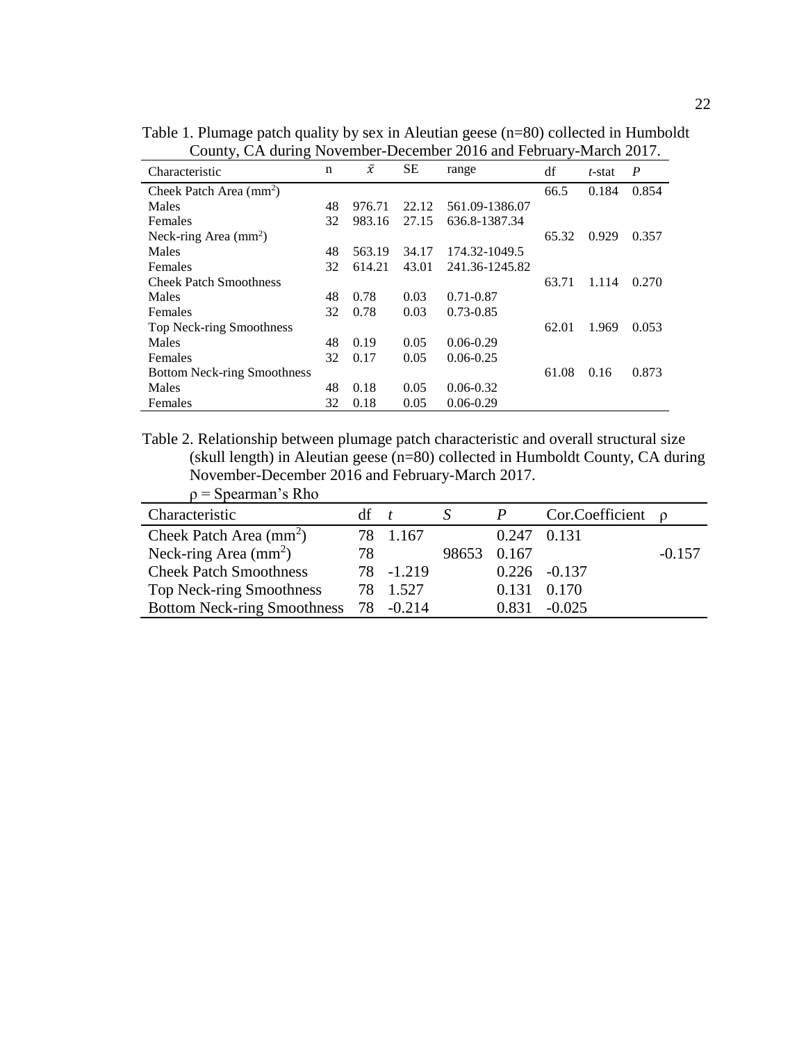Table 1. Plumage patch quality by sex in Aleutian geese (n=80) collected in Humboldt County, CA during November-December 2016 and February-March 2017.

| Characteristic | n | $\bar{x}$ | SE | range | df | *t*-stat | *P* |
|---|---|---|---|---|---|---|---|
| Cheek Patch Area ($mm^2$) | | | | | 66.5 | 0.184 | 0.854 |
| Males | 48 | 976.71 | 22.12 | 561.09-1386.07 | | | |
| Females | 32 | 983.16 | 27.15 | 636.8-1387.34 | | | |
| Neck-ring Area ($mm^2$) | | | | | 65.32 | 0.929 | 0.357 |
| Males | 48 | 563.19 | 34.17 | 174.32-1049.5 | | | |
| Females | 32 | 614.21 | 43.01 | 241.36-1245.82 | | | |
| Cheek Patch Smoothness | | | | | 63.71 | 1.114 | 0.270 |
| Males | 48 | 0.78 | 0.03 | 0.71-0.87 | | | |
| Females | 32 | 0.78 | 0.03 | 0.73-0.85 | | | |
| Top Neck-ring Smoothness | | | | | 62.01 | 1.969 | 0.053 |
| Males | 48 | 0.19 | 0.05 | 0.06-0.29 | | | |
| Females | 32 | 0.17 | 0.05 | 0.06-0.25 | | | |
| Bottom Neck-ring Smoothness | | | | | 61.08 | 0.16 | 0.873 |
| Males | 48 | 0.18 | 0.05 | 0.06-0.32 | | | |
| Females | 32 | 0.18 | 0.05 | 0.06-0.29 | | | |

Table 2. Relationship between plumage patch characteristic and overall structural size (skull length) in Aleutian geese (n=80) collected in Humboldt County, CA during November-December 2016 and February-March 2017.
ρ = Spearman's Rho

| Characteristic | df | *t* | *S* | *P* | Cor.Coefficient | ρ |
|---|---|---|---|---|---|---|
| Cheek Patch Area ($mm^2$) | 78 | 1.167 | | 0.247 | 0.131 | |
| Neck-ring Area ($mm^2$) | 78 | | 98653 | 0.167 | | -0.157 |
| Cheek Patch Smoothness | 78 | -1.219 | | 0.226 | -0.137 | |
| Top Neck-ring Smoothness | 78 | 1.527 | | 0.131 | 0.170 | |
| Bottom Neck-ring Smoothness | 78 | -0.214 | | 0.831 | -0.025 | |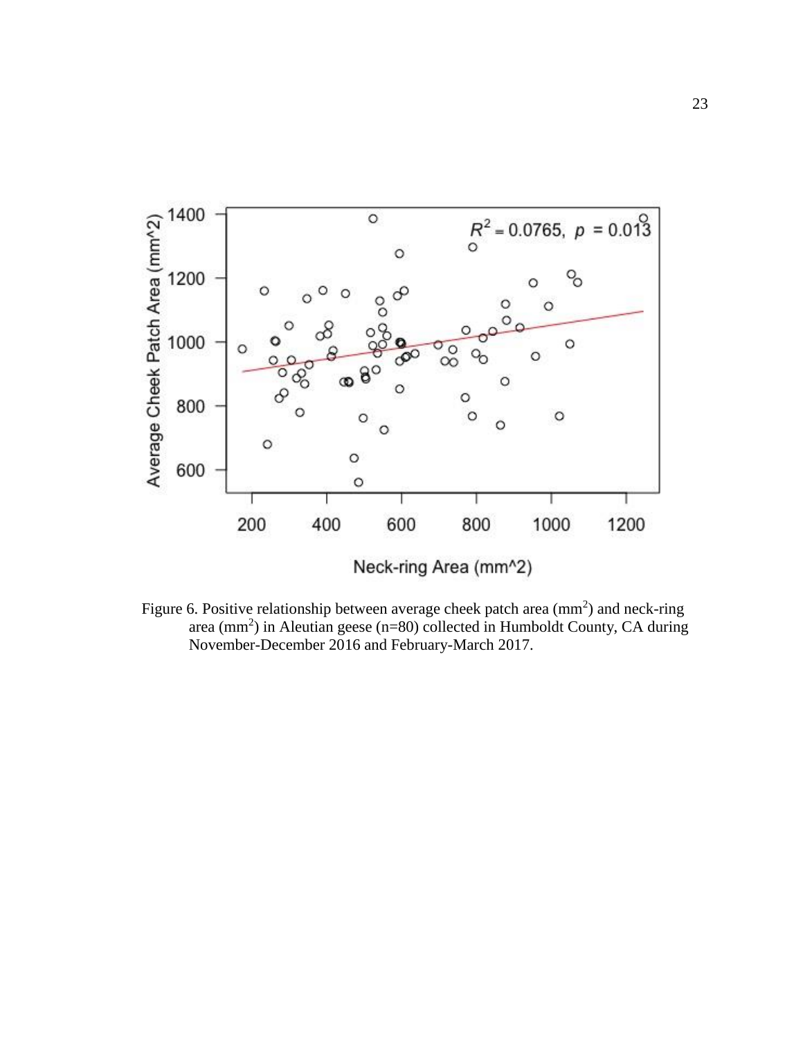Figure 6. Positive relationship between average cheek patch area ($mm^2$) and neck-ring area ($mm^2$) in Aleutian geese (n=80) collected in Humboldt County, CA during November-December 2016 and February-March 2017.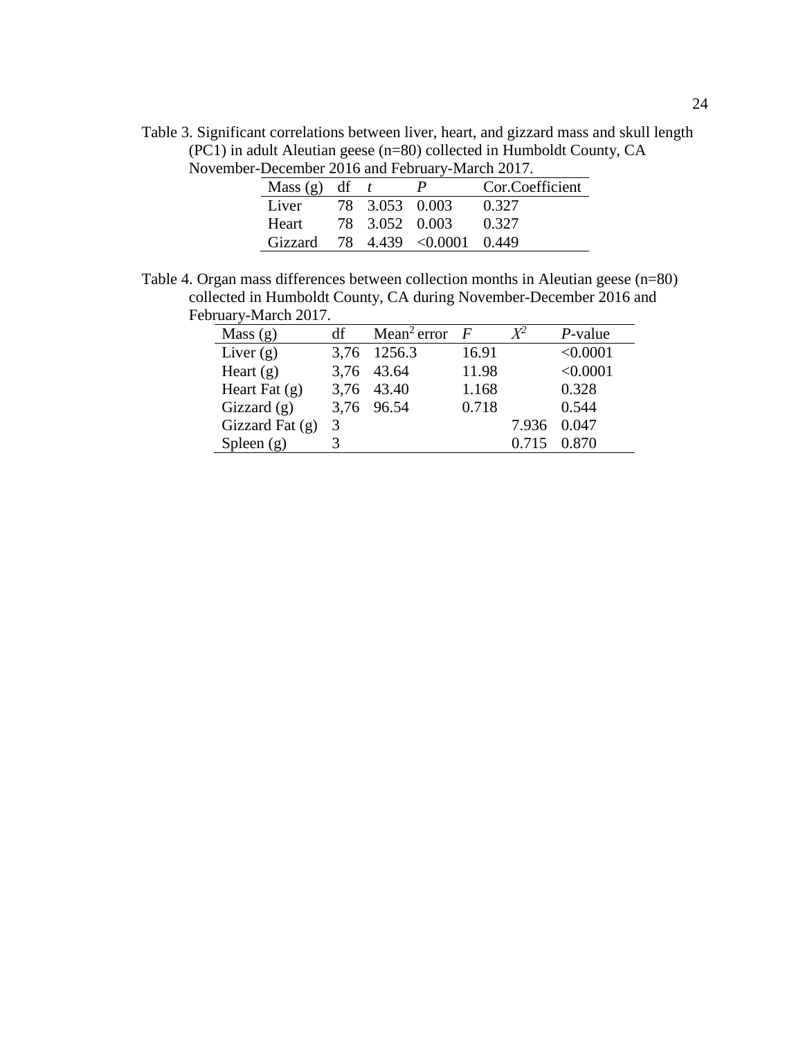Table 3. Significant correlations between liver, heart, and gizzard mass and skull length (PC1) in adult Aleutian geese (n=80) collected in Humboldt County, CA November-December 2016 and February-March 2017.

| Mass (g) | df | *t* | *P* | Cor.Coefficient |
|---|---|---|---|---|
| Liver | 78 | 3.053 | 0.003 | 0.327 |
| Heart | 78 | 3.052 | 0.003 | 0.327 |
| Gizzard | 78 | 4.439 | <0.0001 | 0.449 |

Table 4. Organ mass differences between collection months in Aleutian geese (n=80) collected in Humboldt County, CA during November-December 2016 and February-March 2017.

| Mass (g) | df | Mean$^2$ error | *F* | $X^2$ | *P*-value |
|---|---|---|---|---|---|
| Liver (g) | 3,76 | 1256.3 | 16.91 | | <0.0001 |
| Heart (g) | 3,76 | 43.64 | 11.98 | | <0.0001 |
| Heart Fat (g) | 3,76 | 43.40 | 1.168 | | 0.328 |
| Gizzard (g) | 3,76 | 96.54 | 0.718 | | 0.544 |
| Gizzard Fat (g) | 3 | | | 7.936 | 0.047 |
| Spleen (g) | 3 | | | 0.715 | 0.870 |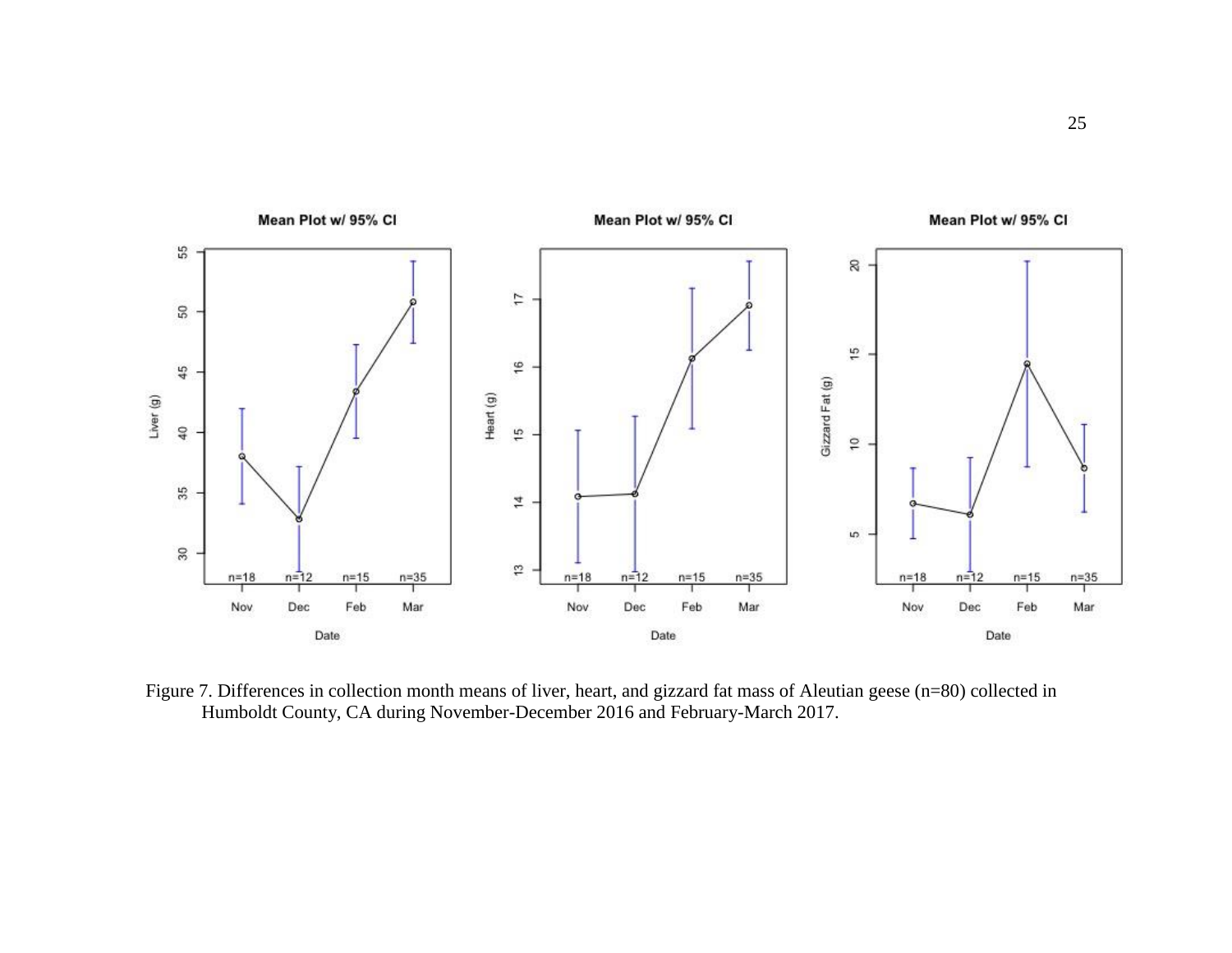Figure 7. Differences in collection month means of liver, heart, and gizzard fat mass of Aleutian geese (n=80) collected in Humboldt County, CA during November-December 2016 and February-March 2017.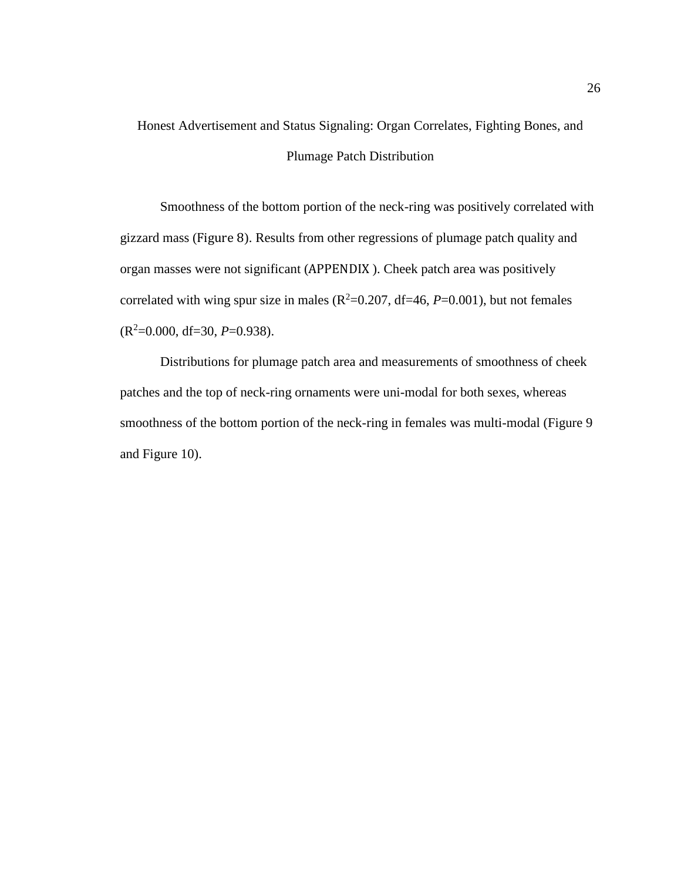## Honest Advertisement and Status Signaling: Organ Correlates, Fighting Bones, and Plumage Patch Distribution

Smoothness of the bottom portion of the neck-ring was positively correlated with gizzard mass (Figure 8). Results from other regressions of plumage patch quality and organ masses were not significant (APPENDIX ). Cheek patch area was positively correlated with wing spur size in males ($R^2$=0.207, df=46, *P*=0.001), but not females ($R^2$=0.000, df=30, *P*=0.938).

Distributions for plumage patch area and measurements of smoothness of cheek patches and the top of neck-ring ornaments were uni-modal for both sexes, whereas smoothness of the bottom portion of the neck-ring in females was multi-modal (Figure 9 and Figure 10).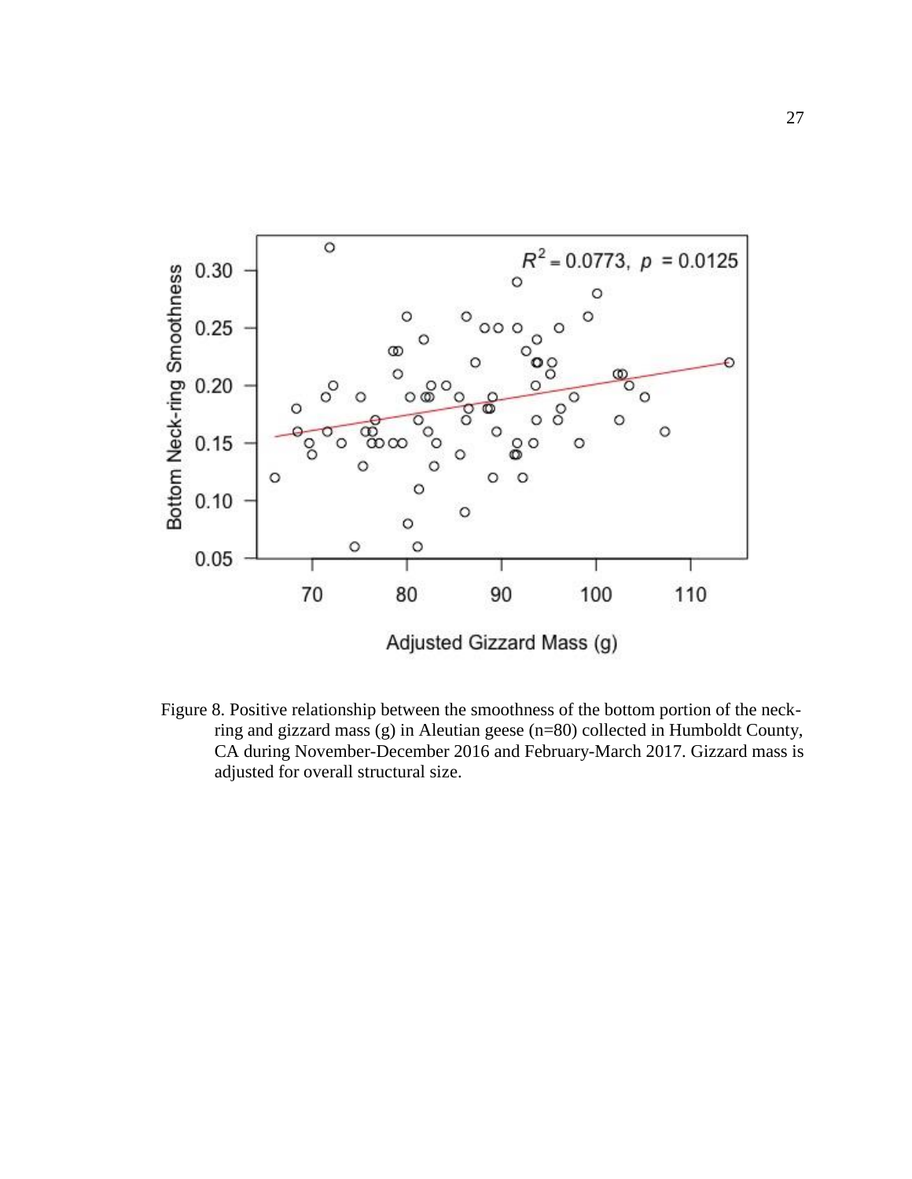Figure 8. Positive relationship between the smoothness of the bottom portion of the neck-ring and gizzard mass (g) in Aleutian geese (n=80) collected in Humboldt County, CA during November-December 2016 and February-March 2017. Gizzard mass is adjusted for overall structural size.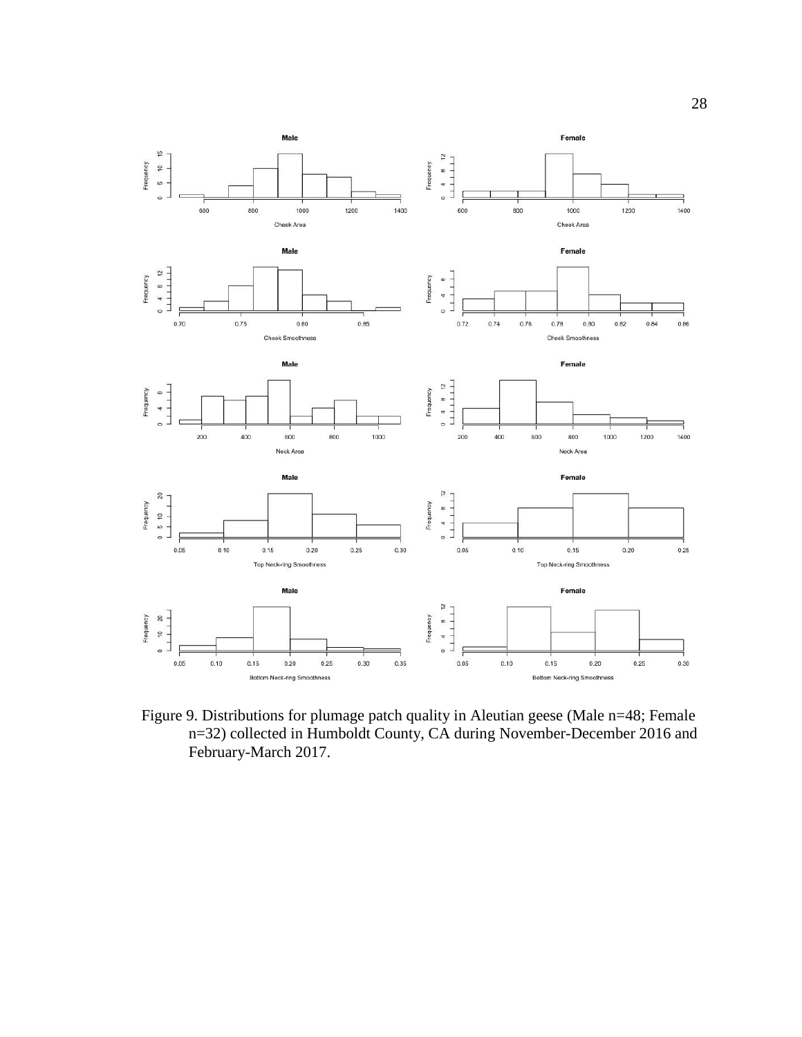Figure 9. Distributions for plumage patch quality in Aleutian geese (Male n=48; Female n=32) collected in Humboldt County, CA during November-December 2016 and February-March 2017.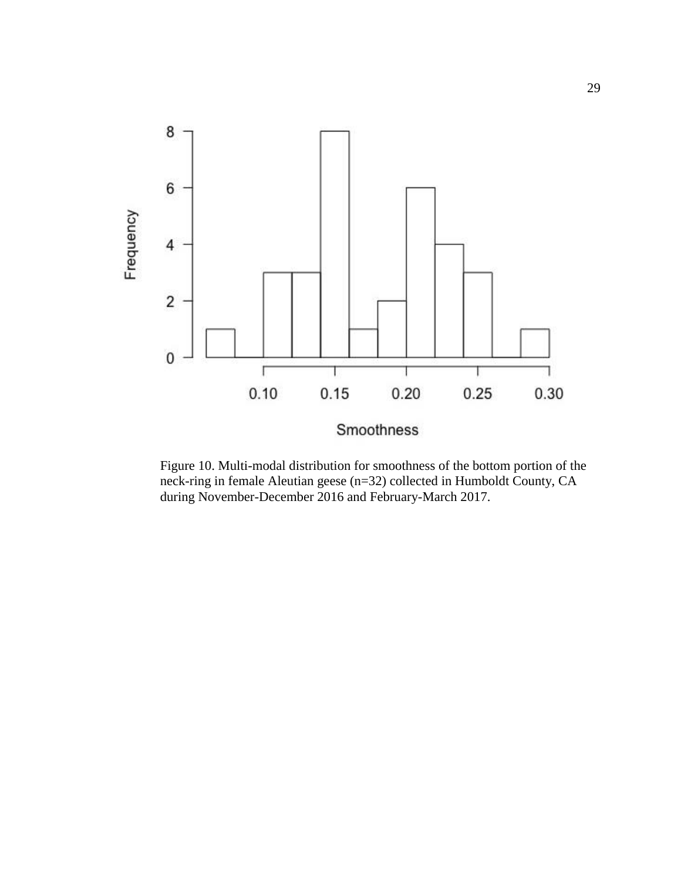Figure 10. Multi-modal distribution for smoothness of the bottom portion of the neck-ring in female Aleutian geese (n=32) collected in Humboldt County, CA during November-December 2016 and February-March 2017.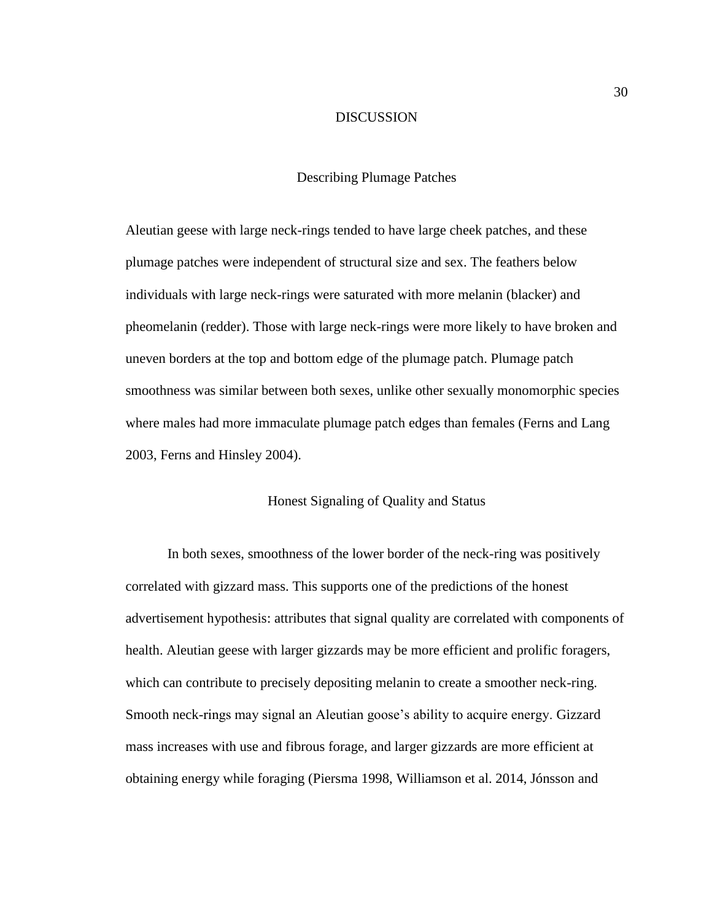# DISCUSSION

## Describing Plumage Patches

Aleutian geese with large neck-rings tended to have large cheek patches, and these plumage patches were independent of structural size and sex. The feathers below individuals with large neck-rings were saturated with more melanin (blacker) and pheomelanin (redder). Those with large neck-rings were more likely to have broken and uneven borders at the top and bottom edge of the plumage patch. Plumage patch smoothness was similar between both sexes, unlike other sexually monomorphic species where males had more immaculate plumage patch edges than females (Ferns and Lang 2003, Ferns and Hinsley 2004).

## Honest Signaling of Quality and Status

In both sexes, smoothness of the lower border of the neck-ring was positively correlated with gizzard mass. This supports one of the predictions of the honest advertisement hypothesis: attributes that signal quality are correlated with components of health. Aleutian geese with larger gizzards may be more efficient and prolific foragers, which can contribute to precisely depositing melanin to create a smoother neck-ring. Smooth neck-rings may signal an Aleutian goose's ability to acquire energy. Gizzard mass increases with use and fibrous forage, and larger gizzards are more efficient at obtaining energy while foraging (Piersma 1998, Williamson et al. 2014, Jónsson and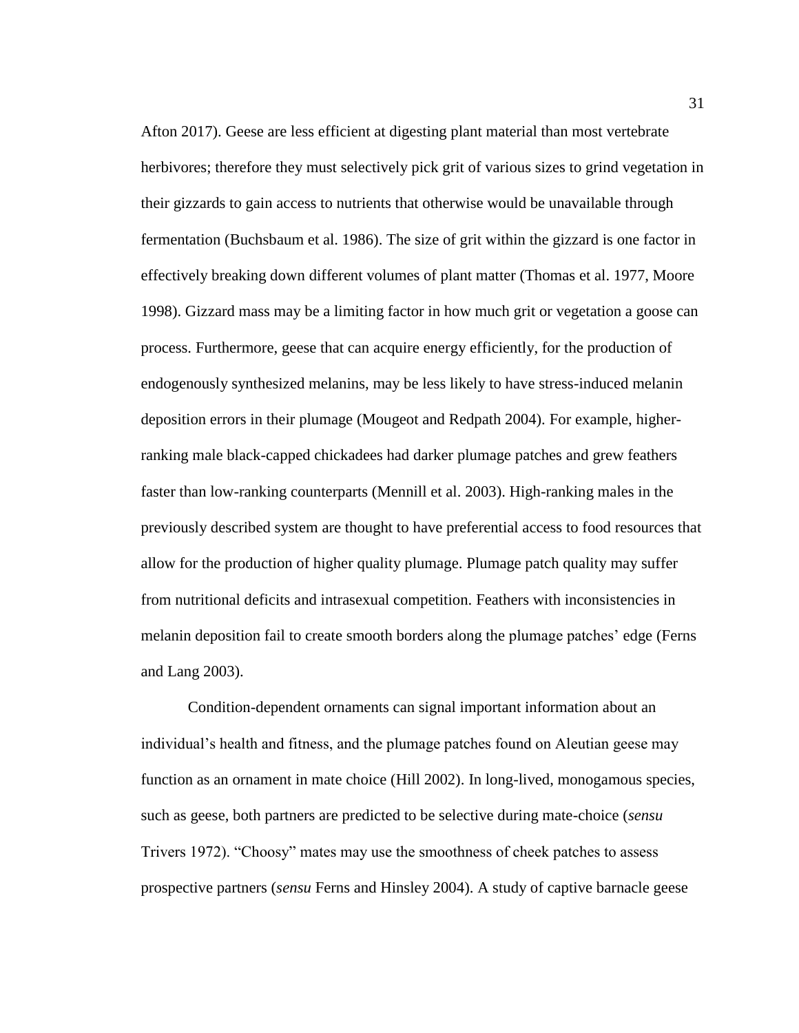Afton 2017). Geese are less efficient at digesting plant material than most vertebrate herbivores; therefore they must selectively pick grit of various sizes to grind vegetation in their gizzards to gain access to nutrients that otherwise would be unavailable through fermentation (Buchsbaum et al. 1986). The size of grit within the gizzard is one factor in effectively breaking down different volumes of plant matter (Thomas et al. 1977, Moore 1998). Gizzard mass may be a limiting factor in how much grit or vegetation a goose can process. Furthermore, geese that can acquire energy efficiently, for the production of endogenously synthesized melanins, may be less likely to have stress-induced melanin deposition errors in their plumage (Mougeot and Redpath 2004). For example, higher-ranking male black-capped chickadees had darker plumage patches and grew feathers faster than low-ranking counterparts (Mennill et al. 2003). High-ranking males in the previously described system are thought to have preferential access to food resources that allow for the production of higher quality plumage. Plumage patch quality may suffer from nutritional deficits and intrasexual competition. Feathers with inconsistencies in melanin deposition fail to create smooth borders along the plumage patches' edge (Ferns and Lang 2003).

Condition-dependent ornaments can signal important information about an individual's health and fitness, and the plumage patches found on Aleutian geese may function as an ornament in mate choice (Hill 2002). In long-lived, monogamous species, such as geese, both partners are predicted to be selective during mate-choice (*sensu* Trivers 1972). "Choosy" mates may use the smoothness of cheek patches to assess prospective partners (*sensu* Ferns and Hinsley 2004). A study of captive barnacle geese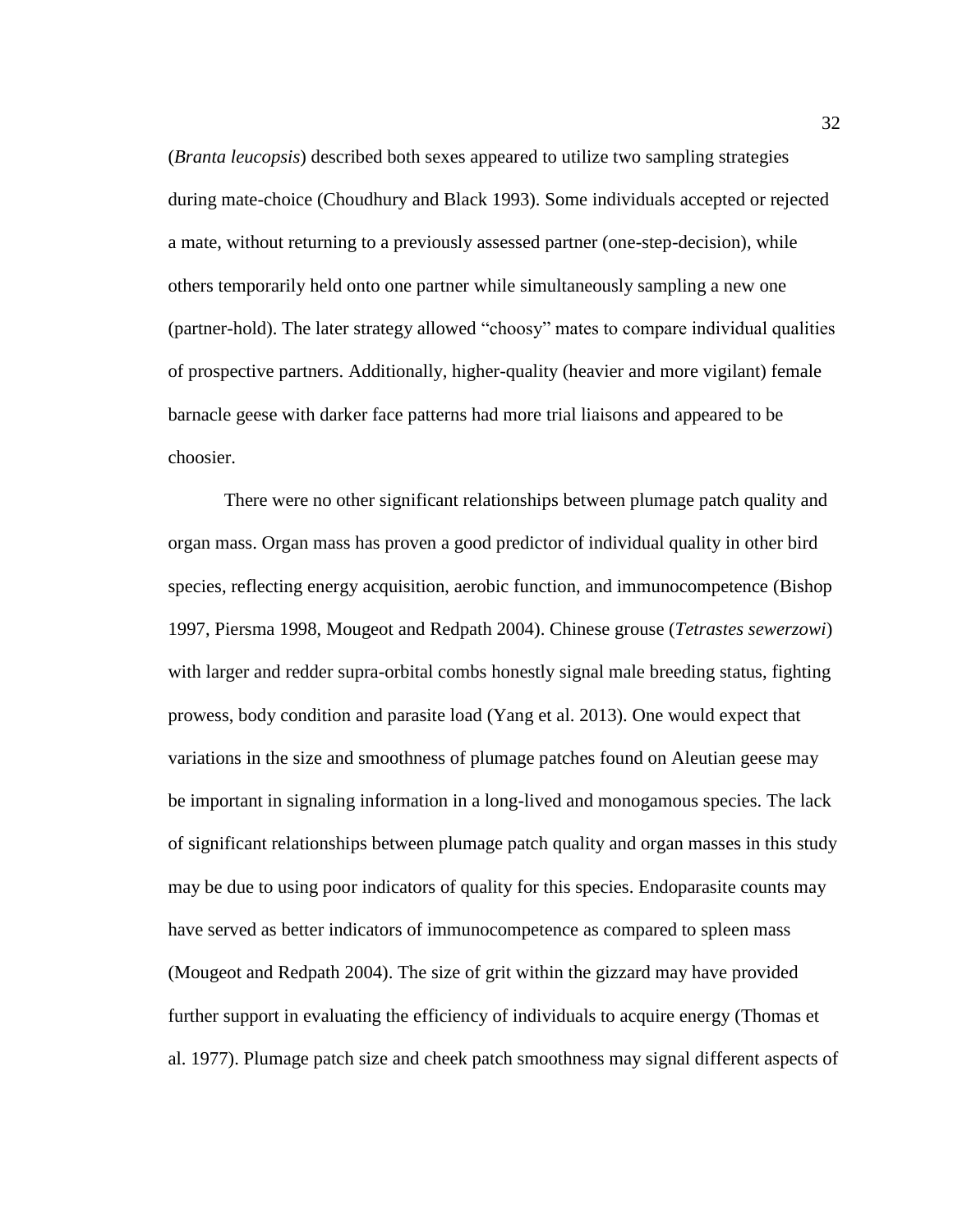(*Branta leucopsis*) described both sexes appeared to utilize two sampling strategies during mate-choice (Choudhury and Black 1993). Some individuals accepted or rejected a mate, without returning to a previously assessed partner (one-step-decision), while others temporarily held onto one partner while simultaneously sampling a new one (partner-hold). The later strategy allowed "choosy" mates to compare individual qualities of prospective partners. Additionally, higher-quality (heavier and more vigilant) female barnacle geese with darker face patterns had more trial liaisons and appeared to be choosier.

There were no other significant relationships between plumage patch quality and organ mass. Organ mass has proven a good predictor of individual quality in other bird species, reflecting energy acquisition, aerobic function, and immunocompetence (Bishop 1997, Piersma 1998, Mougeot and Redpath 2004). Chinese grouse (*Tetrastes sewerzowi*) with larger and redder supra-orbital combs honestly signal male breeding status, fighting prowess, body condition and parasite load (Yang et al. 2013). One would expect that variations in the size and smoothness of plumage patches found on Aleutian geese may be important in signaling information in a long-lived and monogamous species. The lack of significant relationships between plumage patch quality and organ masses in this study may be due to using poor indicators of quality for this species. Endoparasite counts may have served as better indicators of immunocompetence as compared to spleen mass (Mougeot and Redpath 2004). The size of grit within the gizzard may have provided further support in evaluating the efficiency of individuals to acquire energy (Thomas et al. 1977). Plumage patch size and cheek patch smoothness may signal different aspects of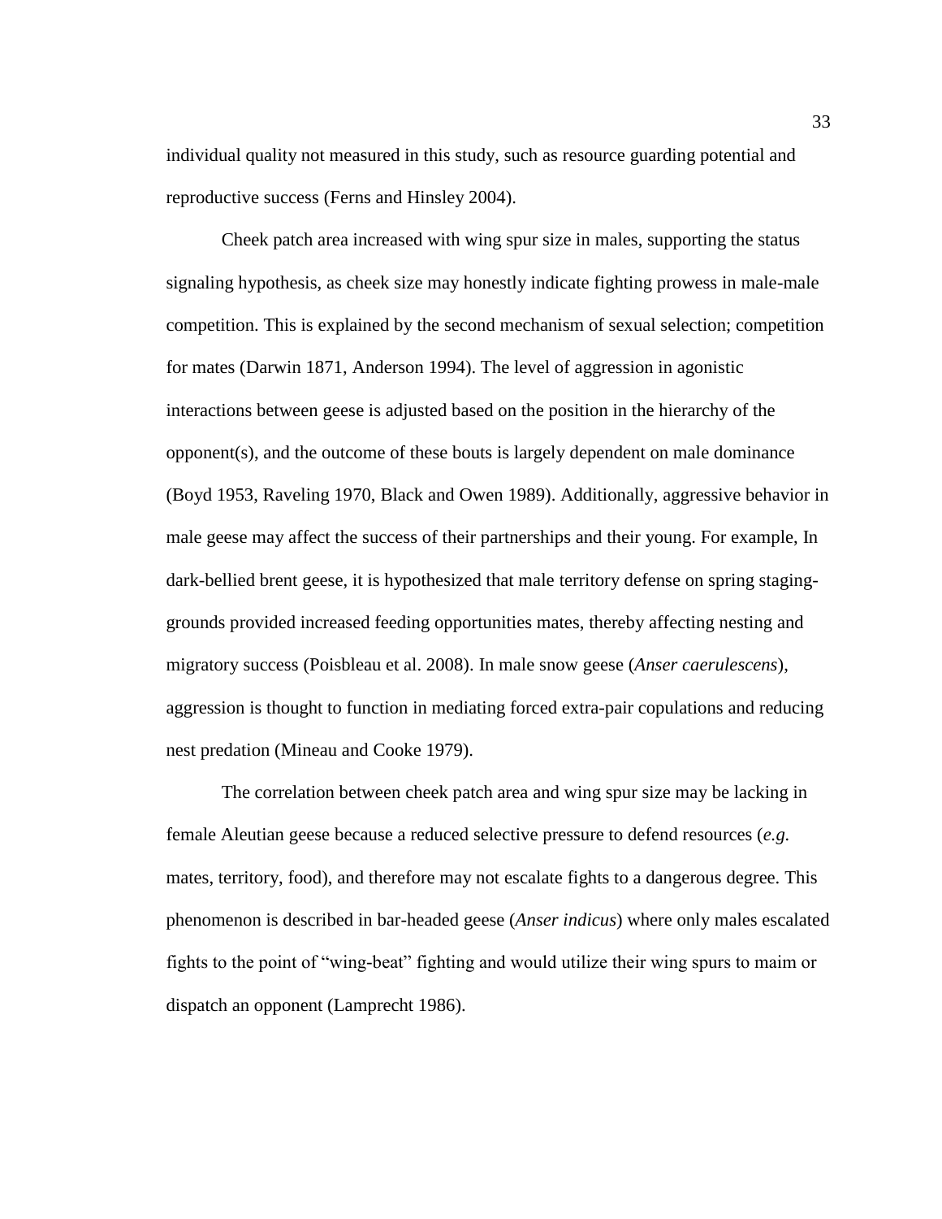individual quality not measured in this study, such as resource guarding potential and reproductive success (Ferns and Hinsley 2004).

Cheek patch area increased with wing spur size in males, supporting the status signaling hypothesis, as cheek size may honestly indicate fighting prowess in male-male competition. This is explained by the second mechanism of sexual selection; competition for mates (Darwin 1871, Anderson 1994). The level of aggression in agonistic interactions between geese is adjusted based on the position in the hierarchy of the opponent(s), and the outcome of these bouts is largely dependent on male dominance (Boyd 1953, Raveling 1970, Black and Owen 1989). Additionally, aggressive behavior in male geese may affect the success of their partnerships and their young. For example, In dark-bellied brent geese, it is hypothesized that male territory defense on spring staging-grounds provided increased feeding opportunities mates, thereby affecting nesting and migratory success (Poisbleau et al. 2008). In male snow geese (*Anser caerulescens*), aggression is thought to function in mediating forced extra-pair copulations and reducing nest predation (Mineau and Cooke 1979).

The correlation between cheek patch area and wing spur size may be lacking in female Aleutian geese because a reduced selective pressure to defend resources (*e.g.* mates, territory, food), and therefore may not escalate fights to a dangerous degree. This phenomenon is described in bar-headed geese (*Anser indicus*) where only males escalated fights to the point of "wing-beat" fighting and would utilize their wing spurs to maim or dispatch an opponent (Lamprecht 1986).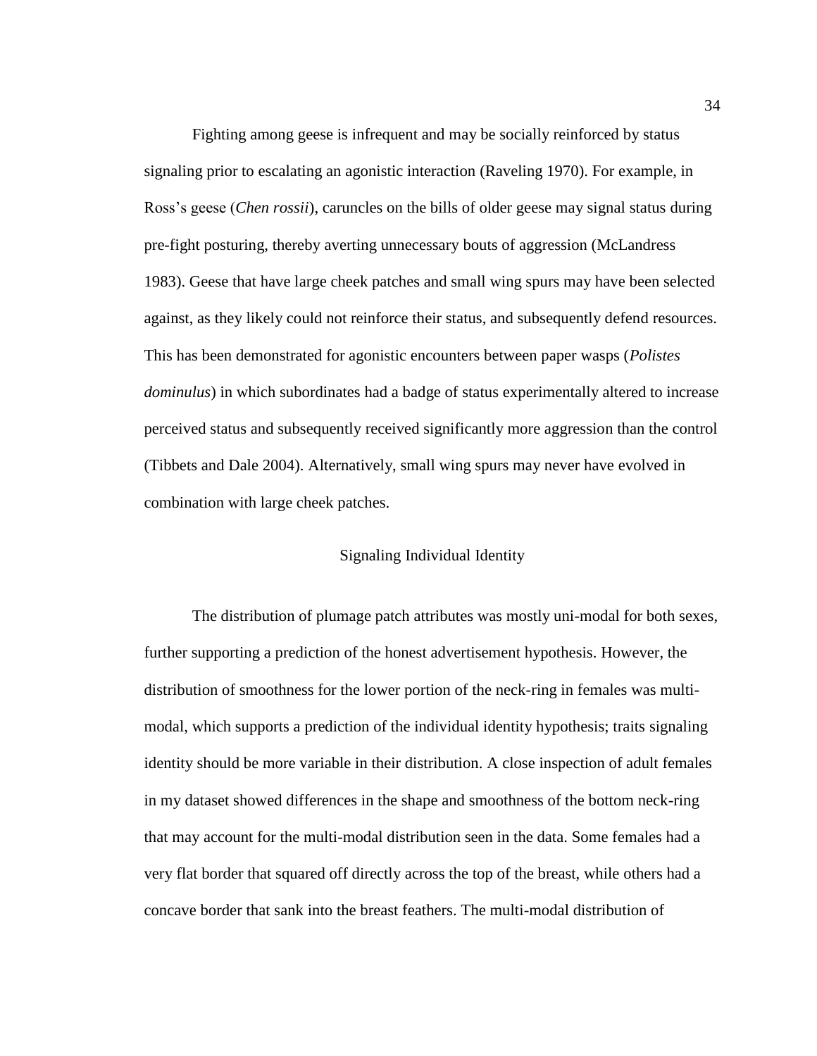Fighting among geese is infrequent and may be socially reinforced by status signaling prior to escalating an agonistic interaction (Raveling 1970). For example, in Ross's geese (*Chen rossii*), caruncles on the bills of older geese may signal status during pre-fight posturing, thereby averting unnecessary bouts of aggression (McLandress 1983). Geese that have large cheek patches and small wing spurs may have been selected against, as they likely could not reinforce their status, and subsequently defend resources. This has been demonstrated for agonistic encounters between paper wasps (*Polistes dominulus*) in which subordinates had a badge of status experimentally altered to increase perceived status and subsequently received significantly more aggression than the control (Tibbets and Dale 2004). Alternatively, small wing spurs may never have evolved in combination with large cheek patches.

## Signaling Individual Identity

The distribution of plumage patch attributes was mostly uni-modal for both sexes, further supporting a prediction of the honest advertisement hypothesis. However, the distribution of smoothness for the lower portion of the neck-ring in females was multi-modal, which supports a prediction of the individual identity hypothesis; traits signaling identity should be more variable in their distribution. A close inspection of adult females in my dataset showed differences in the shape and smoothness of the bottom neck-ring that may account for the multi-modal distribution seen in the data. Some females had a very flat border that squared off directly across the top of the breast, while others had a concave border that sank into the breast feathers. The multi-modal distribution of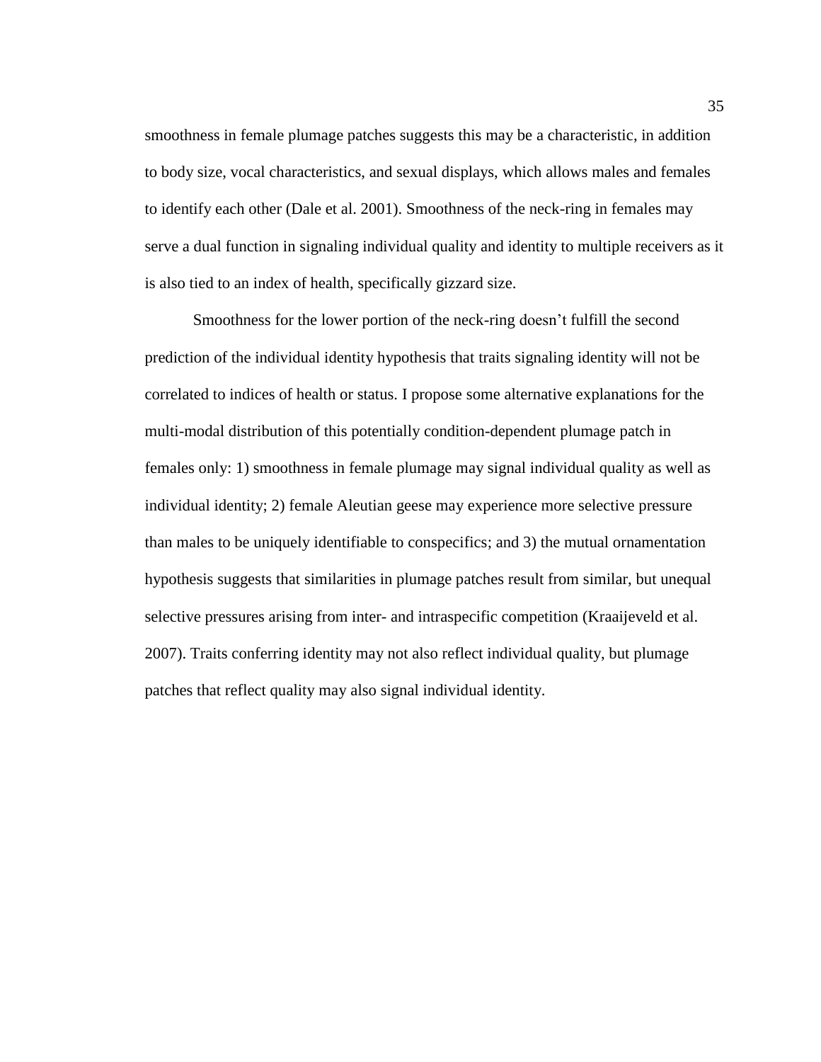smoothness in female plumage patches suggests this may be a characteristic, in addition to body size, vocal characteristics, and sexual displays, which allows males and females to identify each other (Dale et al. 2001). Smoothness of the neck-ring in females may serve a dual function in signaling individual quality and identity to multiple receivers as it is also tied to an index of health, specifically gizzard size.

Smoothness for the lower portion of the neck-ring doesn't fulfill the second prediction of the individual identity hypothesis that traits signaling identity will not be correlated to indices of health or status. I propose some alternative explanations for the multi-modal distribution of this potentially condition-dependent plumage patch in females only: 1) smoothness in female plumage may signal individual quality as well as individual identity; 2) female Aleutian geese may experience more selective pressure than males to be uniquely identifiable to conspecifics; and 3) the mutual ornamentation hypothesis suggests that similarities in plumage patches result from similar, but unequal selective pressures arising from inter- and intraspecific competition (Kraaijeveld et al. 2007). Traits conferring identity may not also reflect individual quality, but plumage patches that reflect quality may also signal individual identity.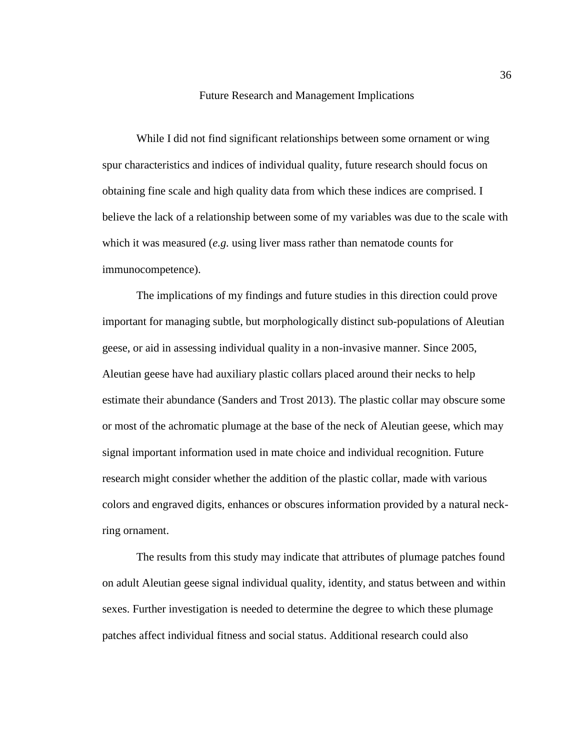## Future Research and Management Implications

While I did not find significant relationships between some ornament or wing spur characteristics and indices of individual quality, future research should focus on obtaining fine scale and high quality data from which these indices are comprised. I believe the lack of a relationship between some of my variables was due to the scale with which it was measured (*e.g.* using liver mass rather than nematode counts for immunocompetence).

The implications of my findings and future studies in this direction could prove important for managing subtle, but morphologically distinct sub-populations of Aleutian geese, or aid in assessing individual quality in a non-invasive manner. Since 2005, Aleutian geese have had auxiliary plastic collars placed around their necks to help estimate their abundance (Sanders and Trost 2013). The plastic collar may obscure some or most of the achromatic plumage at the base of the neck of Aleutian geese, which may signal important information used in mate choice and individual recognition. Future research might consider whether the addition of the plastic collar, made with various colors and engraved digits, enhances or obscures information provided by a natural neck-ring ornament.

The results from this study may indicate that attributes of plumage patches found on adult Aleutian geese signal individual quality, identity, and status between and within sexes. Further investigation is needed to determine the degree to which these plumage patches affect individual fitness and social status. Additional research could also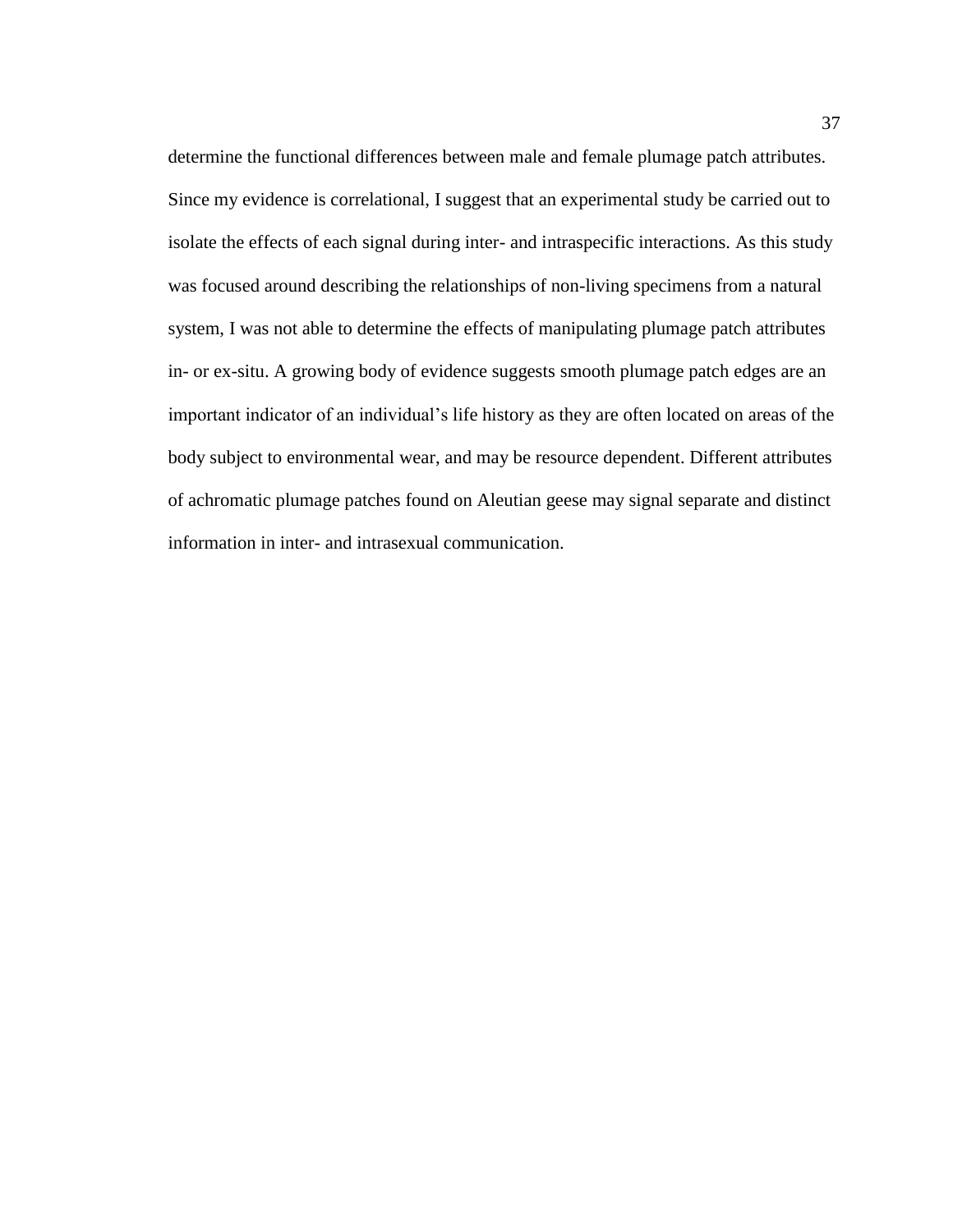determine the functional differences between male and female plumage patch attributes. Since my evidence is correlational, I suggest that an experimental study be carried out to isolate the effects of each signal during inter- and intraspecific interactions. As this study was focused around describing the relationships of non-living specimens from a natural system, I was not able to determine the effects of manipulating plumage patch attributes in- or ex-situ. A growing body of evidence suggests smooth plumage patch edges are an important indicator of an individual's life history as they are often located on areas of the body subject to environmental wear, and may be resource dependent. Different attributes of achromatic plumage patches found on Aleutian geese may signal separate and distinct information in inter- and intrasexual communication.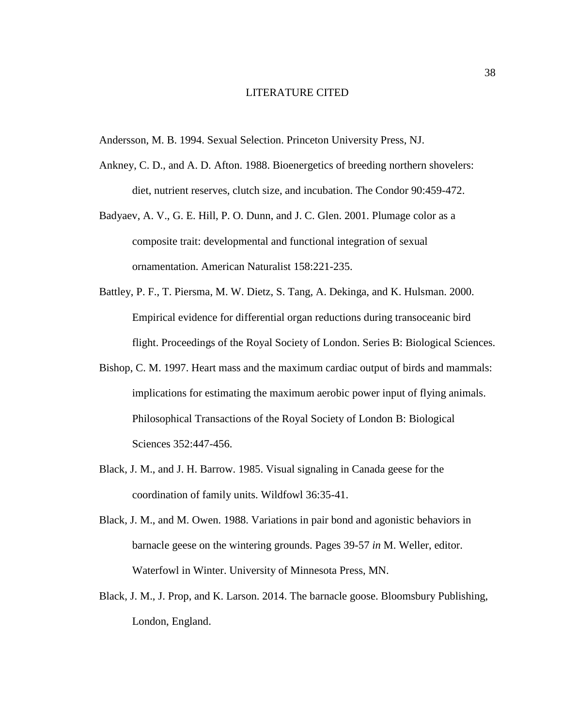# LITERATURE CITED

Andersson, M. B. 1994. Sexual Selection. Princeton University Press, NJ.

Ankney, C. D., and A. D. Afton. 1988. Bioenergetics of breeding northern shovelers: diet, nutrient reserves, clutch size, and incubation. The Condor 90:459-472.

Badyaev, A. V., G. E. Hill, P. O. Dunn, and J. C. Glen. 2001. Plumage color as a composite trait: developmental and functional integration of sexual ornamentation. American Naturalist 158:221-235.

Battley, P. F., T. Piersma, M. W. Dietz, S. Tang, A. Dekinga, and K. Hulsman. 2000. Empirical evidence for differential organ reductions during transoceanic bird flight. Proceedings of the Royal Society of London. Series B: Biological Sciences.

Bishop, C. M. 1997. Heart mass and the maximum cardiac output of birds and mammals: implications for estimating the maximum aerobic power input of flying animals. Philosophical Transactions of the Royal Society of London B: Biological Sciences 352:447-456.

Black, J. M., and J. H. Barrow. 1985. Visual signaling in Canada geese for the coordination of family units. Wildfowl 36:35-41.

Black, J. M., and M. Owen. 1988. Variations in pair bond and agonistic behaviors in barnacle geese on the wintering grounds. Pages 39-57 *in* M. Weller, editor. Waterfowl in Winter. University of Minnesota Press, MN.

Black, J. M., J. Prop, and K. Larson. 2014. The barnacle goose. Bloomsbury Publishing, London, England.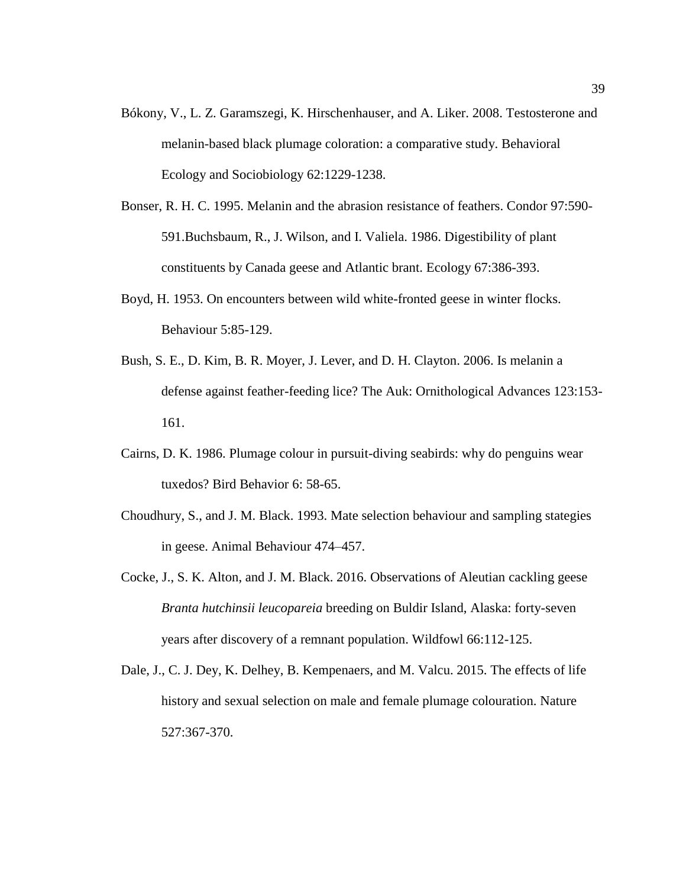Bókony, V., L. Z. Garamszegi, K. Hirschenhauser, and A. Liker. 2008. Testosterone and melanin-based black plumage coloration: a comparative study. Behavioral Ecology and Sociobiology 62:1229-1238.

Bonser, R. H. C. 1995. Melanin and the abrasion resistance of feathers. Condor 97:590-591.Buchsbaum, R., J. Wilson, and I. Valiela. 1986. Digestibility of plant constituents by Canada geese and Atlantic brant. Ecology 67:386-393.

Boyd, H. 1953. On encounters between wild white-fronted geese in winter flocks. Behaviour 5:85-129.

Bush, S. E., D. Kim, B. R. Moyer, J. Lever, and D. H. Clayton. 2006. Is melanin a defense against feather-feeding lice? The Auk: Ornithological Advances 123:153-161.

Cairns, D. K. 1986. Plumage colour in pursuit-diving seabirds: why do penguins wear tuxedos? Bird Behavior 6: 58-65.

Choudhury, S., and J. M. Black. 1993. Mate selection behaviour and sampling stategies in geese. Animal Behaviour 474–457.

Cocke, J., S. K. Alton, and J. M. Black. 2016. Observations of Aleutian cackling geese *Branta hutchinsii leucopareia* breeding on Buldir Island, Alaska: forty-seven years after discovery of a remnant population. Wildfowl 66:112-125.

Dale, J., C. J. Dey, K. Delhey, B. Kempenaers, and M. Valcu. 2015. The effects of life history and sexual selection on male and female plumage colouration. Nature 527:367-370.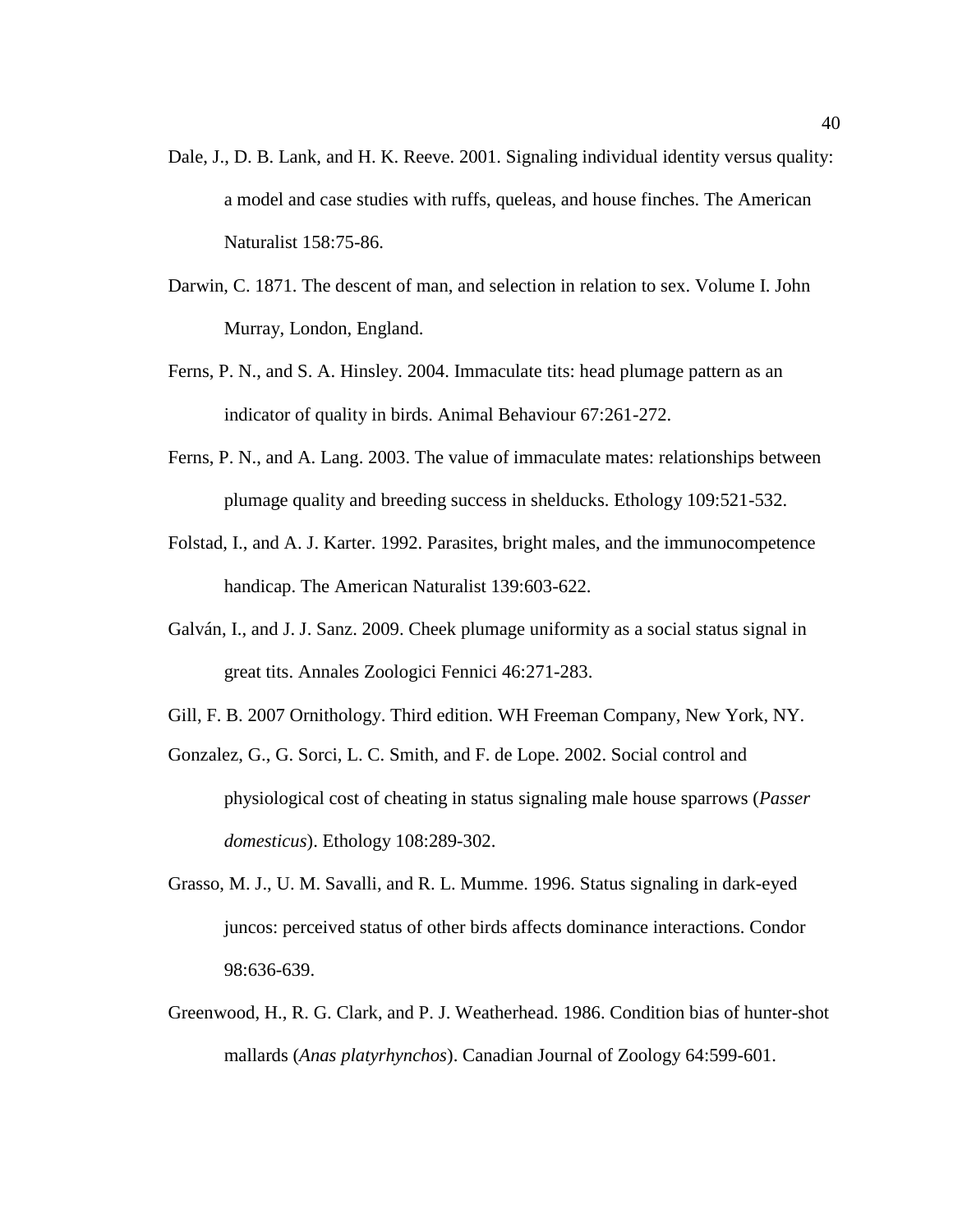Dale, J., D. B. Lank, and H. K. Reeve. 2001. Signaling individual identity versus quality: a model and case studies with ruffs, queleas, and house finches. The American Naturalist 158:75-86.

Darwin, C. 1871. The descent of man, and selection in relation to sex. Volume I. John Murray, London, England.

Ferns, P. N., and S. A. Hinsley. 2004. Immaculate tits: head plumage pattern as an indicator of quality in birds. Animal Behaviour 67:261-272.

Ferns, P. N., and A. Lang. 2003. The value of immaculate mates: relationships between plumage quality and breeding success in shelducks. Ethology 109:521-532.

Folstad, I., and A. J. Karter. 1992. Parasites, bright males, and the immunocompetence handicap. The American Naturalist 139:603-622.

Galván, I., and J. J. Sanz. 2009. Cheek plumage uniformity as a social status signal in great tits. Annales Zoologici Fennici 46:271-283.

Gill, F. B. 2007 Ornithology. Third edition. WH Freeman Company, New York, NY.

Gonzalez, G., G. Sorci, L. C. Smith, and F. de Lope. 2002. Social control and physiological cost of cheating in status signaling male house sparrows (*Passer domesticus*). Ethology 108:289-302.

Grasso, M. J., U. M. Savalli, and R. L. Mumme. 1996. Status signaling in dark-eyed juncos: perceived status of other birds affects dominance interactions. Condor 98:636-639.

Greenwood, H., R. G. Clark, and P. J. Weatherhead. 1986. Condition bias of hunter-shot mallards (*Anas platyrhynchos*). Canadian Journal of Zoology 64:599-601.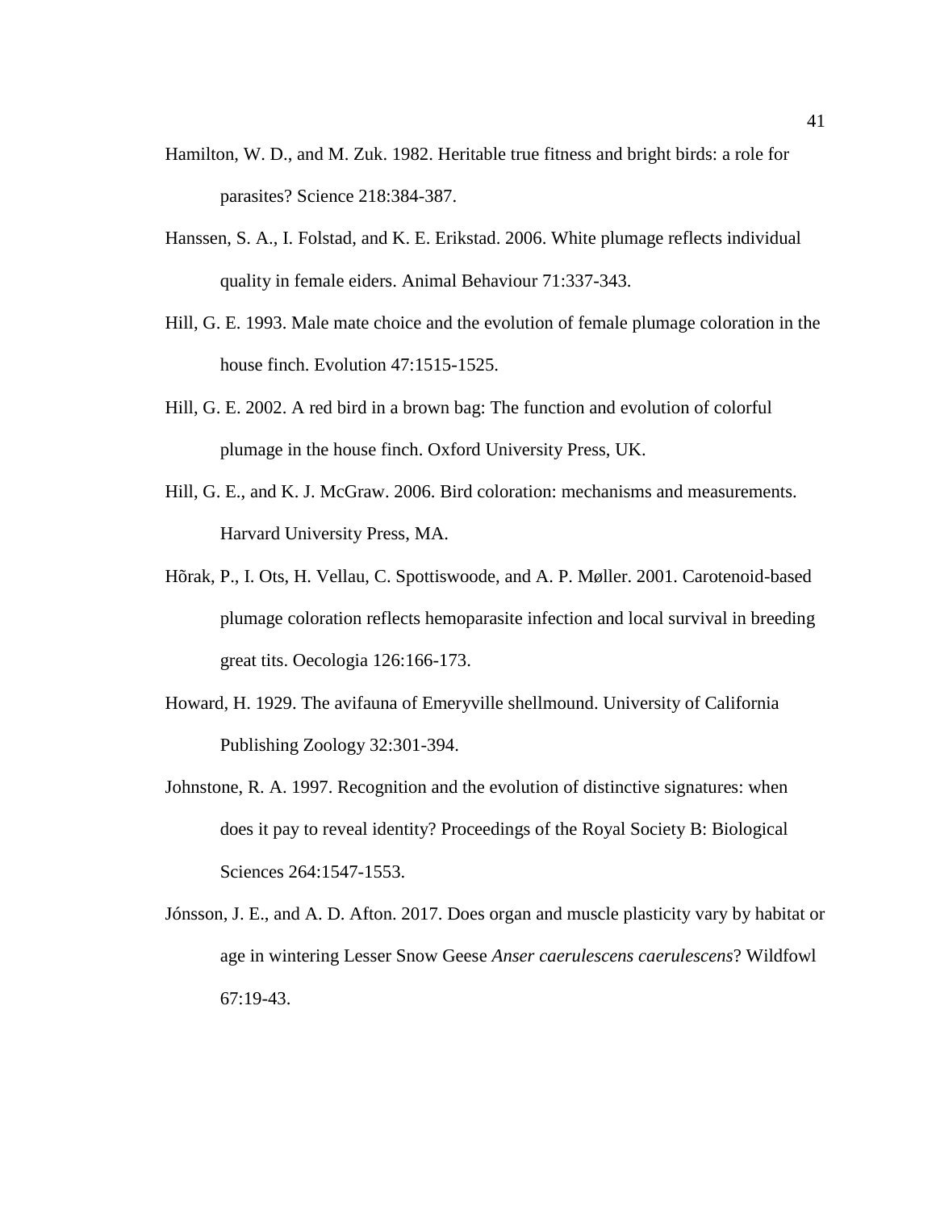Hamilton, W. D., and M. Zuk. 1982. Heritable true fitness and bright birds: a role for parasites? Science 218:384-387.

Hanssen, S. A., I. Folstad, and K. E. Erikstad. 2006. White plumage reflects individual quality in female eiders. Animal Behaviour 71:337-343.

Hill, G. E. 1993. Male mate choice and the evolution of female plumage coloration in the house finch. Evolution 47:1515-1525.

Hill, G. E. 2002. A red bird in a brown bag: The function and evolution of colorful plumage in the house finch. Oxford University Press, UK.

Hill, G. E., and K. J. McGraw. 2006. Bird coloration: mechanisms and measurements. Harvard University Press, MA.

Hõrak, P., I. Ots, H. Vellau, C. Spottiswoode, and A. P. Møller. 2001. Carotenoid-based plumage coloration reflects hemoparasite infection and local survival in breeding great tits. Oecologia 126:166-173.

Howard, H. 1929. The avifauna of Emeryville shellmound. University of California Publishing Zoology 32:301-394.

Johnstone, R. A. 1997. Recognition and the evolution of distinctive signatures: when does it pay to reveal identity? Proceedings of the Royal Society B: Biological Sciences 264:1547-1553.

Jónsson, J. E., and A. D. Afton. 2017. Does organ and muscle plasticity vary by habitat or age in wintering Lesser Snow Geese *Anser caerulescens caerulescens*? Wildfowl 67:19-43.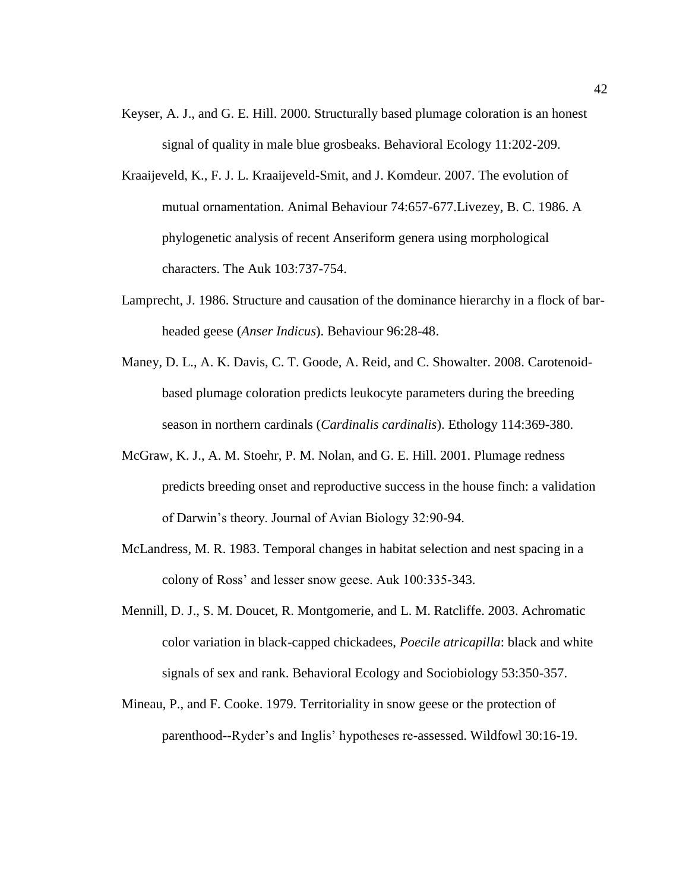Keyser, A. J., and G. E. Hill. 2000. Structurally based plumage coloration is an honest signal of quality in male blue grosbeaks. Behavioral Ecology 11:202-209.

Kraaijeveld, K., F. J. L. Kraaijeveld-Smit, and J. Komdeur. 2007. The evolution of mutual ornamentation. Animal Behaviour 74:657-677.Livezey, B. C. 1986. A phylogenetic analysis of recent Anseriform genera using morphological characters. The Auk 103:737-754.

Lamprecht, J. 1986. Structure and causation of the dominance hierarchy in a flock of bar-headed geese (*Anser Indicus*). Behaviour 96:28-48.

Maney, D. L., A. K. Davis, C. T. Goode, A. Reid, and C. Showalter. 2008. Carotenoid-based plumage coloration predicts leukocyte parameters during the breeding season in northern cardinals (*Cardinalis cardinalis*). Ethology 114:369-380.

McGraw, K. J., A. M. Stoehr, P. M. Nolan, and G. E. Hill. 2001. Plumage redness predicts breeding onset and reproductive success in the house finch: a validation of Darwin's theory. Journal of Avian Biology 32:90-94.

McLandress, M. R. 1983. Temporal changes in habitat selection and nest spacing in a colony of Ross' and lesser snow geese. Auk 100:335-343.

Mennill, D. J., S. M. Doucet, R. Montgomerie, and L. M. Ratcliffe. 2003. Achromatic color variation in black-capped chickadees, *Poecile atricapilla*: black and white signals of sex and rank. Behavioral Ecology and Sociobiology 53:350-357.

Mineau, P., and F. Cooke. 1979. Territoriality in snow geese or the protection of parenthood--Ryder's and Inglis' hypotheses re-assessed. Wildfowl 30:16-19.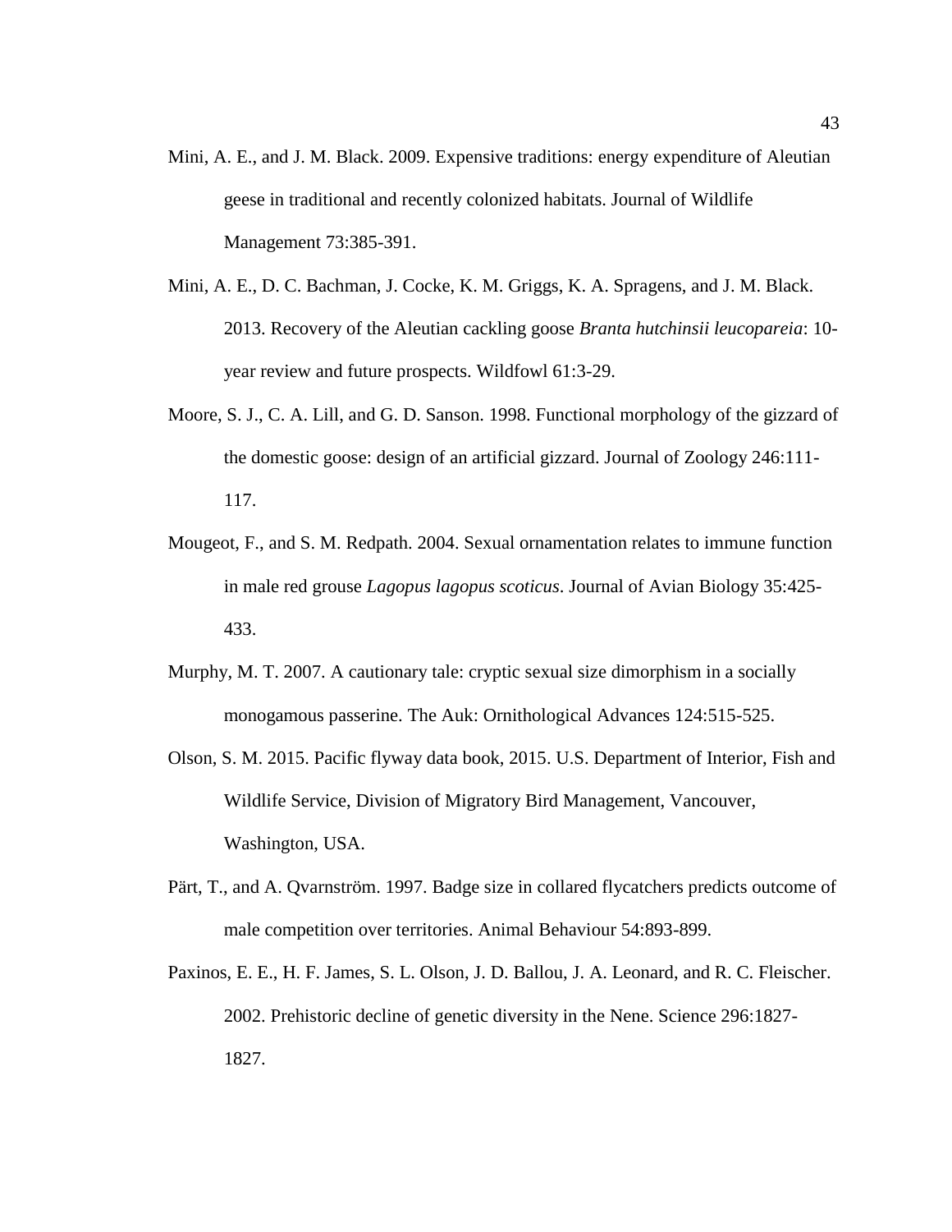Mini, A. E., and J. M. Black. 2009. Expensive traditions: energy expenditure of Aleutian geese in traditional and recently colonized habitats. Journal of Wildlife Management 73:385-391.

Mini, A. E., D. C. Bachman, J. Cocke, K. M. Griggs, K. A. Spragens, and J. M. Black. 2013. Recovery of the Aleutian cackling goose *Branta hutchinsii leucopareia*: 10-year review and future prospects. Wildfowl 61:3-29.

Moore, S. J., C. A. Lill, and G. D. Sanson. 1998. Functional morphology of the gizzard of the domestic goose: design of an artificial gizzard. Journal of Zoology 246:111-117.

Mougeot, F., and S. M. Redpath. 2004. Sexual ornamentation relates to immune function in male red grouse *Lagopus lagopus scoticus*. Journal of Avian Biology 35:425-433.

Murphy, M. T. 2007. A cautionary tale: cryptic sexual size dimorphism in a socially monogamous passerine. The Auk: Ornithological Advances 124:515-525.

Olson, S. M. 2015. Pacific flyway data book, 2015. U.S. Department of Interior, Fish and Wildlife Service, Division of Migratory Bird Management, Vancouver, Washington, USA.

Pärt, T., and A. Qvarnström. 1997. Badge size in collared flycatchers predicts outcome of male competition over territories. Animal Behaviour 54:893-899.

Paxinos, E. E., H. F. James, S. L. Olson, J. D. Ballou, J. A. Leonard, and R. C. Fleischer. 2002. Prehistoric decline of genetic diversity in the Nene. Science 296:1827-1827.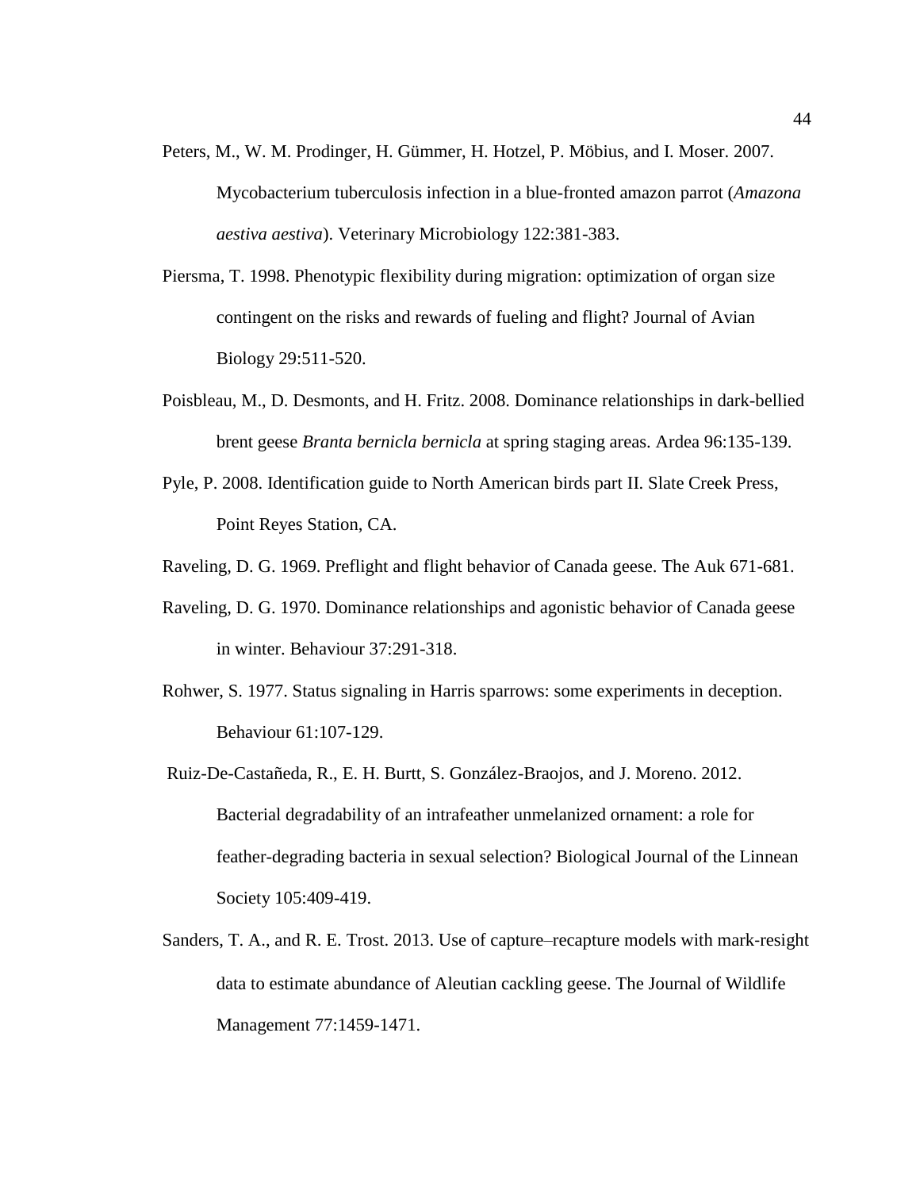Peters, M., W. M. Prodinger, H. Gümmer, H. Hotzel, P. Möbius, and I. Moser. 2007. Mycobacterium tuberculosis infection in a blue-fronted amazon parrot (*Amazona aestiva aestiva*). Veterinary Microbiology 122:381-383.

Piersma, T. 1998. Phenotypic flexibility during migration: optimization of organ size contingent on the risks and rewards of fueling and flight? Journal of Avian Biology 29:511-520.

Poisbleau, M., D. Desmonts, and H. Fritz. 2008. Dominance relationships in dark-bellied brent geese *Branta bernicla bernicla* at spring staging areas. Ardea 96:135-139.

Pyle, P. 2008. Identification guide to North American birds part II. Slate Creek Press, Point Reyes Station, CA.

Raveling, D. G. 1969. Preflight and flight behavior of Canada geese. The Auk 671-681.

Raveling, D. G. 1970. Dominance relationships and agonistic behavior of Canada geese in winter. Behaviour 37:291-318.

Rohwer, S. 1977. Status signaling in Harris sparrows: some experiments in deception. Behaviour 61:107-129.

Ruiz-De-Castañeda, R., E. H. Burtt, S. González-Braojos, and J. Moreno. 2012. Bacterial degradability of an intrafeather unmelanized ornament: a role for feather-degrading bacteria in sexual selection? Biological Journal of the Linnean Society 105:409-419.

Sanders, T. A., and R. E. Trost. 2013. Use of capture–recapture models with mark-resight data to estimate abundance of Aleutian cackling geese. The Journal of Wildlife Management 77:1459-1471.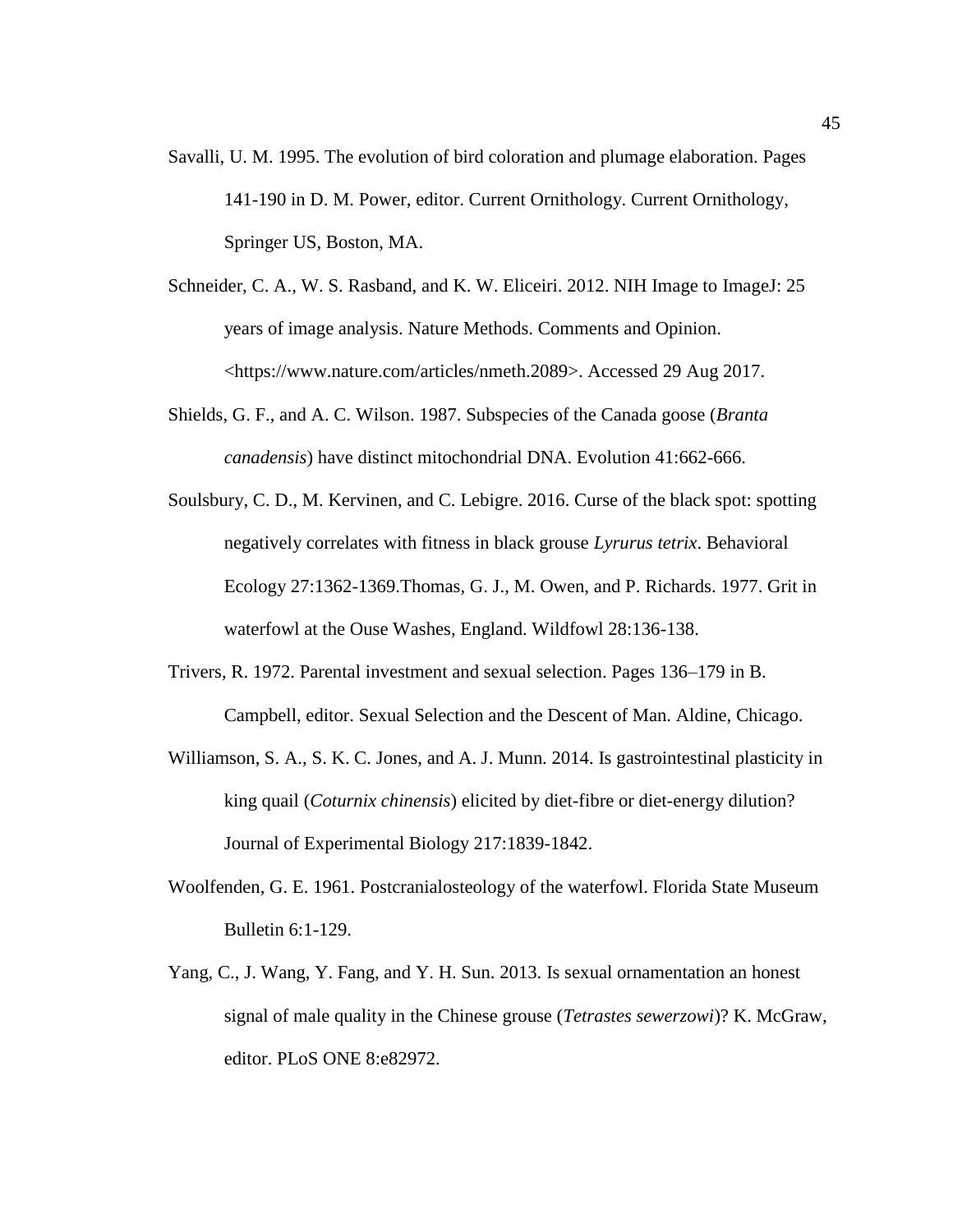Savalli, U. M. 1995. The evolution of bird coloration and plumage elaboration. Pages 141-190 in D. M. Power, editor. Current Ornithology. Current Ornithology, Springer US, Boston, MA.

Schneider, C. A., W. S. Rasband, and K. W. Eliceiri. 2012. NIH Image to ImageJ: 25 years of image analysis. Nature Methods. Comments and Opinion. <https://www.nature.com/articles/nmeth.2089>. Accessed 29 Aug 2017.

Shields, G. F., and A. C. Wilson. 1987. Subspecies of the Canada goose (*Branta canadensis*) have distinct mitochondrial DNA. Evolution 41:662-666.

Soulsbury, C. D., M. Kervinen, and C. Lebigre. 2016. Curse of the black spot: spotting negatively correlates with fitness in black grouse *Lyrurus tetrix*. Behavioral Ecology 27:1362-1369.Thomas, G. J., M. Owen, and P. Richards. 1977. Grit in waterfowl at the Ouse Washes, England. Wildfowl 28:136-138.

Trivers, R. 1972. Parental investment and sexual selection. Pages 136–179 in B. Campbell, editor. Sexual Selection and the Descent of Man. Aldine, Chicago.

Williamson, S. A., S. K. C. Jones, and A. J. Munn. 2014. Is gastrointestinal plasticity in king quail (*Coturnix chinensis*) elicited by diet-fibre or diet-energy dilution? Journal of Experimental Biology 217:1839-1842.

Woolfenden, G. E. 1961. Postcranialosteology of the waterfowl. Florida State Museum Bulletin 6:1-129.

Yang, C., J. Wang, Y. Fang, and Y. H. Sun. 2013. Is sexual ornamentation an honest signal of male quality in the Chinese grouse (*Tetrastes sewerzowi*)? K. McGraw, editor. PLoS ONE 8:e82972.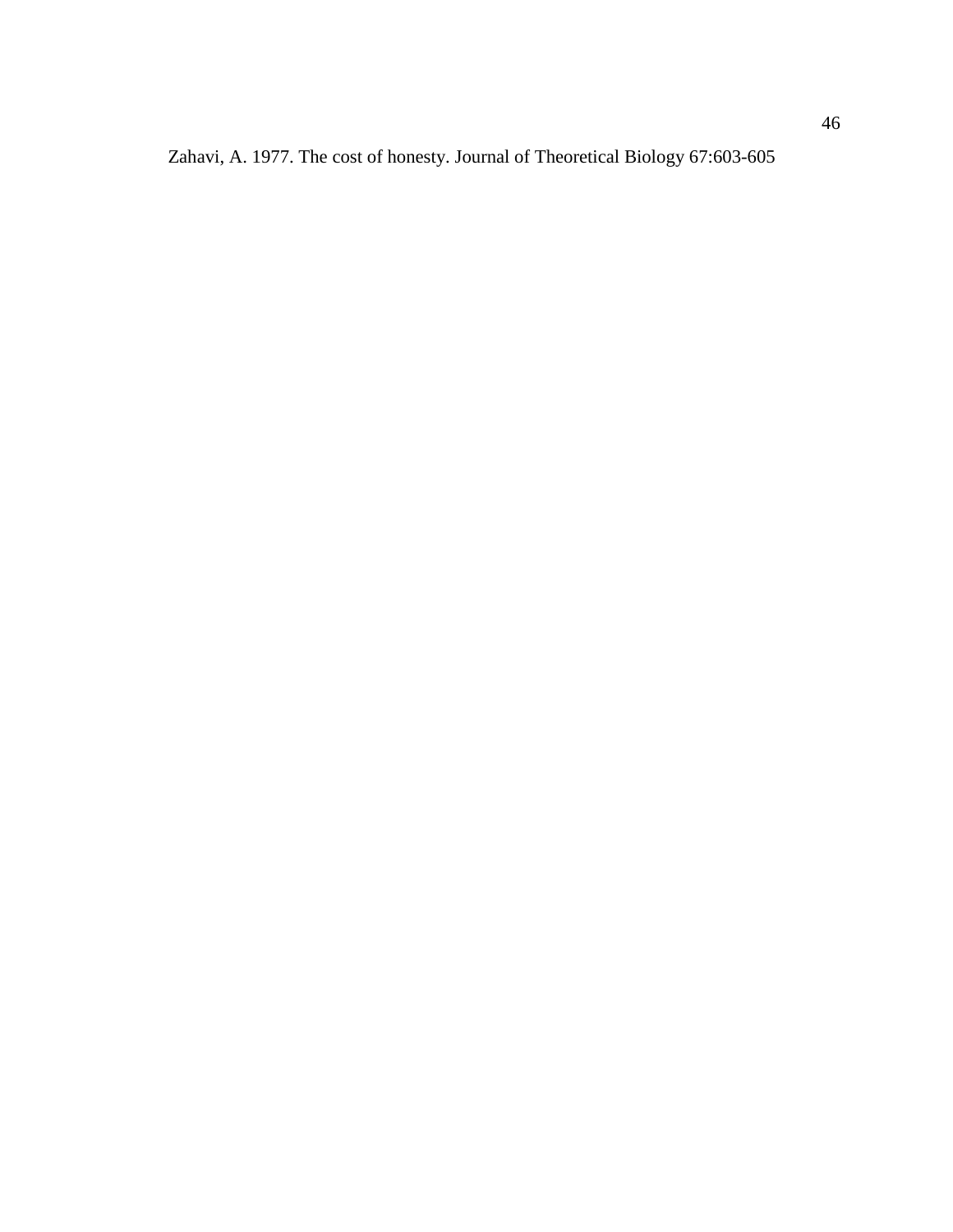Zahavi, A. 1977. The cost of honesty. Journal of Theoretical Biology 67:603-605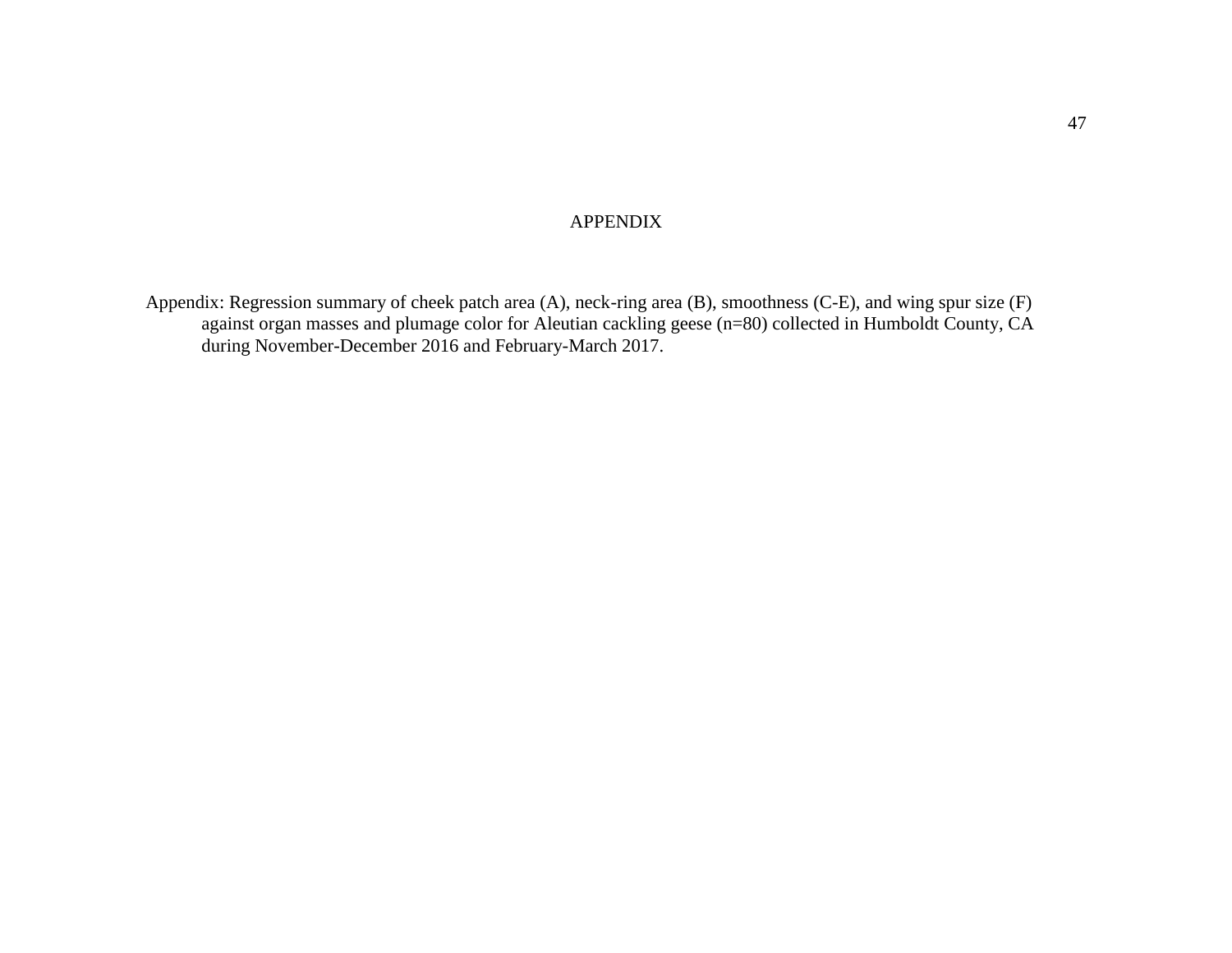# APPENDIX

Appendix: Regression summary of cheek patch area (A), neck-ring area (B), smoothness (C-E), and wing spur size (F) against organ masses and plumage color for Aleutian cackling geese (n=80) collected in Humboldt County, CA during November-December 2016 and February-March 2017.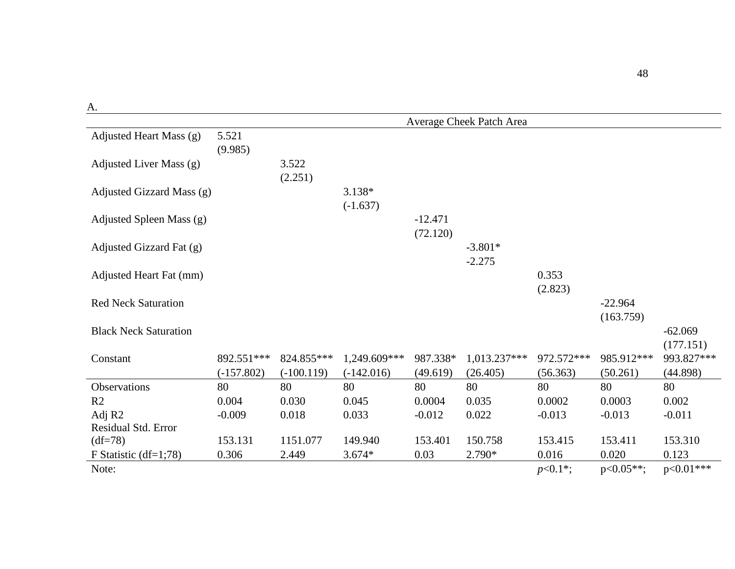A.

| | Average Cheek Patch Area | | | | | | | |
|---|---|---|---|---|---|---|---|---|
| Adjusted Heart Mass (g) | 5.521<br>(9.985) | | | | | | | |
| Adjusted Liver Mass (g) | | 3.522<br>(2.251) | | | | | | |
| Adjusted Gizzard Mass (g) | | | 3.138*<br>(-1.637) | | | | | |
| Adjusted Spleen Mass (g) | | | | -12.471<br>(72.120) | | | | |
| Adjusted Gizzard Fat (g) | | | | | -3.801*<br>-2.275 | | | |
| Adjusted Heart Fat (mm) | | | | | | 0.353<br>(2.823) | | |
| Red Neck Saturation | | | | | | | -22.964<br>(163.759) | |
| Black Neck Saturation | | | | | | | | -62.069<br>(177.151) |
| Constant | 892.551***<br>(-157.802) | 824.855***<br>(-100.119) | 1,249.609***<br>(-142.016) | 987.338*<br>(49.619) | 1,013.237***<br>(26.405) | 972.572***<br>(56.363) | 985.912***<br>(50.261) | 993.827***<br>(44.898) |
| Observations | 80 | 80 | 80 | 80 | 80 | 80 | 80 | 80 |
| R2 | 0.004 | 0.030 | 0.045 | 0.0004 | 0.035 | 0.0002 | 0.0003 | 0.002 |
| Adj R2 | -0.009 | 0.018 | 0.033 | -0.012 | 0.022 | -0.013 | -0.013 | -0.011 |
| Residual Std. Error (df=78) | 153.131 | 1151.077 | 149.940 | 153.401 | 150.758 | 153.415 | 153.411 | 153.310 |
| F Statistic (df=1;78) | 0.306 | 2.449 | 3.674* | 0.03 | 2.790* | 0.016 | 0.020 | 0.123 |
| Note: | | | | | | *p*<0.1*; | p<0.05**; | p<0.01*** |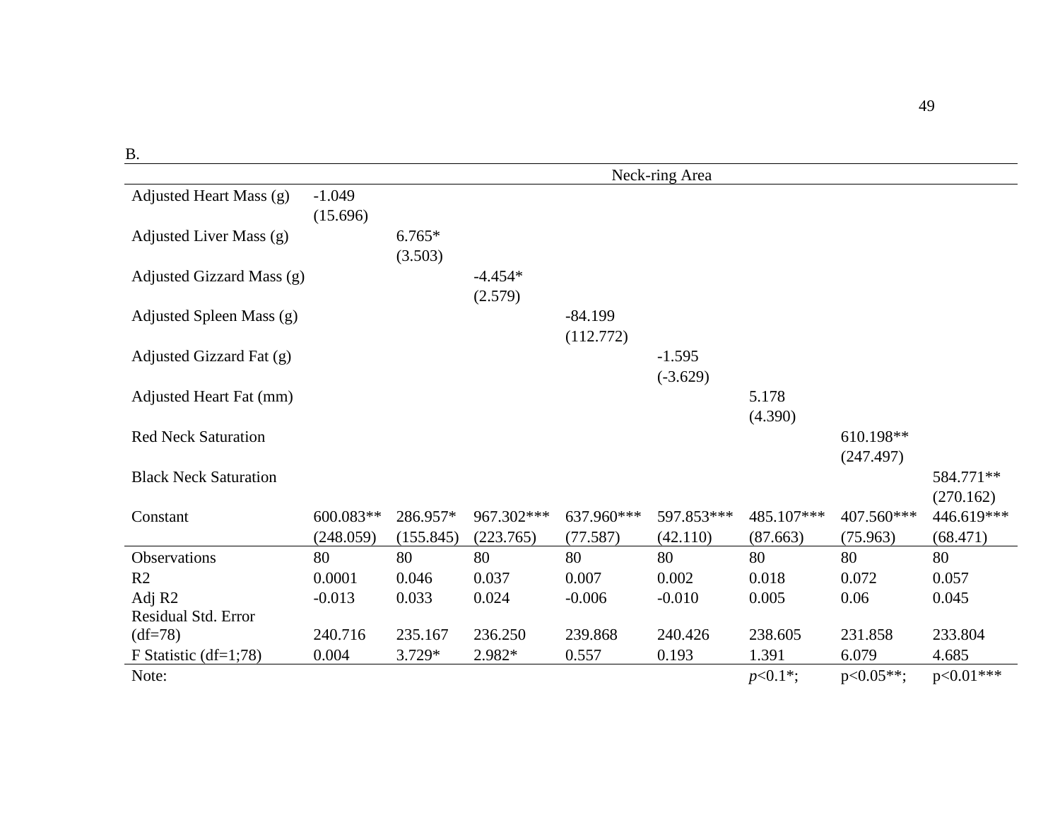B.

| | Neck-ring Area | | | | | | | |
|---|---|---|---|---|---|---|---|---|
| Adjusted Heart Mass (g) | -1.049<br>(15.696) | | | | | | | |
| Adjusted Liver Mass (g) | | 6.765*<br>(3.503) | | | | | | |
| Adjusted Gizzard Mass (g) | | | -4.454*<br>(2.579) | | | | | |
| Adjusted Spleen Mass (g) | | | | -84.199<br>(112.772) | | | | |
| Adjusted Gizzard Fat (g) | | | | | -1.595<br>(-3.629) | | | |
| Adjusted Heart Fat (mm) | | | | | | 5.178<br>(4.390) | | |
| Red Neck Saturation | | | | | | | 610.198**<br>(247.497) | |
| Black Neck Saturation | | | | | | | | 584.771**<br>(270.162) |
| Constant | 600.083**<br>(248.059) | 286.957*<br>(155.845) | 967.302***<br>(223.765) | 637.960***<br>(77.587) | 597.853***<br>(42.110) | 485.107***<br>(87.663) | 407.560***<br>(75.963) | 446.619***<br>(68.471) |
| Observations | 80 | 80 | 80 | 80 | 80 | 80 | 80 | 80 |
| R2 | 0.0001 | 0.046 | 0.037 | 0.007 | 0.002 | 0.018 | 0.072 | 0.057 |
| Adj R2 | -0.013 | 0.033 | 0.024 | -0.006 | -0.010 | 0.005 | 0.06 | 0.045 |
| Residual Std. Error (df=78) | 240.716 | 235.167 | 236.250 | 239.868 | 240.426 | 238.605 | 231.858 | 233.804 |
| F Statistic (df=1;78) | 0.004 | 3.729* | 2.982* | 0.557 | 0.193 | 1.391 | 6.079 | 4.685 |
| Note: | | | | | | *p*<0.1*; | p<0.05**; | p<0.01*** |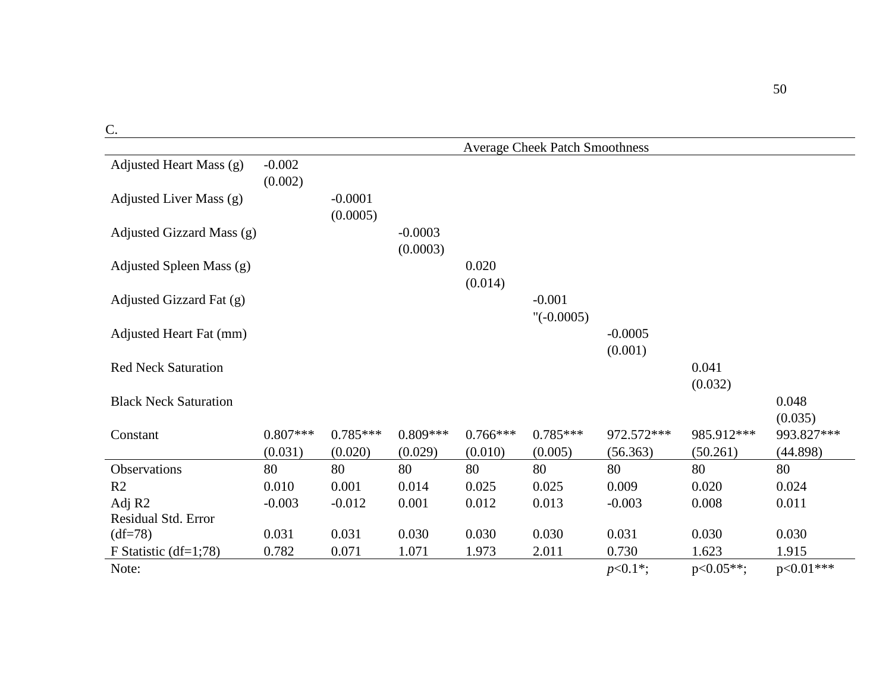C.

| | Average Cheek Patch Smoothness | | | | | | | |
|---|---|---|---|---|---|---|---|---|
| Adjusted Heart Mass (g) | -0.002<br>(0.002) | | | | | | | |
| Adjusted Liver Mass (g) | | -0.0001<br>(0.0005) | | | | | | |
| Adjusted Gizzard Mass (g) | | | -0.0003<br>(0.0003) | | | | | |
| Adjusted Spleen Mass (g) | | | | 0.020<br>(0.014) | | | | |
| Adjusted Gizzard Fat (g) | | | | | -0.001<br>"(-0.0005) | | | |
| Adjusted Heart Fat (mm) | | | | | | -0.0005<br>(0.001) | | |
| Red Neck Saturation | | | | | | | 0.041<br>(0.032) | |
| Black Neck Saturation | | | | | | | | 0.048<br>(0.035) |
| Constant | 0.807***<br>(0.031) | 0.785***<br>(0.020) | 0.809***<br>(0.029) | 0.766***<br>(0.010) | 0.785***<br>(0.005) | 972.572***<br>(56.363) | 985.912***<br>(50.261) | 993.827***<br>(44.898) |
| Observations | 80 | 80 | 80 | 80 | 80 | 80 | 80 | 80 |
| R2 | 0.010 | 0.001 | 0.014 | 0.025 | 0.025 | 0.009 | 0.020 | 0.024 |
| Adj R2 | -0.003 | -0.012 | 0.001 | 0.012 | 0.013 | -0.003 | 0.008 | 0.011 |
| Residual Std. Error (df=78) | 0.031 | 0.031 | 0.030 | 0.030 | 0.030 | 0.031 | 0.030 | 0.030 |
| F Statistic (df=1;78) | 0.782 | 0.071 | 1.071 | 1.973 | 2.011 | 0.730 | 1.623 | 1.915 |
| Note: | | | | | | *p*<0.1*; | p<0.05**; | p<0.01*** |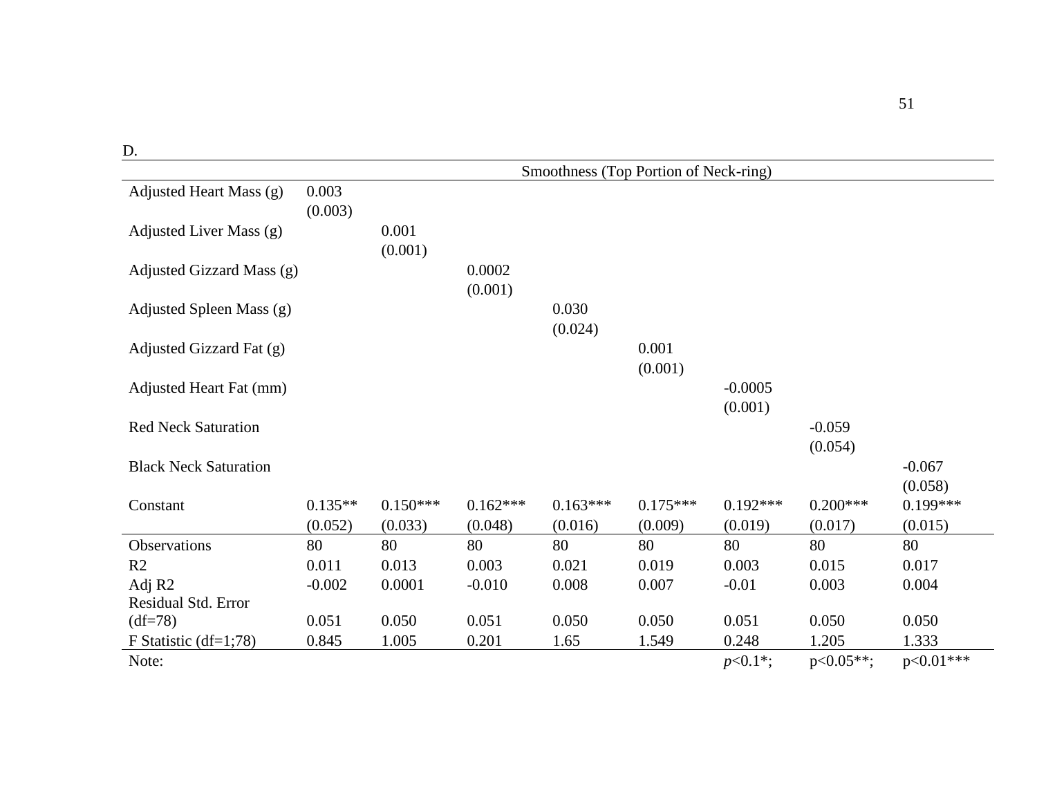D.

| | Smoothness (Top Portion of Neck-ring) | | | | | | | |
|---|---|---|---|---|---|---|---|---|
| Adjusted Heart Mass (g) | 0.003<br>(0.003) | | | | | | | |
| Adjusted Liver Mass (g) | | 0.001<br>(0.001) | | | | | | |
| Adjusted Gizzard Mass (g) | | | 0.0002<br>(0.001) | | | | | |
| Adjusted Spleen Mass (g) | | | | 0.030<br>(0.024) | | | | |
| Adjusted Gizzard Fat (g) | | | | | 0.001<br>(0.001) | | | |
| Adjusted Heart Fat (mm) | | | | | | -0.0005<br>(0.001) | | |
| Red Neck Saturation | | | | | | | -0.059<br>(0.054) | |
| Black Neck Saturation | | | | | | | | -0.067<br>(0.058) |
| Constant | 0.135**<br>(0.052) | 0.150***<br>(0.033) | 0.162***<br>(0.048) | 0.163***<br>(0.016) | 0.175***<br>(0.009) | 0.192***<br>(0.019) | 0.200***<br>(0.017) | 0.199***<br>(0.015) |
| Observations | 80 | 80 | 80 | 80 | 80 | 80 | 80 | 80 |
| R2 | 0.011 | 0.013 | 0.003 | 0.021 | 0.019 | 0.003 | 0.015 | 0.017 |
| Adj R2 | -0.002 | 0.0001 | -0.010 | 0.008 | 0.007 | -0.01 | 0.003 | 0.004 |
| Residual Std. Error (df=78) | 0.051 | 0.050 | 0.051 | 0.050 | 0.050 | 0.051 | 0.050 | 0.050 |
| F Statistic (df=1;78) | 0.845 | 1.005 | 0.201 | 1.65 | 1.549 | 0.248 | 1.205 | 1.333 |
| Note: | | | | | | *p*<0.1*; | p<0.05**; | p<0.01*** |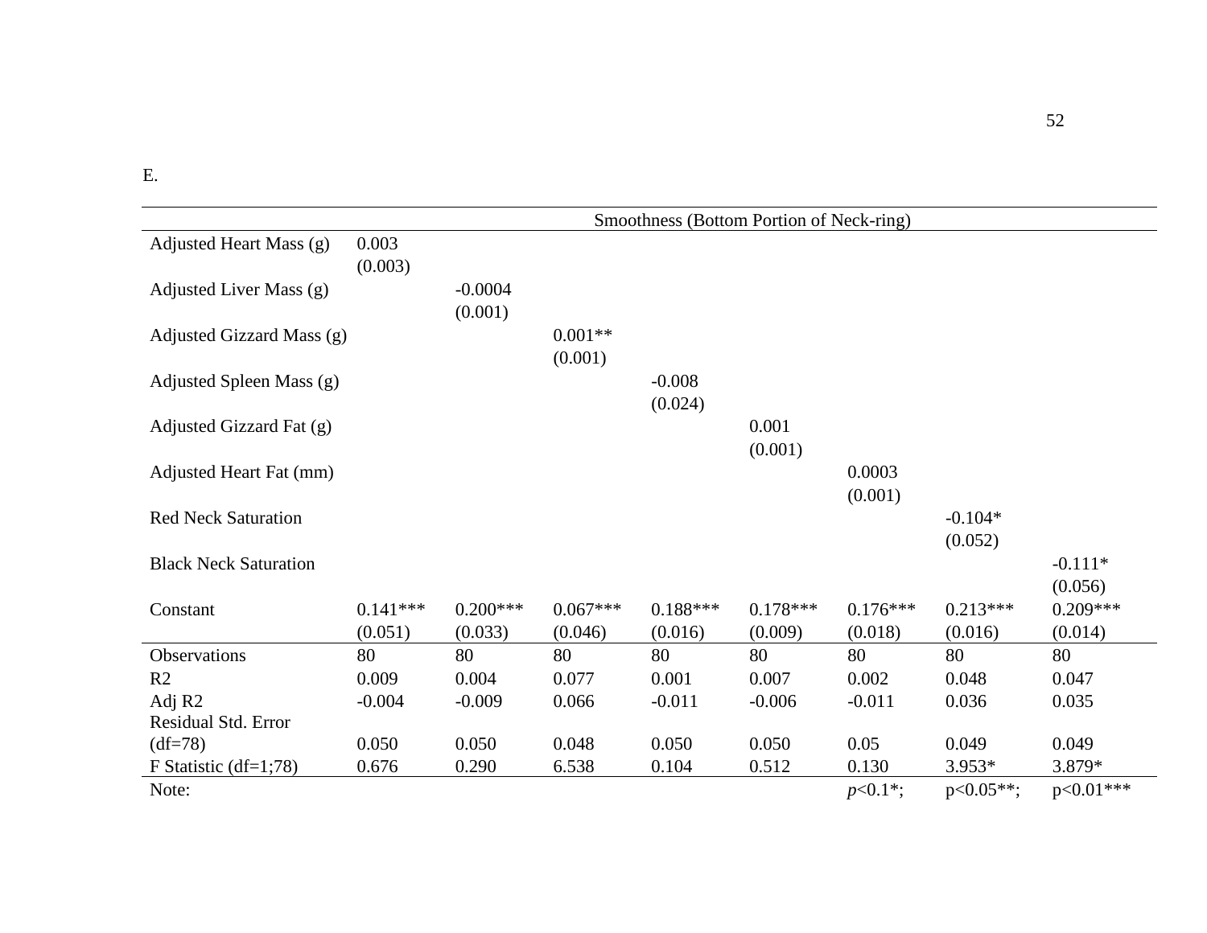E.

| | Smoothness (Bottom Portion of Neck-ring) | | | | | | | |
|---|---|---|---|---|---|---|---|---|
| Adjusted Heart Mass (g) | 0.003<br>(0.003) | | | | | | | |
| Adjusted Liver Mass (g) | | -0.0004<br>(0.001) | | | | | | |
| Adjusted Gizzard Mass (g) | | | 0.001**<br>(0.001) | | | | | |
| Adjusted Spleen Mass (g) | | | | -0.008<br>(0.024) | | | | |
| Adjusted Gizzard Fat (g) | | | | | 0.001<br>(0.001) | | | |
| Adjusted Heart Fat (mm) | | | | | | 0.0003<br>(0.001) | | |
| Red Neck Saturation | | | | | | | -0.104*<br>(0.052) | |
| Black Neck Saturation | | | | | | | | -0.111*<br>(0.056) |
| Constant | 0.141***<br>(0.051) | 0.200***<br>(0.033) | 0.067***<br>(0.046) | 0.188***<br>(0.016) | 0.178***<br>(0.009) | 0.176***<br>(0.018) | 0.213***<br>(0.016) | 0.209***<br>(0.014) |
| Observations | 80 | 80 | 80 | 80 | 80 | 80 | 80 | 80 |
| R2 | 0.009 | 0.004 | 0.077 | 0.001 | 0.007 | 0.002 | 0.048 | 0.047 |
| Adj R2 | -0.004 | -0.009 | 0.066 | -0.011 | -0.006 | -0.011 | 0.036 | 0.035 |
| Residual Std. Error (df=78) | 0.050 | 0.050 | 0.048 | 0.050 | 0.050 | 0.05 | 0.049 | 0.049 |
| F Statistic (df=1;78) | 0.676 | 0.290 | 6.538 | 0.104 | 0.512 | 0.130 | 3.953* | 3.879* |
| Note: | | | | | | *p*<0.1*; | p<0.05**; | p<0.01*** |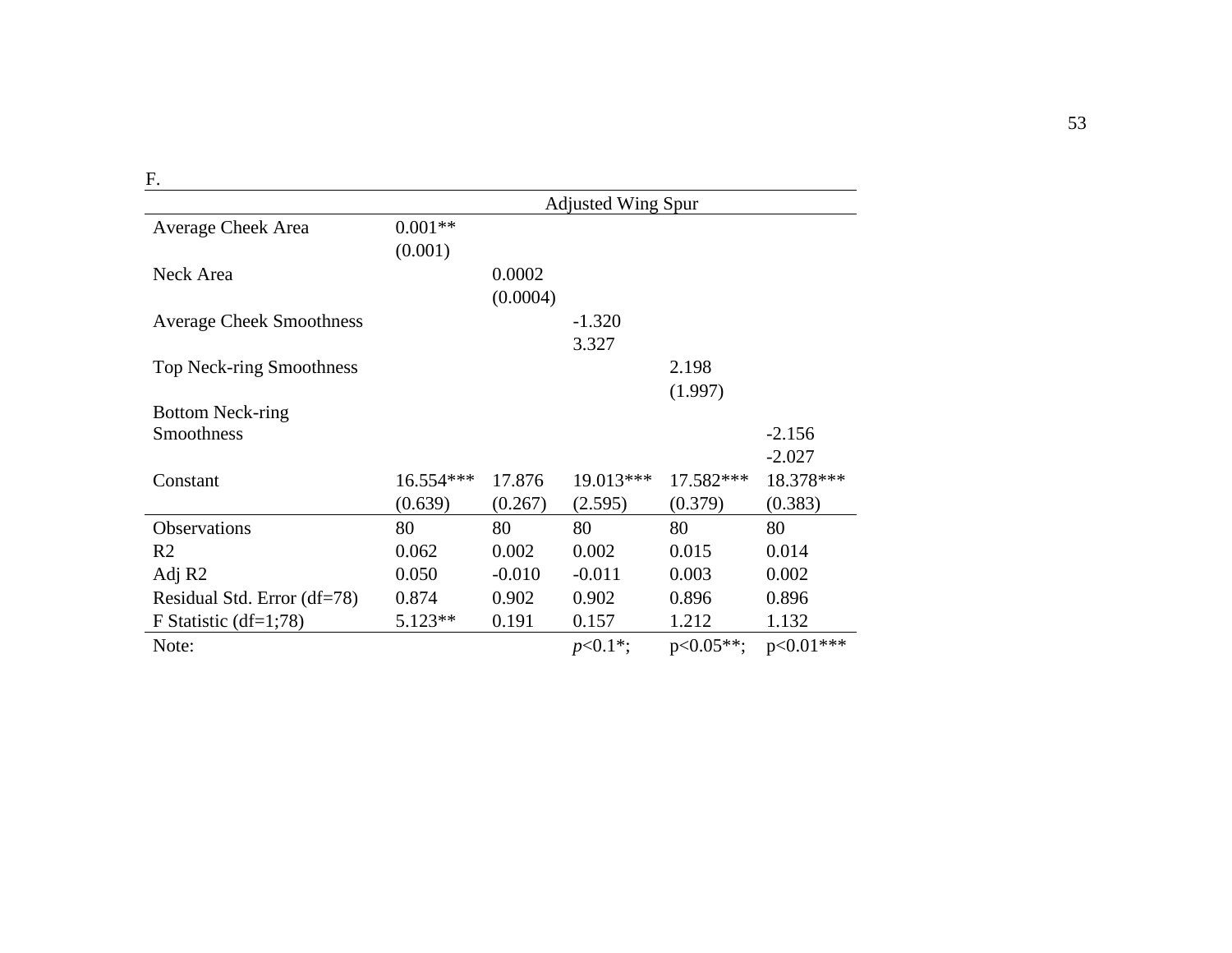F.

| | Adjusted Wing Spur | | | | |
|---|---|---|---|---|---|
| Average Cheek Area | 0.001** | | | | |
| | (0.001) | | | | |
| Neck Area | | 0.0002 | | | |
| | | (0.0004) | | | |
| Average Cheek Smoothness | | | -1.320 | | |
| | | | 3.327 | | |
| Top Neck-ring Smoothness | | | | 2.198 | |
| | | | | (1.997) | |
| Bottom Neck-ring Smoothness | | | | | -2.156 |
| | | | | | -2.027 |
| Constant | 16.554*** | 17.876 | 19.013*** | 17.582*** | 18.378*** |
| | (0.639) | (0.267) | (2.595) | (0.379) | (0.383) |
| Observations | 80 | 80 | 80 | 80 | 80 |
| R2 | 0.062 | 0.002 | 0.002 | 0.015 | 0.014 |
| Adj R2 | 0.050 | -0.010 | -0.011 | 0.003 | 0.002 |
| Residual Std. Error (df=78) | 0.874 | 0.902 | 0.902 | 0.896 | 0.896 |
| F Statistic (df=1;78) | 5.123** | 0.191 | 0.157 | 1.212 | 1.132 |
| Note: | | | *p*<0.1*; | p<0.05**; | p<0.01*** |